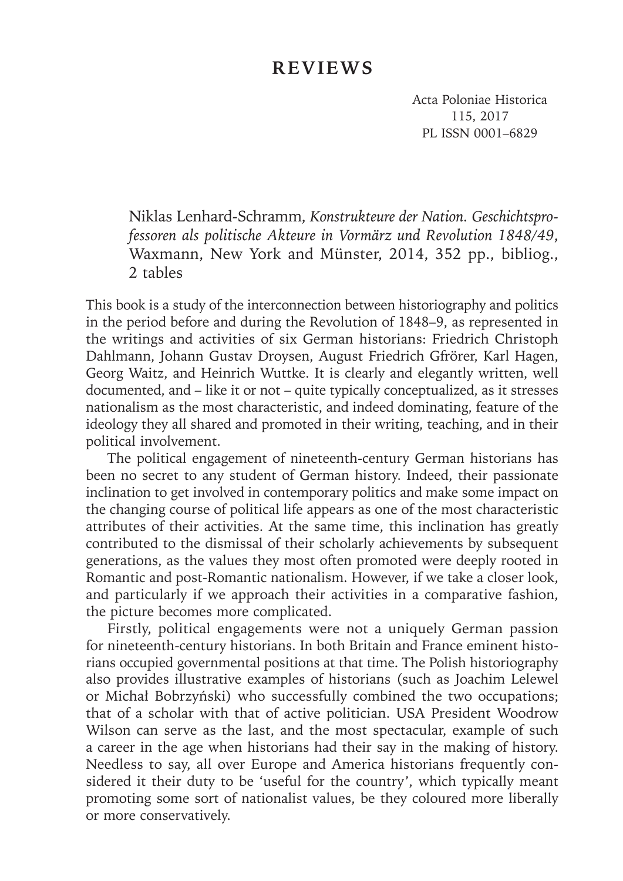# REVIEWS

Niklas Lenhard-Schramm, *Konstrukteure der Nation. Geschichtsprofessoren als politische Akteure in Vormärz und Revolution 1848/49*, Waxmann, New York and Münster, 2014, 352 pp., bibliog., 2 tables

This book is a study of the interconnection between historiography and politics in the period before and during the Revolution of 1848–9, as represented in the writings and activities of six German historians: Friedrich Christoph Dahlmann, Johann Gustav Droysen, August Friedrich Gfrörer, Karl Hagen, Georg Waitz, and Heinrich Wuttke. It is clearly and elegantly written, well documented, and – like it or not – quite typically conceptualized, as it stresses nationalism as the most characteristic, and indeed dominating, feature of the ideology they all shared and promoted in their writing, teaching, and in their political involvement.

The political engagement of nineteenth-century German historians has been no secret to any student of German history. Indeed, their passionate inclination to get involved in contemporary politics and make some impact on the changing course of political life appears as one of the most characteristic attributes of their activities. At the same time, this inclination has greatly contributed to the dismissal of their scholarly achievements by subsequent generations, as the values they most often promoted were deeply rooted in Romantic and post-Romantic nationalism. However, if we take a closer look, and particularly if we approach their activities in a comparative fashion, the picture becomes more complicated.

Firstly, political engagements were not a uniquely German passion for nineteenth-century historians. In both Britain and France eminent historians occupied governmental positions at that time. The Polish historiography also provides illustrative examples of historians (such as Joachim Lelewel or Michał Bobrzyński) who successfully combined the two occupations; that of a scholar with that of active politician. USA President Woodrow Wilson can serve as the last, and the most spectacular, example of such a career in the age when historians had their say in the making of history. Needless to say, all over Europe and America historians frequently considered it their duty to be 'useful for the country', which typically meant promoting some sort of nationalist values, be they coloured more liberally or more conservatively.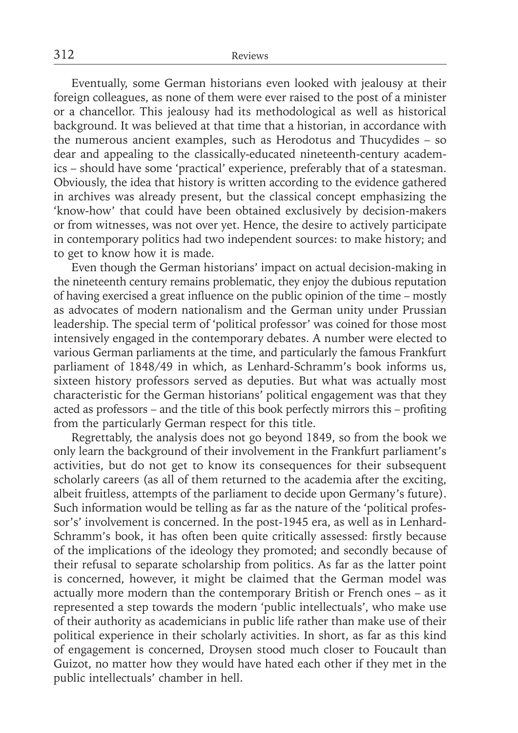Eventually, some German historians even looked with jealousy at their foreign colleagues, as none of them were ever raised to the post of a minister or a chancellor. This jealousy had its methodological as well as historical background. It was believed at that time that a historian, in accordance with the numerous ancient examples, such as Herodotus and Thucydides – so dear and appealing to the classically-educated nineteenth-century academics – should have some 'practical' experience, preferably that of a statesman. Obviously, the idea that history is written according to the evidence gathered in archives was already present, but the classical concept emphasizing the 'know-how' that could have been obtained exclusively by decision-makers or from witnesses, was not over yet. Hence, the desire to actively participate in contemporary politics had two independent sources: to make history; and to get to know how it is made.

Even though the German historians' impact on actual decision-making in the nineteenth century remains problematic, they enjoy the dubious reputation of having exercised a great influence on the public opinion of the time – mostly as advocates of modern nationalism and the German unity under Prussian leadership. The special term of 'political professor' was coined for those most intensively engaged in the contemporary debates. A number were elected to various German parliaments at the time, and particularly the famous Frankfurt parliament of 1848/49 in which, as Lenhard-Schramm's book informs us, sixteen history professors served as deputies. But what was actually most characteristic for the German historians' political engagement was that they acted as professors – and the title of this book perfectly mirrors this – profiting from the particularly German respect for this title.

Regrettably, the analysis does not go beyond 1849, so from the book we only learn the background of their involvement in the Frankfurt parliament's activities, but do not get to know its consequences for their subsequent scholarly careers (as all of them returned to the academia after the exciting, albeit fruitless, attempts of the parliament to decide upon Germany's future). Such information would be telling as far as the nature of the 'political professor's' involvement is concerned. In the post-1945 era, as well as in Lenhard-Schramm's book, it has often been quite critically assessed: firstly because of the implications of the ideology they promoted; and secondly because of their refusal to separate scholarship from politics. As far as the latter point is concerned, however, it might be claimed that the German model was actually more modern than the contemporary British or French ones – as it represented a step towards the modern 'public intellectuals', who make use of their authority as academicians in public life rather than make use of their political experience in their scholarly activities. In short, as far as this kind of engagement is concerned, Droysen stood much closer to Foucault than Guizot, no matter how they would have hated each other if they met in the public intellectuals' chamber in hell.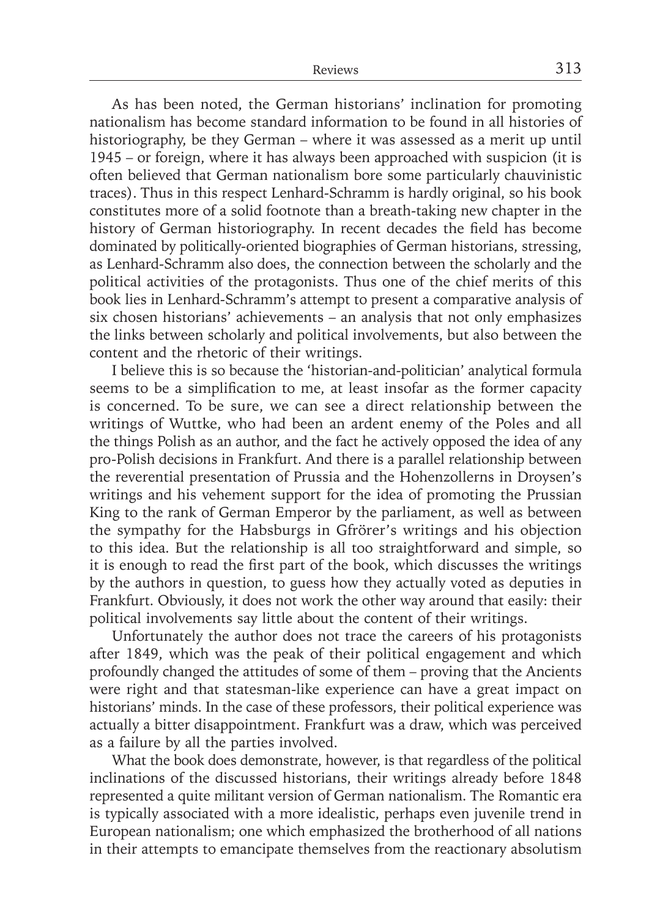As has been noted, the German historians' inclination for promoting nationalism has become standard information to be found in all histories of historiography, be they German – where it was assessed as a merit up until 1945 – or foreign, where it has always been approached with suspicion (it is often believed that German nationalism bore some particularly chauvinistic traces). Thus in this respect Lenhard-Schramm is hardly original, so his book constitutes more of a solid footnote than a breath-taking new chapter in the history of German historiography. In recent decades the field has become dominated by politically-oriented biographies of German historians, stressing, as Lenhard-Schramm also does, the connection between the scholarly and the political activities of the protagonists. Thus one of the chief merits of this book lies in Lenhard-Schramm's attempt to present a comparative analysis of six chosen historians' achievements – an analysis that not only emphasizes the links between scholarly and political involvements, but also between the content and the rhetoric of their writings.

I believe this is so because the 'historian-and-politician' analytical formula seems to be a simplification to me, at least insofar as the former capacity is concerned. To be sure, we can see a direct relationship between the writings of Wuttke, who had been an ardent enemy of the Poles and all the things Polish as an author, and the fact he actively opposed the idea of any pro-Polish decisions in Frankfurt. And there is a parallel relationship between the reverential presentation of Prussia and the Hohenzollerns in Droysen's writings and his vehement support for the idea of promoting the Prussian King to the rank of German Emperor by the parliament, as well as between the sympathy for the Habsburgs in Gfrörer's writings and his objection to this idea. But the relationship is all too straightforward and simple, so it is enough to read the first part of the book, which discusses the writings by the authors in question, to guess how they actually voted as deputies in Frankfurt. Obviously, it does not work the other way around that easily: their political involvements say little about the content of their writings.

Unfortunately the author does not trace the careers of his protagonists after 1849, which was the peak of their political engagement and which profoundly changed the attitudes of some of them – proving that the Ancients were right and that statesman-like experience can have a great impact on historians' minds. In the case of these professors, their political experience was actually a bitter disappointment. Frankfurt was a draw, which was perceived as a failure by all the parties involved.

What the book does demonstrate, however, is that regardless of the political inclinations of the discussed historians, their writings already before 1848 represented a quite militant version of German nationalism. The Romantic era is typically associated with a more idealistic, perhaps even juvenile trend in European nationalism; one which emphasized the brotherhood of all nations in their attempts to emancipate themselves from the reactionary absolutism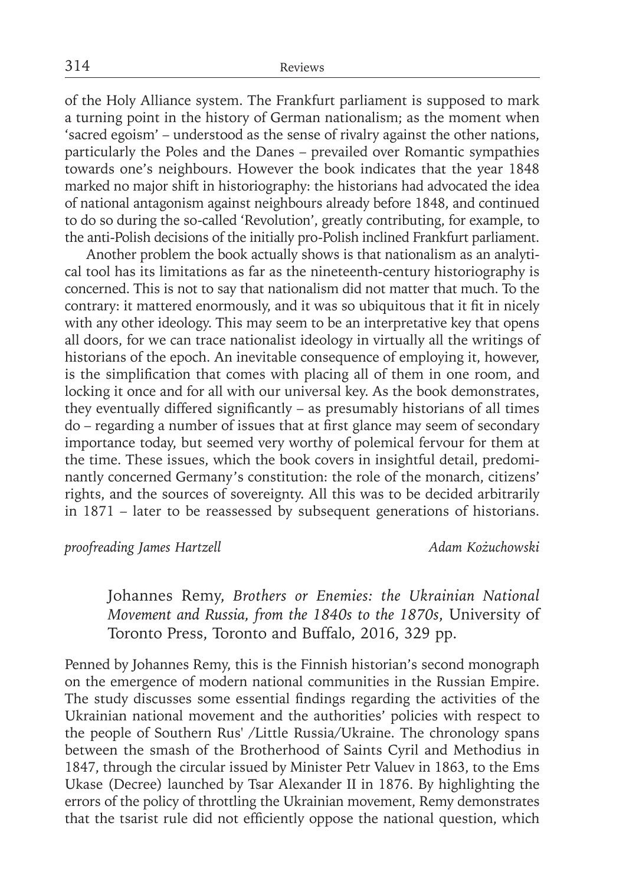of the Holy Alliance system. The Frankfurt parliament is supposed to mark a turning point in the history of German nationalism; as the moment when 'sacred egoism' – understood as the sense of rivalry against the other nations, particularly the Poles and the Danes – prevailed over Romantic sympathies towards one's neighbours. However the book indicates that the year 1848 marked no major shift in historiography: the historians had advocated the idea of national antagonism against neighbours already before 1848, and continued to do so during the so-called 'Revolution', greatly contributing, for example, to the anti-Polish decisions of the initially pro-Polish inclined Frankfurt parliament.

Another problem the book actually shows is that nationalism as an analytical tool has its limitations as far as the nineteenth-century historiography is concerned. This is not to say that nationalism did not matter that much. To the contrary: it mattered enormously, and it was so ubiquitous that it fit in nicely with any other ideology. This may seem to be an interpretative key that opens all doors, for we can trace nationalist ideology in virtually all the writings of historians of the epoch. An inevitable consequence of employing it, however, is the simplification that comes with placing all of them in one room, and locking it once and for all with our universal key. As the book demonstrates, they eventually differed significantly – as presumably historians of all times do – regarding a number of issues that at first glance may seem of secondary importance today, but seemed very worthy of polemical fervour for them at the time. These issues, which the book covers in insightful detail, predominantly concerned Germany's constitution: the role of the monarch, citizens' rights, and the sources of sovereignty. All this was to be decided arbitrarily in 1871 – later to be reassessed by subsequent generations of historians.

*proofreading James Hartzell* Adam Kożuchowski

Johannes Remy, *Brothers or Enemies: the Ukrainian National Movement and Russia, from the 1840s to the 1870s*, University of Toronto Press, Toronto and Buffalo, 2016, 329 pp.

Penned by Johannes Remy, this is the Finnish historian's second monograph on the emergence of modern national communities in the Russian Empire. The study discusses some essential findings regarding the activities of the Ukrainian national movement and the authorities' policies with respect to the people of Southern Rus' /Little Russia/Ukraine. The chronology spans between the smash of the Brotherhood of Saints Cyril and Methodius in 1847, through the circular issued by Minister Petr Valuev in 1863, to the Ems Ukase (Decree) launched by Tsar Alexander II in 1876. By highlighting the errors of the policy of throttling the Ukrainian movement, Remy demonstrates that the tsarist rule did not efficiently oppose the national question, which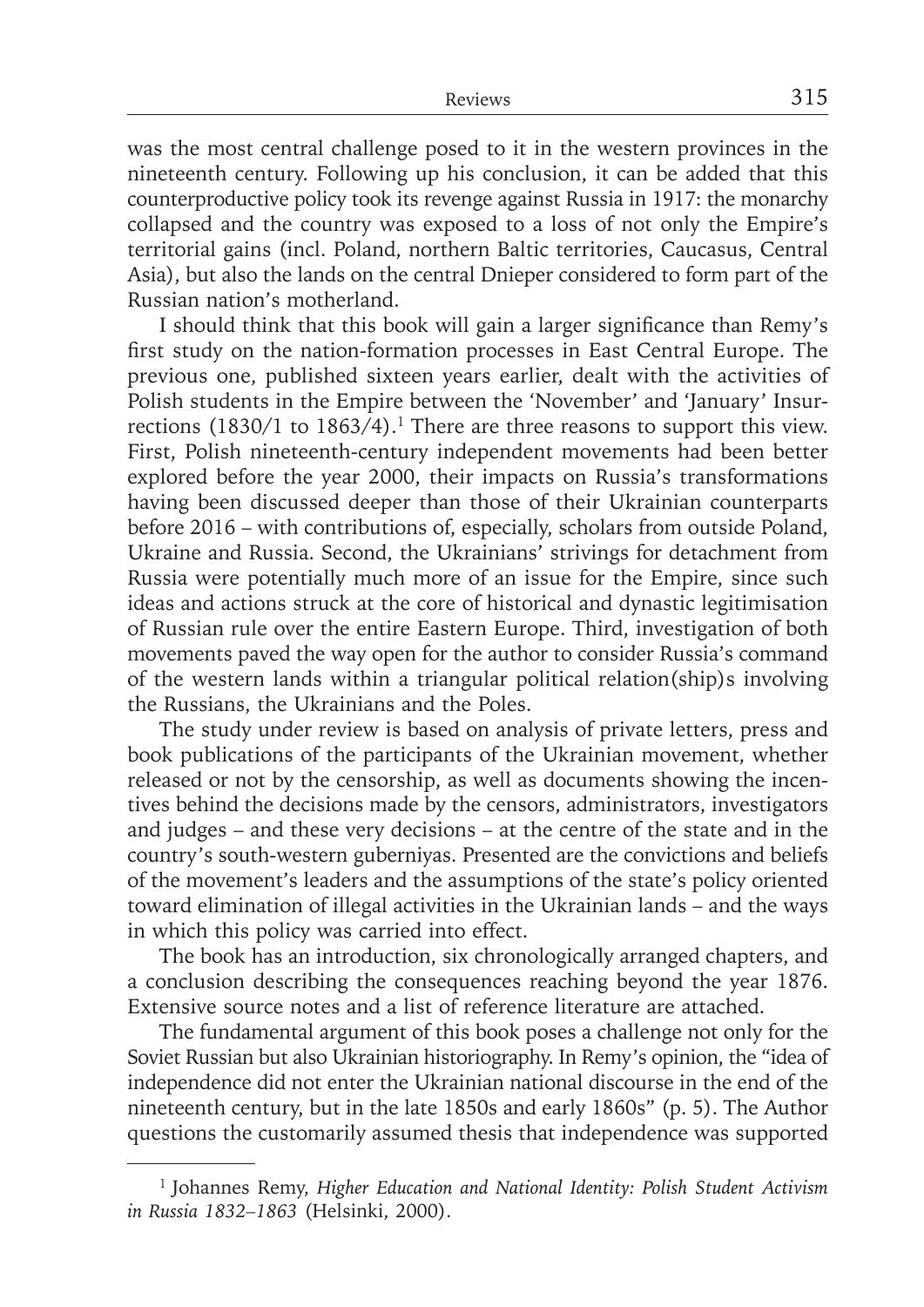was the most central challenge posed to it in the western provinces in the nineteenth century. Following up his conclusion, it can be added that this counterproductive policy took its revenge against Russia in 1917: the monarchy collapsed and the country was exposed to a loss of not only the Empire's territorial gains (incl. Poland, northern Baltic territories, Caucasus, Central Asia), but also the lands on the central Dnieper considered to form part of the Russian nation's motherland.

I should think that this book will gain a larger significance than Remy's first study on the nation-formation processes in East Central Europe. The previous one, published sixteen years earlier, dealt with the activities of Polish students in the Empire between the 'November' and 'January' Insurrections (1830/1 to 1863/4).[1] There are three reasons to support this view. First, Polish nineteenth-century independent movements had been better explored before the year 2000, their impacts on Russia's transformations having been discussed deeper than those of their Ukrainian counterparts before 2016 – with contributions of, especially, scholars from outside Poland, Ukraine and Russia. Second, the Ukrainians' strivings for detachment from Russia were potentially much more of an issue for the Empire, since such ideas and actions struck at the core of historical and dynastic legitimisation of Russian rule over the entire Eastern Europe. Third, investigation of both movements paved the way open for the author to consider Russia's command of the western lands within a triangular political relation(ship)s involving the Russians, the Ukrainians and the Poles.

The study under review is based on analysis of private letters, press and book publications of the participants of the Ukrainian movement, whether released or not by the censorship, as well as documents showing the incentives behind the decisions made by the censors, administrators, investigators and judges – and these very decisions – at the centre of the state and in the country's south-western guberniyas. Presented are the convictions and beliefs of the movement's leaders and the assumptions of the state's policy oriented toward elimination of illegal activities in the Ukrainian lands – and the ways in which this policy was carried into effect.

The book has an introduction, six chronologically arranged chapters, and a conclusion describing the consequences reaching beyond the year 1876. Extensive source notes and a list of reference literature are attached.

The fundamental argument of this book poses a challenge not only for the Soviet Russian but also Ukrainian historiography. In Remy's opinion, the "idea of independence did not enter the Ukrainian national discourse in the end of the nineteenth century, but in the late 1850s and early 1860s" (p. 5). The Author questions the customarily assumed thesis that independence was supported

---

[1] Johannes Remy, *Higher Education and National Identity: Polish Student Activism in Russia 1832–1863* (Helsinki, 2000).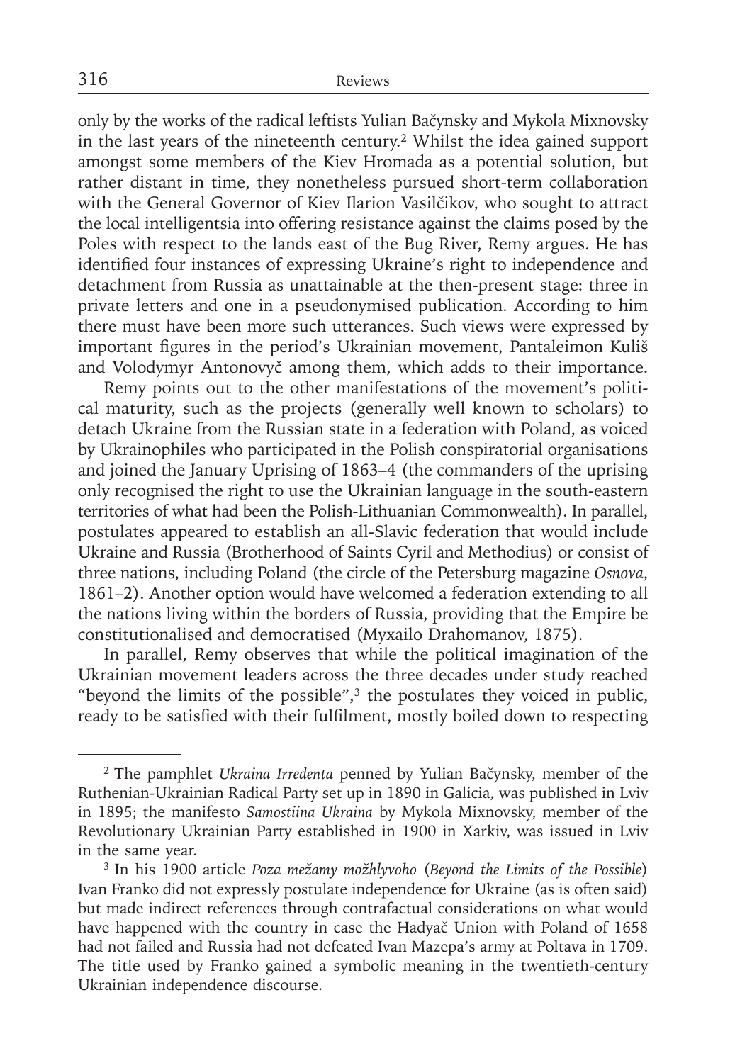only by the works of the radical leftists Yulian Bačynsky and Mykola Mixnovsky in the last years of the nineteenth century.[2] Whilst the idea gained support amongst some members of the Kiev Hromada as a potential solution, but rather distant in time, they nonetheless pursued short-term collaboration with the General Governor of Kiev Ilarion Vasilčikov, who sought to attract the local intelligentsia into offering resistance against the claims posed by the Poles with respect to the lands east of the Bug River, Remy argues. He has identified four instances of expressing Ukraine's right to independence and detachment from Russia as unattainable at the then-present stage: three in private letters and one in a pseudonymised publication. According to him there must have been more such utterances. Such views were expressed by important figures in the period's Ukrainian movement, Pantaleimon Kuliš and Volodymyr Antonovyč among them, which adds to their importance.

Remy points out to the other manifestations of the movement's political maturity, such as the projects (generally well known to scholars) to detach Ukraine from the Russian state in a federation with Poland, as voiced by Ukrainophiles who participated in the Polish conspiratorial organisations and joined the January Uprising of 1863–4 (the commanders of the uprising only recognised the right to use the Ukrainian language in the south-eastern territories of what had been the Polish-Lithuanian Commonwealth). In parallel, postulates appeared to establish an all-Slavic federation that would include Ukraine and Russia (Brotherhood of Saints Cyril and Methodius) or consist of three nations, including Poland (the circle of the Petersburg magazine *Osnova*, 1861–2). Another option would have welcomed a federation extending to all the nations living within the borders of Russia, providing that the Empire be constitutionalised and democratised (Myxailo Drahomanov, 1875).

In parallel, Remy observes that while the political imagination of the Ukrainian movement leaders across the three decades under study reached "beyond the limits of the possible",[3] the postulates they voiced in public, ready to be satisfied with their fulfilment, mostly boiled down to respecting

---

[2] The pamphlet *Ukraina Irredenta* penned by Yulian Bačynsky, member of the Ruthenian-Ukrainian Radical Party set up in 1890 in Galicia, was published in Lviv in 1895; the manifesto *Samostiina Ukraina* by Mykola Mixnovsky, member of the Revolutionary Ukrainian Party established in 1900 in Xarkiv, was issued in Lviv in the same year.

[3] In his 1900 article *Poza mežamy možhlyvoho* (*Beyond the Limits of the Possible*) Ivan Franko did not expressly postulate independence for Ukraine (as is often said) but made indirect references through contrafactual considerations on what would have happened with the country in case the Hadyač Union with Poland of 1658 had not failed and Russia had not defeated Ivan Mazepa's army at Poltava in 1709. The title used by Franko gained a symbolic meaning in the twentieth-century Ukrainian independence discourse.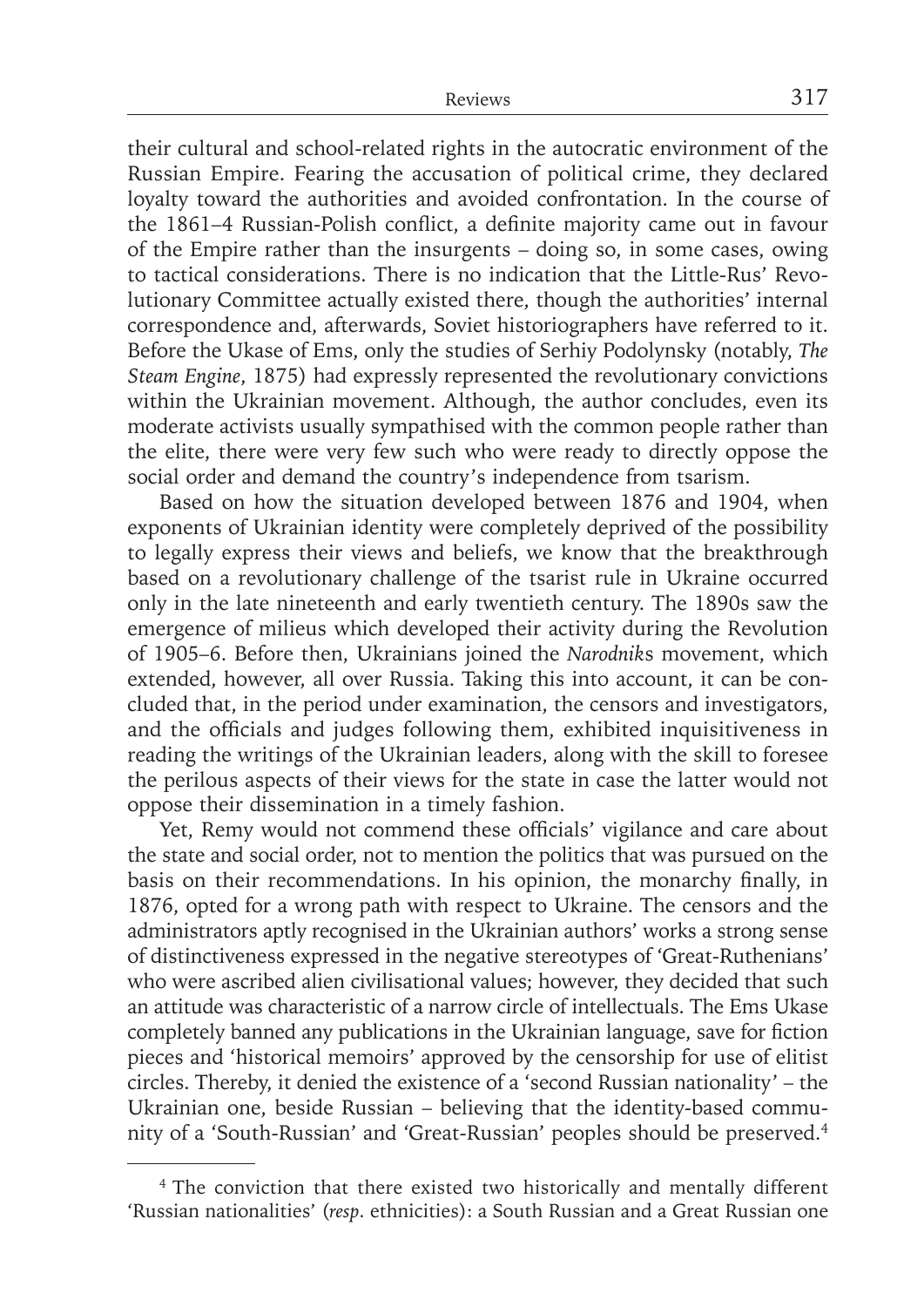their cultural and school-related rights in the autocratic environment of the Russian Empire. Fearing the accusation of political crime, they declared loyalty toward the authorities and avoided confrontation. In the course of the 1861–4 Russian-Polish conflict, a definite majority came out in favour of the Empire rather than the insurgents – doing so, in some cases, owing to tactical considerations. There is no indication that the Little-Rus' Revolutionary Committee actually existed there, though the authorities' internal correspondence and, afterwards, Soviet historiographers have referred to it. Before the Ukase of Ems, only the studies of Serhiy Podolynsky (notably, *The Steam Engine*, 1875) had expressly represented the revolutionary convictions within the Ukrainian movement. Although, the author concludes, even its moderate activists usually sympathised with the common people rather than the elite, there were very few such who were ready to directly oppose the social order and demand the country's independence from tsarism.

Based on how the situation developed between 1876 and 1904, when exponents of Ukrainian identity were completely deprived of the possibility to legally express their views and beliefs, we know that the breakthrough based on a revolutionary challenge of the tsarist rule in Ukraine occurred only in the late nineteenth and early twentieth century. The 1890s saw the emergence of milieus which developed their activity during the Revolution of 1905–6. Before then, Ukrainians joined the *Narodnik*s movement, which extended, however, all over Russia. Taking this into account, it can be concluded that, in the period under examination, the censors and investigators, and the officials and judges following them, exhibited inquisitiveness in reading the writings of the Ukrainian leaders, along with the skill to foresee the perilous aspects of their views for the state in case the latter would not oppose their dissemination in a timely fashion.

Yet, Remy would not commend these officials' vigilance and care about the state and social order, not to mention the politics that was pursued on the basis on their recommendations. In his opinion, the monarchy finally, in 1876, opted for a wrong path with respect to Ukraine. The censors and the administrators aptly recognised in the Ukrainian authors' works a strong sense of distinctiveness expressed in the negative stereotypes of 'Great-Ruthenians' who were ascribed alien civilisational values; however, they decided that such an attitude was characteristic of a narrow circle of intellectuals. The Ems Ukase completely banned any publications in the Ukrainian language, save for fiction pieces and 'historical memoirs' approved by the censorship for use of elitist circles. Thereby, it denied the existence of a 'second Russian nationality' – the Ukrainian one, beside Russian – believing that the identity-based community of a 'South-Russian' and 'Great-Russian' peoples should be preserved.[4]

[4] The conviction that there existed two historically and mentally different 'Russian nationalities' (*resp*. ethnicities): a South Russian and a Great Russian one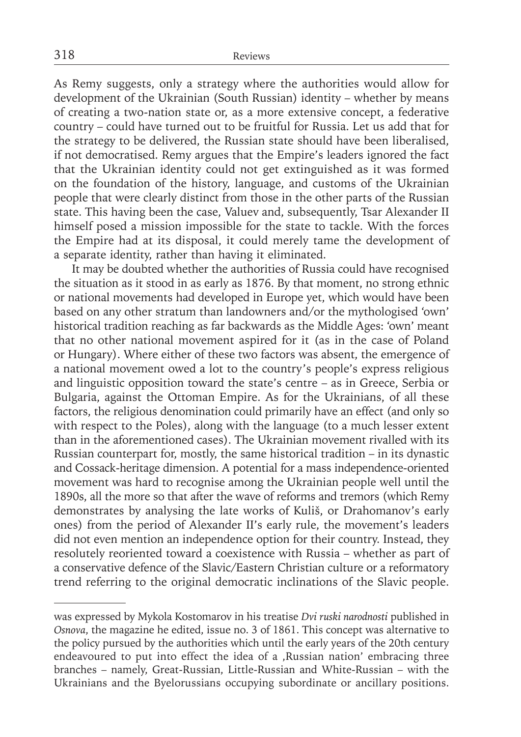As Remy suggests, only a strategy where the authorities would allow for development of the Ukrainian (South Russian) identity – whether by means of creating a two-nation state or, as a more extensive concept, a federative country – could have turned out to be fruitful for Russia. Let us add that for the strategy to be delivered, the Russian state should have been liberalised, if not democratised. Remy argues that the Empire's leaders ignored the fact that the Ukrainian identity could not get extinguished as it was formed on the foundation of the history, language, and customs of the Ukrainian people that were clearly distinct from those in the other parts of the Russian state. This having been the case, Valuev and, subsequently, Tsar Alexander II himself posed a mission impossible for the state to tackle. With the forces the Empire had at its disposal, it could merely tame the development of a separate identity, rather than having it eliminated.

It may be doubted whether the authorities of Russia could have recognised the situation as it stood in as early as 1876. By that moment, no strong ethnic or national movements had developed in Europe yet, which would have been based on any other stratum than landowners and/or the mythologised 'own' historical tradition reaching as far backwards as the Middle Ages: 'own' meant that no other national movement aspired for it (as in the case of Poland or Hungary). Where either of these two factors was absent, the emergence of a national movement owed a lot to the country's people's express religious and linguistic opposition toward the state's centre – as in Greece, Serbia or Bulgaria, against the Ottoman Empire. As for the Ukrainians, of all these factors, the religious denomination could primarily have an effect (and only so with respect to the Poles), along with the language (to a much lesser extent than in the aforementioned cases). The Ukrainian movement rivalled with its Russian counterpart for, mostly, the same historical tradition – in its dynastic and Cossack-heritage dimension. A potential for a mass independence-oriented movement was hard to recognise among the Ukrainian people well until the 1890s, all the more so that after the wave of reforms and tremors (which Remy demonstrates by analysing the late works of Kuliš, or Drahomanov's early ones) from the period of Alexander II's early rule, the movement's leaders did not even mention an independence option for their country. Instead, they resolutely reoriented toward a coexistence with Russia – whether as part of a conservative defence of the Slavic/Eastern Christian culture or a reformatory trend referring to the original democratic inclinations of the Slavic people.

---

was expressed by Mykola Kostomarov in his treatise *Dvi ruski narodnosti* published in *Osnova*, the magazine he edited, issue no. 3 of 1861. This concept was alternative to the policy pursued by the authorities which until the early years of the 20th century endeavoured to put into effect the idea of a ,Russian nation' embracing three branches – namely, Great-Russian, Little-Russian and White-Russian – with the Ukrainians and the Byelorussians occupying subordinate or ancillary positions.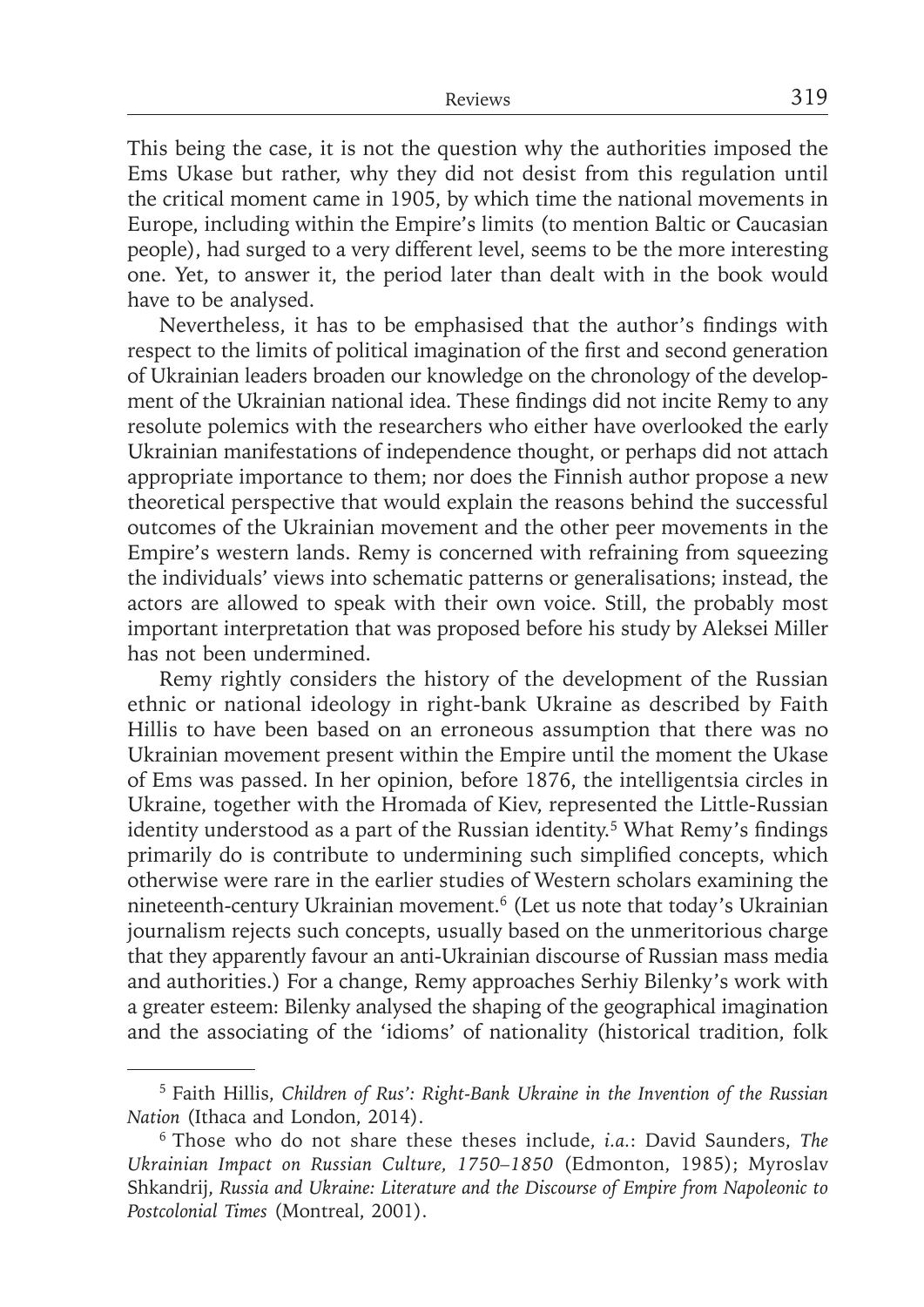This being the case, it is not the question why the authorities imposed the Ems Ukase but rather, why they did not desist from this regulation until the critical moment came in 1905, by which time the national movements in Europe, including within the Empire's limits (to mention Baltic or Caucasian people), had surged to a very different level, seems to be the more interesting one. Yet, to answer it, the period later than dealt with in the book would have to be analysed.

Nevertheless, it has to be emphasised that the author's findings with respect to the limits of political imagination of the first and second generation of Ukrainian leaders broaden our knowledge on the chronology of the development of the Ukrainian national idea. These findings did not incite Remy to any resolute polemics with the researchers who either have overlooked the early Ukrainian manifestations of independence thought, or perhaps did not attach appropriate importance to them; nor does the Finnish author propose a new theoretical perspective that would explain the reasons behind the successful outcomes of the Ukrainian movement and the other peer movements in the Empire's western lands. Remy is concerned with refraining from squeezing the individuals' views into schematic patterns or generalisations; instead, the actors are allowed to speak with their own voice. Still, the probably most important interpretation that was proposed before his study by Aleksei Miller has not been undermined.

Remy rightly considers the history of the development of the Russian ethnic or national ideology in right-bank Ukraine as described by Faith Hillis to have been based on an erroneous assumption that there was no Ukrainian movement present within the Empire until the moment the Ukase of Ems was passed. In her opinion, before 1876, the intelligentsia circles in Ukraine, together with the Hromada of Kiev, represented the Little-Russian identity understood as a part of the Russian identity.[5] What Remy's findings primarily do is contribute to undermining such simplified concepts, which otherwise were rare in the earlier studies of Western scholars examining the nineteenth-century Ukrainian movement.[6] (Let us note that today's Ukrainian journalism rejects such concepts, usually based on the unmeritorious charge that they apparently favour an anti-Ukrainian discourse of Russian mass media and authorities.) For a change, Remy approaches Serhiy Bilenky's work with a greater esteem: Bilenky analysed the shaping of the geographical imagination and the associating of the 'idioms' of nationality (historical tradition, folk

[5] Faith Hillis, *Children of Rus': Right-Bank Ukraine in the Invention of the Russian Nation* (Ithaca and London, 2014).

[6] Those who do not share these theses include, *i.a.*: David Saunders, *The Ukrainian Impact on Russian Culture, 1750–1850* (Edmonton, 1985); Myroslav Shkandrij, *Russia and Ukraine: Literature and the Discourse of Empire from Napoleonic to Postcolonial Times* (Montreal, 2001).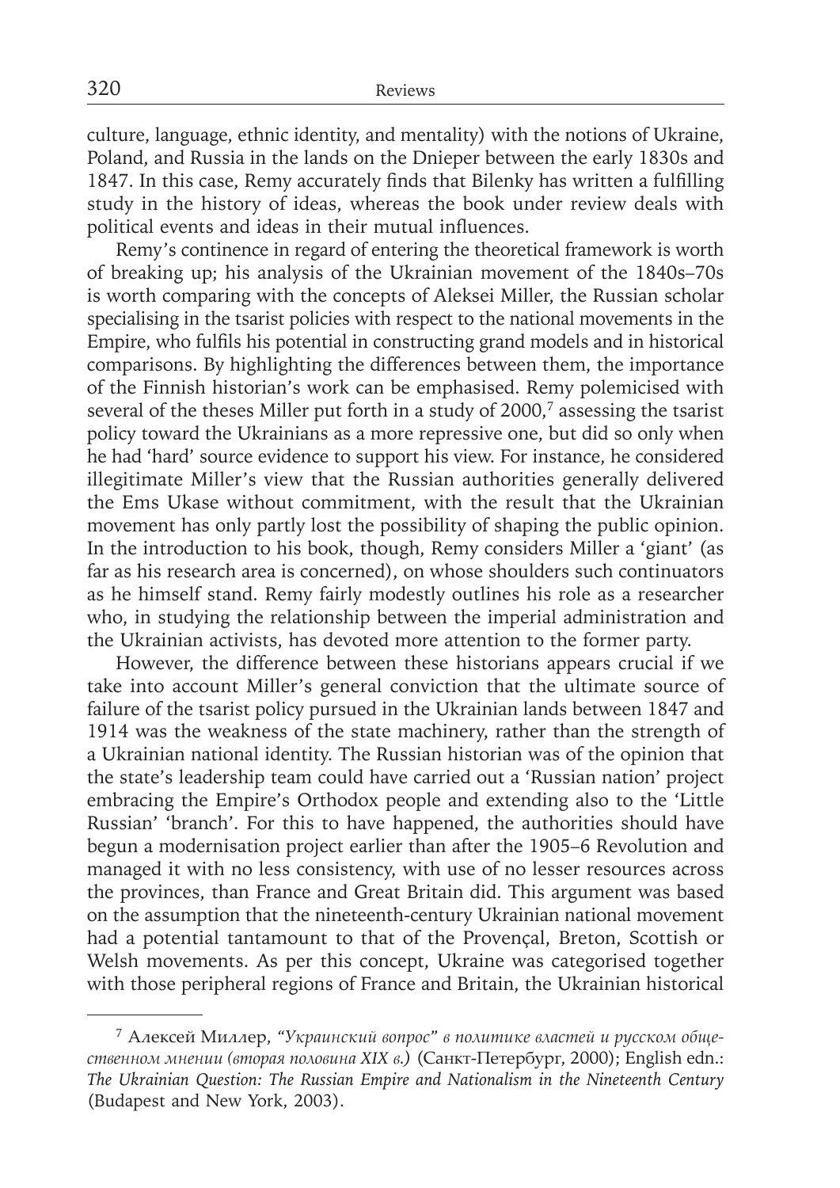culture, language, ethnic identity, and mentality) with the notions of Ukraine, Poland, and Russia in the lands on the Dnieper between the early 1830s and 1847. In this case, Remy accurately finds that Bilenky has written a fulfilling study in the history of ideas, whereas the book under review deals with political events and ideas in their mutual influences.

Remy's continence in regard of entering the theoretical framework is worth of breaking up; his analysis of the Ukrainian movement of the 1840s–70s is worth comparing with the concepts of Aleksei Miller, the Russian scholar specialising in the tsarist policies with respect to the national movements in the Empire, who fulfils his potential in constructing grand models and in historical comparisons. By highlighting the differences between them, the importance of the Finnish historian's work can be emphasised. Remy polemicised with several of the theses Miller put forth in a study of 2000,[7] assessing the tsarist policy toward the Ukrainians as a more repressive one, but did so only when he had 'hard' source evidence to support his view. For instance, he considered illegitimate Miller's view that the Russian authorities generally delivered the Ems Ukase without commitment, with the result that the Ukrainian movement has only partly lost the possibility of shaping the public opinion. In the introduction to his book, though, Remy considers Miller a 'giant' (as far as his research area is concerned), on whose shoulders such continuators as he himself stand. Remy fairly modestly outlines his role as a researcher who, in studying the relationship between the imperial administration and the Ukrainian activists, has devoted more attention to the former party.

However, the difference between these historians appears crucial if we take into account Miller's general conviction that the ultimate source of failure of the tsarist policy pursued in the Ukrainian lands between 1847 and 1914 was the weakness of the state machinery, rather than the strength of a Ukrainian national identity. The Russian historian was of the opinion that the state's leadership team could have carried out a 'Russian nation' project embracing the Empire's Orthodox people and extending also to the 'Little Russian' 'branch'. For this to have happened, the authorities should have begun a modernisation project earlier than after the 1905–6 Revolution and managed it with no less consistency, with use of no lesser resources across the provinces, than France and Great Britain did. This argument was based on the assumption that the nineteenth-century Ukrainian national movement had a potential tantamount to that of the Provençal, Breton, Scottish or Welsh movements. As per this concept, Ukraine was categorised together with those peripheral regions of France and Britain, the Ukrainian historical

---

[7] Алексей Миллер, *"Украинский вопрос" в политике властей и русском общественном мнении (вторая половина XIX в.)* (Санкт-Петербург, 2000); English edn.: *The Ukrainian Question: The Russian Empire and Nationalism in the Nineteenth Century* (Budapest and New York, 2003).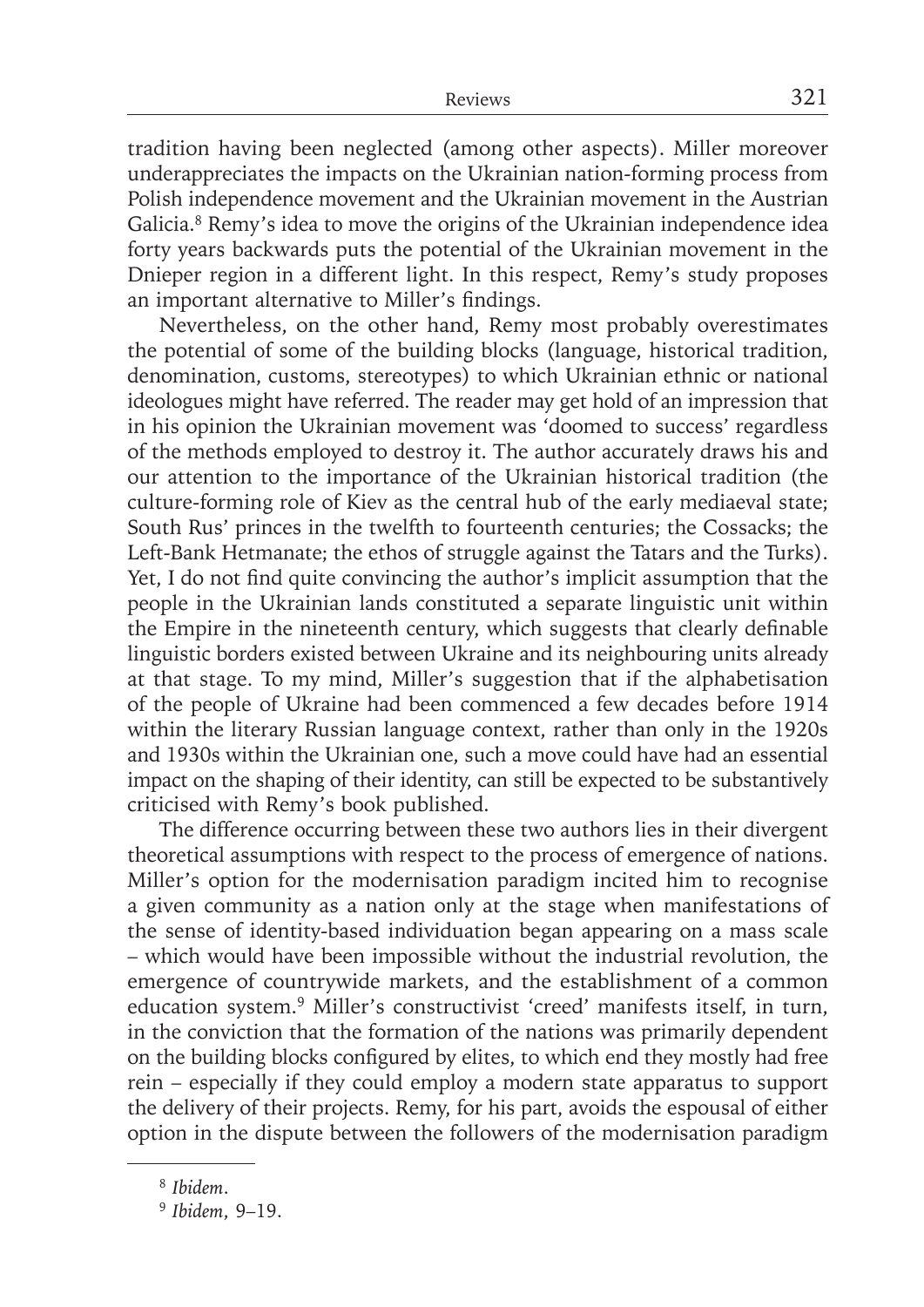tradition having been neglected (among other aspects). Miller moreover underappreciates the impacts on the Ukrainian nation-forming process from Polish independence movement and the Ukrainian movement in the Austrian Galicia.[8] Remy's idea to move the origins of the Ukrainian independence idea forty years backwards puts the potential of the Ukrainian movement in the Dnieper region in a different light. In this respect, Remy's study proposes an important alternative to Miller's findings.

Nevertheless, on the other hand, Remy most probably overestimates the potential of some of the building blocks (language, historical tradition, denomination, customs, stereotypes) to which Ukrainian ethnic or national ideologues might have referred. The reader may get hold of an impression that in his opinion the Ukrainian movement was 'doomed to success' regardless of the methods employed to destroy it. The author accurately draws his and our attention to the importance of the Ukrainian historical tradition (the culture-forming role of Kiev as the central hub of the early mediaeval state; South Rus' princes in the twelfth to fourteenth centuries; the Cossacks; the Left-Bank Hetmanate; the ethos of struggle against the Tatars and the Turks). Yet, I do not find quite convincing the author's implicit assumption that the people in the Ukrainian lands constituted a separate linguistic unit within the Empire in the nineteenth century, which suggests that clearly definable linguistic borders existed between Ukraine and its neighbouring units already at that stage. To my mind, Miller's suggestion that if the alphabetisation of the people of Ukraine had been commenced a few decades before 1914 within the literary Russian language context, rather than only in the 1920s and 1930s within the Ukrainian one, such a move could have had an essential impact on the shaping of their identity, can still be expected to be substantively criticised with Remy's book published.

The difference occurring between these two authors lies in their divergent theoretical assumptions with respect to the process of emergence of nations. Miller's option for the modernisation paradigm incited him to recognise a given community as a nation only at the stage when manifestations of the sense of identity-based individuation began appearing on a mass scale – which would have been impossible without the industrial revolution, the emergence of countrywide markets, and the establishment of a common education system.[9] Miller's constructivist 'creed' manifests itself, in turn, in the conviction that the formation of the nations was primarily dependent on the building blocks configured by elites, to which end they mostly had free rein – especially if they could employ a modern state apparatus to support the delivery of their projects. Remy, for his part, avoids the espousal of either option in the dispute between the followers of the modernisation paradigm

---

[8] *Ibidem*.

[9] *Ibidem*, 9–19.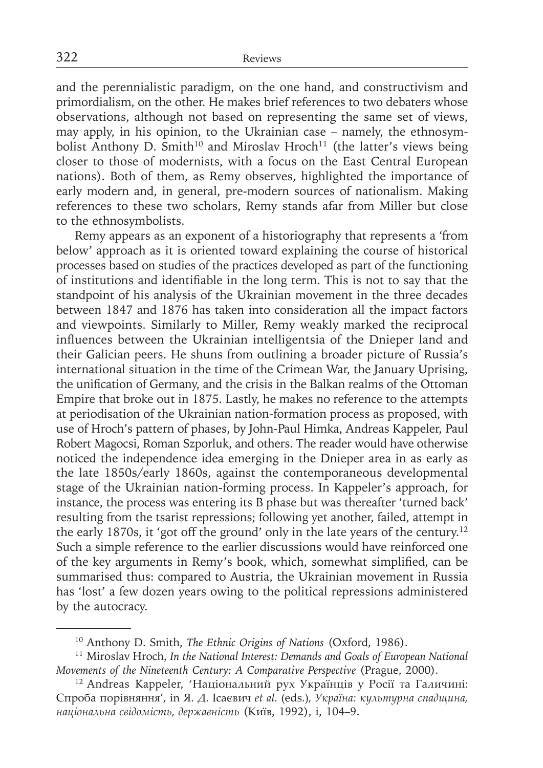and the perennialistic paradigm, on the one hand, and constructivism and primordialism, on the other. He makes brief references to two debaters whose observations, although not based on representing the same set of views, may apply, in his opinion, to the Ukrainian case – namely, the ethnosymbolist Anthony D. Smith[10] and Miroslav Hroch[11] (the latter's views being closer to those of modernists, with a focus on the East Central European nations). Both of them, as Remy observes, highlighted the importance of early modern and, in general, pre-modern sources of nationalism. Making references to these two scholars, Remy stands afar from Miller but close to the ethnosymbolists.

Remy appears as an exponent of a historiography that represents a 'from below' approach as it is oriented toward explaining the course of historical processes based on studies of the practices developed as part of the functioning of institutions and identifiable in the long term. This is not to say that the standpoint of his analysis of the Ukrainian movement in the three decades between 1847 and 1876 has taken into consideration all the impact factors and viewpoints. Similarly to Miller, Remy weakly marked the reciprocal influences between the Ukrainian intelligentsia of the Dnieper land and their Galician peers. He shuns from outlining a broader picture of Russia's international situation in the time of the Crimean War, the January Uprising, the unification of Germany, and the crisis in the Balkan realms of the Ottoman Empire that broke out in 1875. Lastly, he makes no reference to the attempts at periodisation of the Ukrainian nation-formation process as proposed, with use of Hroch's pattern of phases, by John-Paul Himka, Andreas Kappeler, Paul Robert Magocsi, Roman Szporluk, and others. The reader would have otherwise noticed the independence idea emerging in the Dnieper area in as early as the late 1850s/early 1860s, against the contemporaneous developmental stage of the Ukrainian nation-forming process. In Kappeler's approach, for instance, the process was entering its B phase but was thereafter 'turned back' resulting from the tsarist repressions; following yet another, failed, attempt in the early 1870s, it 'got off the ground' only in the late years of the century.[12] Such a simple reference to the earlier discussions would have reinforced one of the key arguments in Remy's book, which, somewhat simplified, can be summarised thus: compared to Austria, the Ukrainian movement in Russia has 'lost' a few dozen years owing to the political repressions administered by the autocracy.

---

[10] Anthony D. Smith, *The Ethnic Origins of Nations* (Oxford, 1986).

[11] Miroslav Hroch, *In the National Interest: Demands and Goals of European National Movements of the Nineteenth Century: A Comparative Perspective* (Prague, 2000).

[12] Andreas Kappeler, 'Національний рух Українців у Росії та Галичині: Спроба порівняння', in Я. Д. Ісаєвич *et al.* (eds.), *Україна: культурна спадщина, національна свідомість, державність* (Київ, 1992), i, 104–9.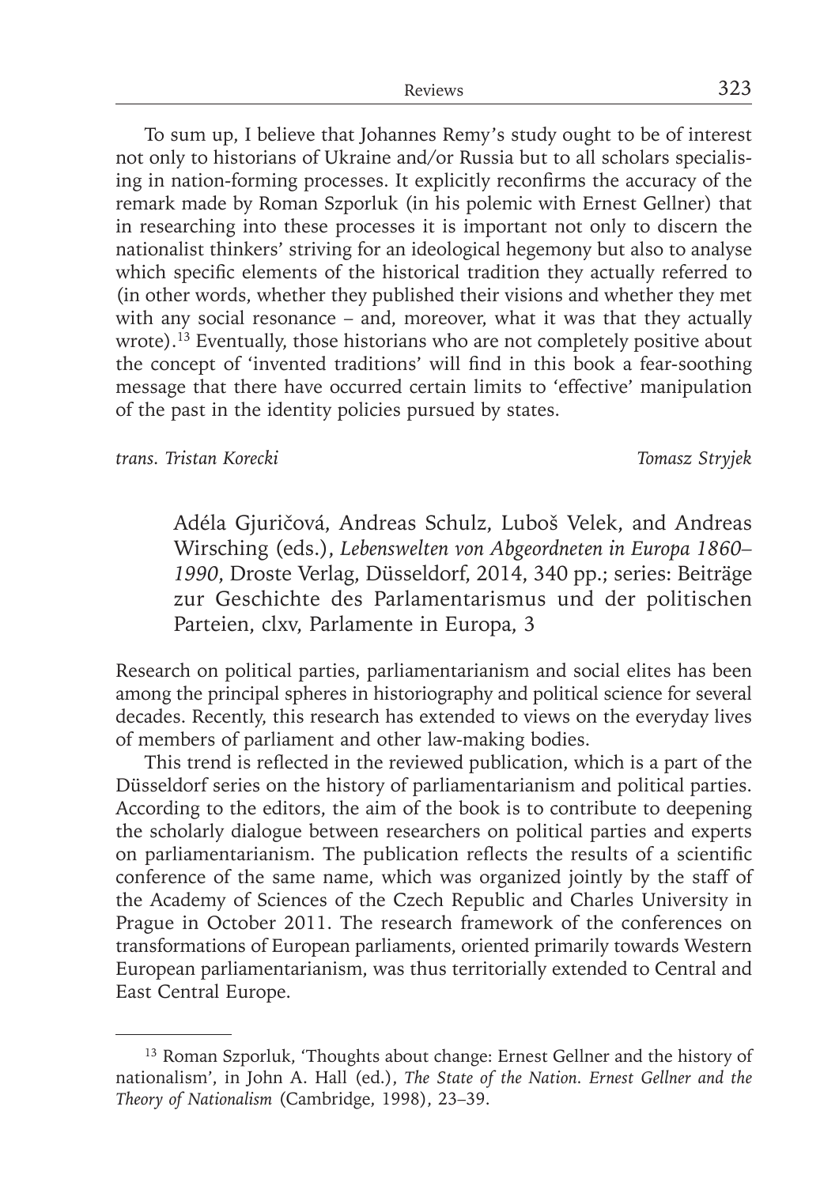To sum up, I believe that Johannes Remy's study ought to be of interest not only to historians of Ukraine and/or Russia but to all scholars specialising in nation-forming processes. It explicitly reconfirms the accuracy of the remark made by Roman Szporluk (in his polemic with Ernest Gellner) that in researching into these processes it is important not only to discern the nationalist thinkers' striving for an ideological hegemony but also to analyse which specific elements of the historical tradition they actually referred to (in other words, whether they published their visions and whether they met with any social resonance – and, moreover, what it was that they actually wrote).[13] Eventually, those historians who are not completely positive about the concept of 'invented traditions' will find in this book a fear-soothing message that there have occurred certain limits to 'effective' manipulation of the past in the identity policies pursued by states.

*trans. Tristan Korecki* *Tomasz Stryjek*

Adéla Gjuričová, Andreas Schulz, Luboš Velek, and Andreas Wirsching (eds.), *Lebenswelten von Abgeordneten in Europa 1860–1990*, Droste Verlag, Düsseldorf, 2014, 340 pp.; series: Beiträge zur Geschichte des Parlamentarismus und der politischen Parteien, clxv, Parlamente in Europa, 3

Research on political parties, parliamentarianism and social elites has been among the principal spheres in historiography and political science for several decades. Recently, this research has extended to views on the everyday lives of members of parliament and other law-making bodies.

This trend is reflected in the reviewed publication, which is a part of the Düsseldorf series on the history of parliamentarianism and political parties. According to the editors, the aim of the book is to contribute to deepening the scholarly dialogue between researchers on political parties and experts on parliamentarianism. The publication reflects the results of a scientific conference of the same name, which was organized jointly by the staff of the Academy of Sciences of the Czech Republic and Charles University in Prague in October 2011. The research framework of the conferences on transformations of European parliaments, oriented primarily towards Western European parliamentarianism, was thus territorially extended to Central and East Central Europe.

[13] Roman Szporluk, 'Thoughts about change: Ernest Gellner and the history of nationalism', in John A. Hall (ed.), *The State of the Nation. Ernest Gellner and the Theory of Nationalism* (Cambridge, 1998), 23–39.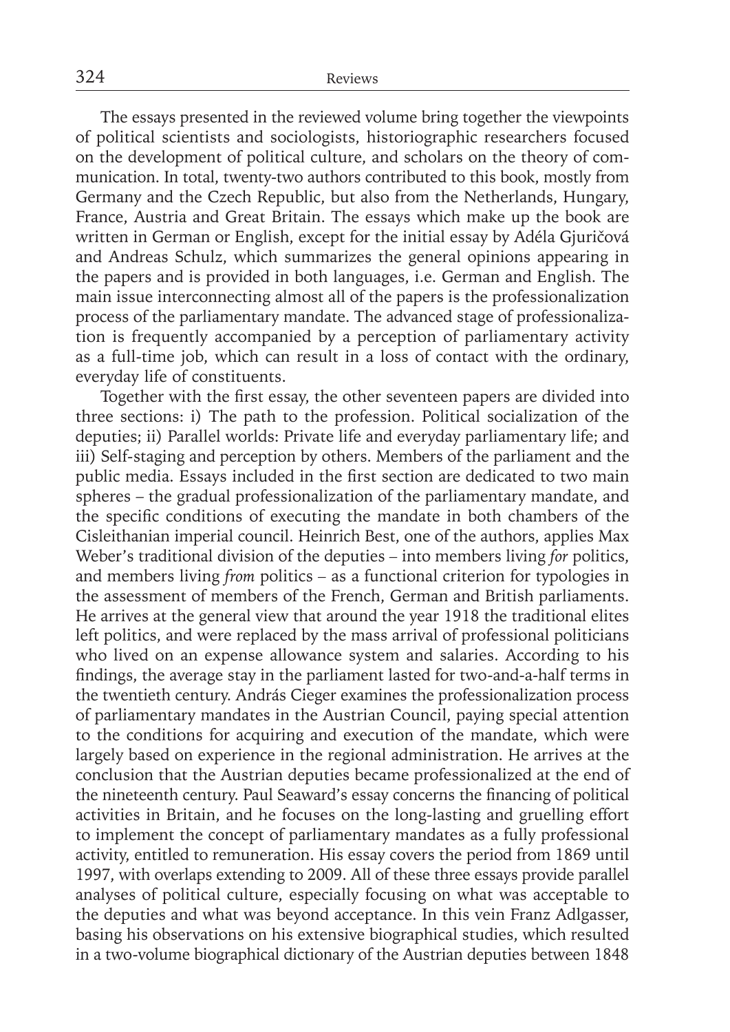The essays presented in the reviewed volume bring together the viewpoints of political scientists and sociologists, historiographic researchers focused on the development of political culture, and scholars on the theory of communication. In total, twenty-two authors contributed to this book, mostly from Germany and the Czech Republic, but also from the Netherlands, Hungary, France, Austria and Great Britain. The essays which make up the book are written in German or English, except for the initial essay by Adéla Gjuričová and Andreas Schulz, which summarizes the general opinions appearing in the papers and is provided in both languages, i.e. German and English. The main issue interconnecting almost all of the papers is the professionalization process of the parliamentary mandate. The advanced stage of professionalization is frequently accompanied by a perception of parliamentary activity as a full-time job, which can result in a loss of contact with the ordinary, everyday life of constituents.

Together with the first essay, the other seventeen papers are divided into three sections: i) The path to the profession. Political socialization of the deputies; ii) Parallel worlds: Private life and everyday parliamentary life; and iii) Self-staging and perception by others. Members of the parliament and the public media. Essays included in the first section are dedicated to two main spheres – the gradual professionalization of the parliamentary mandate, and the specific conditions of executing the mandate in both chambers of the Cisleithanian imperial council. Heinrich Best, one of the authors, applies Max Weber's traditional division of the deputies – into members living *for* politics, and members living *from* politics – as a functional criterion for typologies in the assessment of members of the French, German and British parliaments. He arrives at the general view that around the year 1918 the traditional elites left politics, and were replaced by the mass arrival of professional politicians who lived on an expense allowance system and salaries. According to his findings, the average stay in the parliament lasted for two-and-a-half terms in the twentieth century. András Cieger examines the professionalization process of parliamentary mandates in the Austrian Council, paying special attention to the conditions for acquiring and execution of the mandate, which were largely based on experience in the regional administration. He arrives at the conclusion that the Austrian deputies became professionalized at the end of the nineteenth century. Paul Seaward's essay concerns the financing of political activities in Britain, and he focuses on the long-lasting and gruelling effort to implement the concept of parliamentary mandates as a fully professional activity, entitled to remuneration. His essay covers the period from 1869 until 1997, with overlaps extending to 2009. All of these three essays provide parallel analyses of political culture, especially focusing on what was acceptable to the deputies and what was beyond acceptance. In this vein Franz Adlgasser, basing his observations on his extensive biographical studies, which resulted in a two-volume biographical dictionary of the Austrian deputies between 1848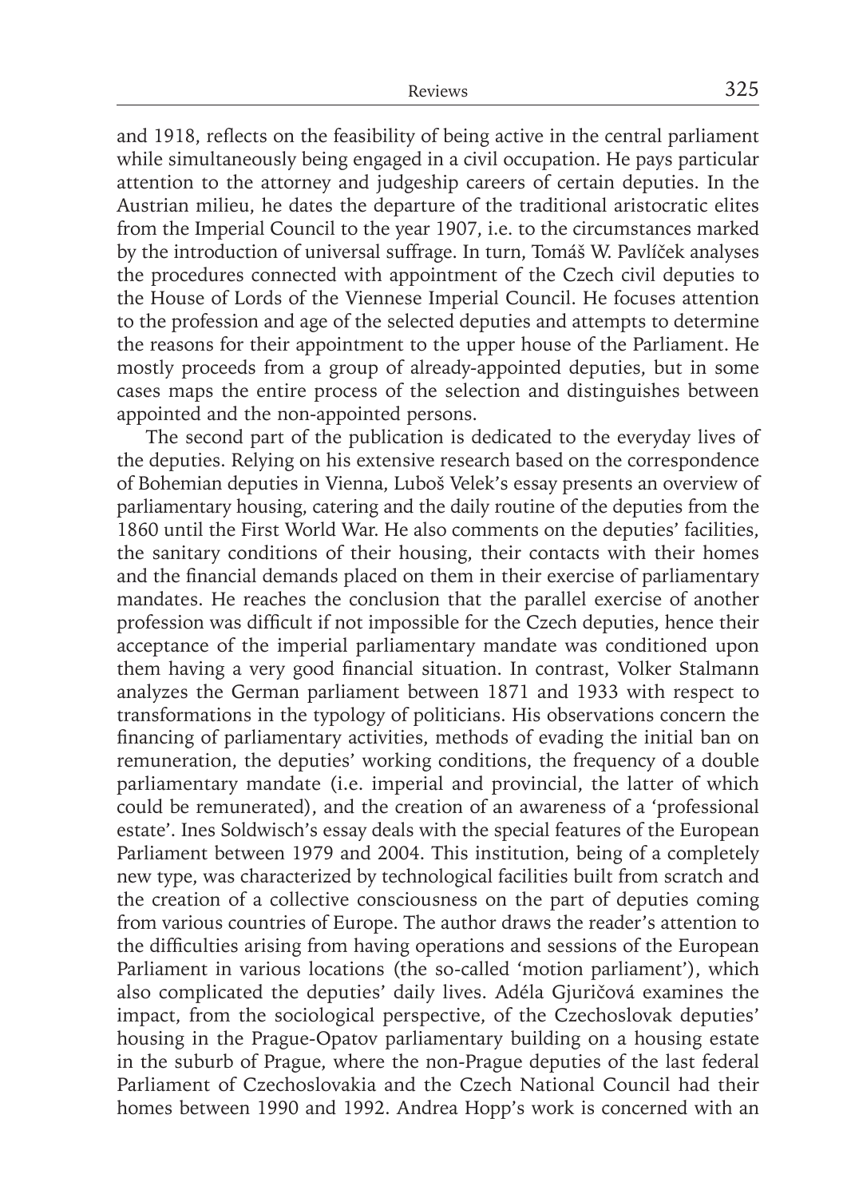and 1918, reflects on the feasibility of being active in the central parliament while simultaneously being engaged in a civil occupation. He pays particular attention to the attorney and judgeship careers of certain deputies. In the Austrian milieu, he dates the departure of the traditional aristocratic elites from the Imperial Council to the year 1907, i.e. to the circumstances marked by the introduction of universal suffrage. In turn, Tomáš W. Pavlíček analyses the procedures connected with appointment of the Czech civil deputies to the House of Lords of the Viennese Imperial Council. He focuses attention to the profession and age of the selected deputies and attempts to determine the reasons for their appointment to the upper house of the Parliament. He mostly proceeds from a group of already-appointed deputies, but in some cases maps the entire process of the selection and distinguishes between appointed and the non-appointed persons.

The second part of the publication is dedicated to the everyday lives of the deputies. Relying on his extensive research based on the correspondence of Bohemian deputies in Vienna, Luboš Velek's essay presents an overview of parliamentary housing, catering and the daily routine of the deputies from the 1860 until the First World War. He also comments on the deputies' facilities, the sanitary conditions of their housing, their contacts with their homes and the financial demands placed on them in their exercise of parliamentary mandates. He reaches the conclusion that the parallel exercise of another profession was difficult if not impossible for the Czech deputies, hence their acceptance of the imperial parliamentary mandate was conditioned upon them having a very good financial situation. In contrast, Volker Stalmann analyzes the German parliament between 1871 and 1933 with respect to transformations in the typology of politicians. His observations concern the financing of parliamentary activities, methods of evading the initial ban on remuneration, the deputies' working conditions, the frequency of a double parliamentary mandate (i.e. imperial and provincial, the latter of which could be remunerated), and the creation of an awareness of a 'professional estate'. Ines Soldwisch's essay deals with the special features of the European Parliament between 1979 and 2004. This institution, being of a completely new type, was characterized by technological facilities built from scratch and the creation of a collective consciousness on the part of deputies coming from various countries of Europe. The author draws the reader's attention to the difficulties arising from having operations and sessions of the European Parliament in various locations (the so-called 'motion parliament'), which also complicated the deputies' daily lives. Adéla Gjuričová examines the impact, from the sociological perspective, of the Czechoslovak deputies' housing in the Prague-Opatov parliamentary building on a housing estate in the suburb of Prague, where the non-Prague deputies of the last federal Parliament of Czechoslovakia and the Czech National Council had their homes between 1990 and 1992. Andrea Hopp's work is concerned with an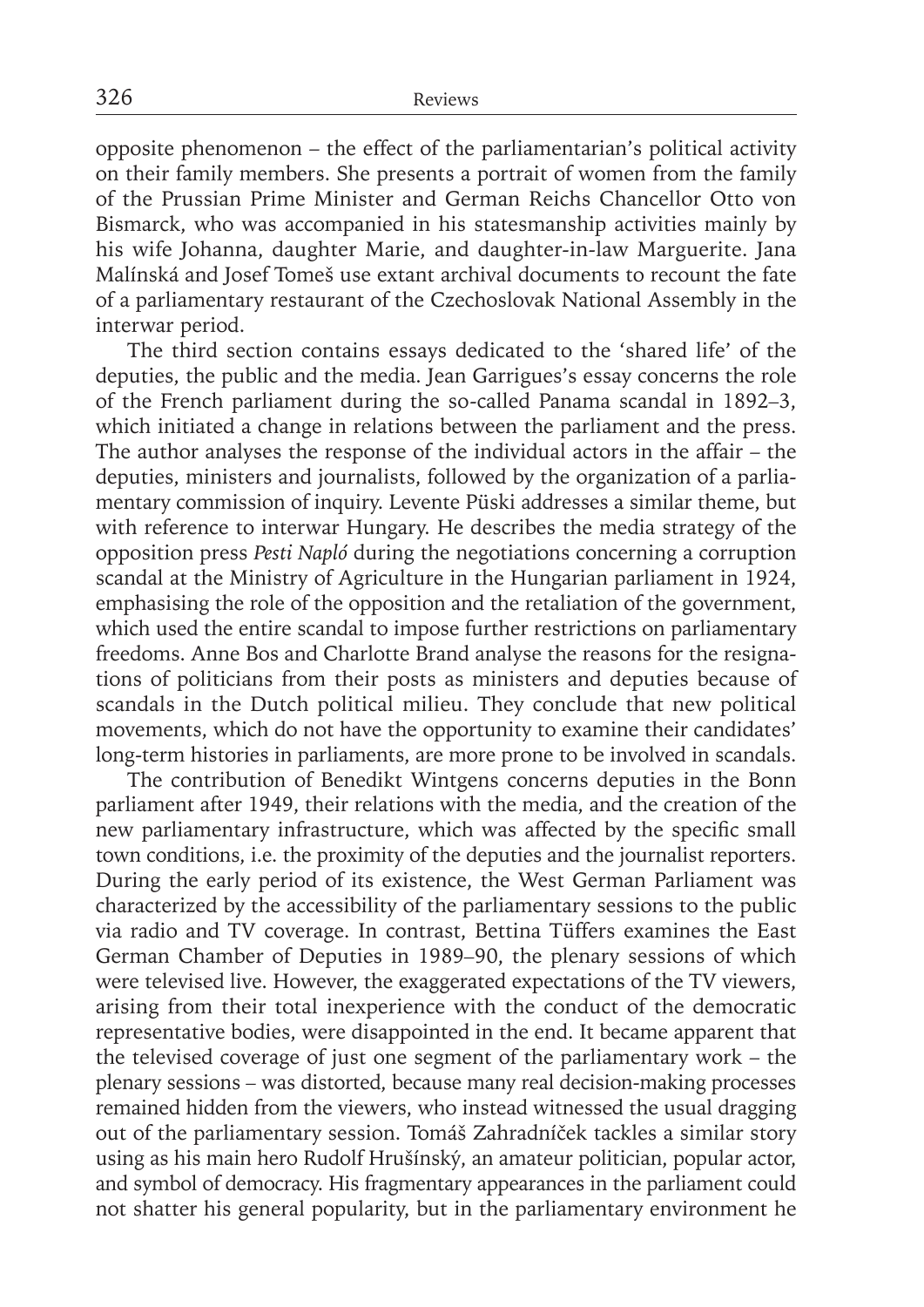opposite phenomenon – the effect of the parliamentarian's political activity on their family members. She presents a portrait of women from the family of the Prussian Prime Minister and German Reichs Chancellor Otto von Bismarck, who was accompanied in his statesmanship activities mainly by his wife Johanna, daughter Marie, and daughter-in-law Marguerite. Jana Malínská and Josef Tomeš use extant archival documents to recount the fate of a parliamentary restaurant of the Czechoslovak National Assembly in the interwar period.

The third section contains essays dedicated to the 'shared life' of the deputies, the public and the media. Jean Garrigues's essay concerns the role of the French parliament during the so-called Panama scandal in 1892–3, which initiated a change in relations between the parliament and the press. The author analyses the response of the individual actors in the affair – the deputies, ministers and journalists, followed by the organization of a parliamentary commission of inquiry. Levente Püski addresses a similar theme, but with reference to interwar Hungary. He describes the media strategy of the opposition press *Pesti Napló* during the negotiations concerning a corruption scandal at the Ministry of Agriculture in the Hungarian parliament in 1924, emphasising the role of the opposition and the retaliation of the government, which used the entire scandal to impose further restrictions on parliamentary freedoms. Anne Bos and Charlotte Brand analyse the reasons for the resignations of politicians from their posts as ministers and deputies because of scandals in the Dutch political milieu. They conclude that new political movements, which do not have the opportunity to examine their candidates' long-term histories in parliaments, are more prone to be involved in scandals.

The contribution of Benedikt Wintgens concerns deputies in the Bonn parliament after 1949, their relations with the media, and the creation of the new parliamentary infrastructure, which was affected by the specific small town conditions, i.e. the proximity of the deputies and the journalist reporters. During the early period of its existence, the West German Parliament was characterized by the accessibility of the parliamentary sessions to the public via radio and TV coverage. In contrast, Bettina Tüffers examines the East German Chamber of Deputies in 1989–90, the plenary sessions of which were televised live. However, the exaggerated expectations of the TV viewers, arising from their total inexperience with the conduct of the democratic representative bodies, were disappointed in the end. It became apparent that the televised coverage of just one segment of the parliamentary work – the plenary sessions – was distorted, because many real decision-making processes remained hidden from the viewers, who instead witnessed the usual dragging out of the parliamentary session. Tomáš Zahradníček tackles a similar story using as his main hero Rudolf Hrušínský, an amateur politician, popular actor, and symbol of democracy. His fragmentary appearances in the parliament could not shatter his general popularity, but in the parliamentary environment he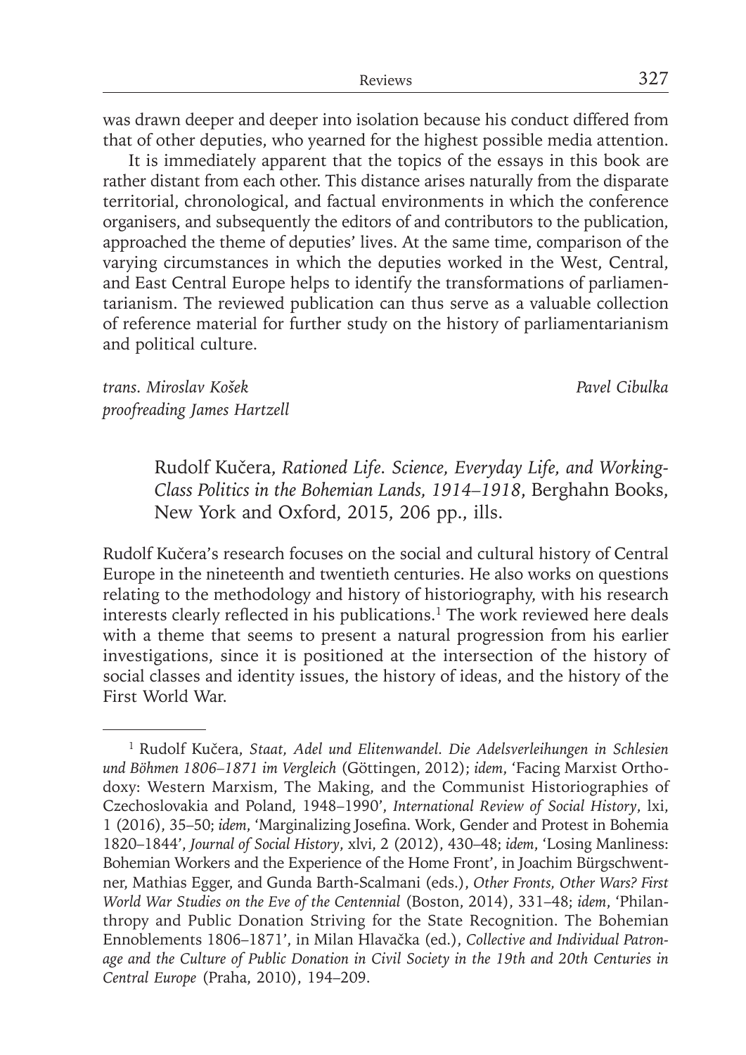was drawn deeper and deeper into isolation because his conduct differed from that of other deputies, who yearned for the highest possible media attention.

It is immediately apparent that the topics of the essays in this book are rather distant from each other. This distance arises naturally from the disparate territorial, chronological, and factual environments in which the conference organisers, and subsequently the editors of and contributors to the publication, approached the theme of deputies' lives. At the same time, comparison of the varying circumstances in which the deputies worked in the West, Central, and East Central Europe helps to identify the transformations of parliamentarianism. The reviewed publication can thus serve as a valuable collection of reference material for further study on the history of parliamentarianism and political culture.

*trans. Miroslav Košek*
*proofreading James Hartzell*

*Pavel Cibulka*

Rudolf Kučera, *Rationed Life. Science, Everyday Life, and Working-Class Politics in the Bohemian Lands, 1914–1918*, Berghahn Books, New York and Oxford, 2015, 206 pp., ills.

Rudolf Kučera's research focuses on the social and cultural history of Central Europe in the nineteenth and twentieth centuries. He also works on questions relating to the methodology and history of historiography, with his research interests clearly reflected in his publications.[1] The work reviewed here deals with a theme that seems to present a natural progression from his earlier investigations, since it is positioned at the intersection of the history of social classes and identity issues, the history of ideas, and the history of the First World War.

---

[1] Rudolf Kučera, *Staat, Adel und Elitenwandel. Die Adelsverleihungen in Schlesien und Böhmen 1806–1871 im Vergleich* (Göttingen, 2012); *idem*, 'Facing Marxist Orthodoxy: Western Marxism, The Making, and the Communist Historiographies of Czechoslovakia and Poland, 1948–1990', *International Review of Social History*, lxi, 1 (2016), 35–50; *idem*, 'Marginalizing Josefina. Work, Gender and Protest in Bohemia 1820–1844', *Journal of Social History*, xlvi, 2 (2012), 430–48; *idem*, 'Losing Manliness: Bohemian Workers and the Experience of the Home Front', in Joachim Bürgschwentner, Mathias Egger, and Gunda Barth-Scalmani (eds.), *Other Fronts, Other Wars? First World War Studies on the Eve of the Centennial* (Boston, 2014), 331–48; *idem*, 'Philanthropy and Public Donation Striving for the State Recognition. The Bohemian Ennoblements 1806–1871', in Milan Hlavačka (ed.), *Collective and Individual Patronage and the Culture of Public Donation in Civil Society in the 19th and 20th Centuries in Central Europe* (Praha, 2010), 194–209.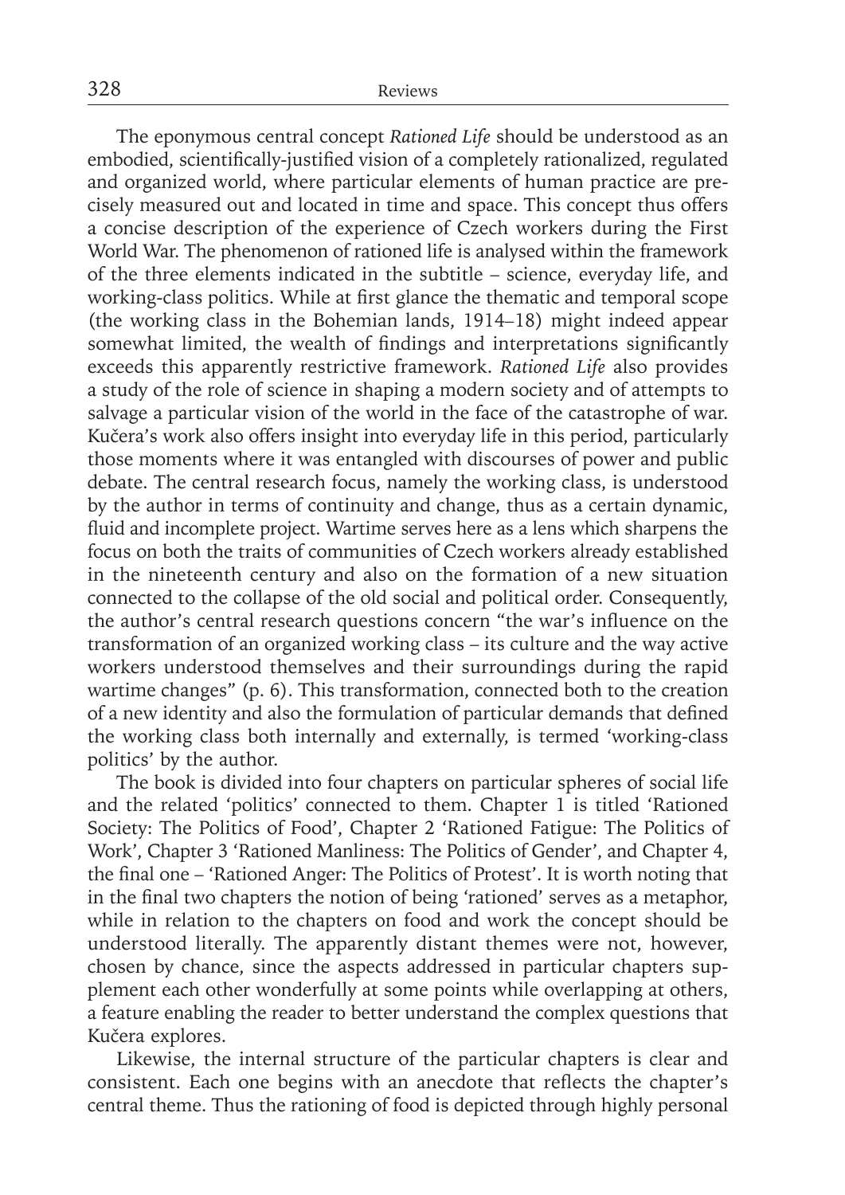The eponymous central concept *Rationed Life* should be understood as an embodied, scientifically-justified vision of a completely rationalized, regulated and organized world, where particular elements of human practice are precisely measured out and located in time and space. This concept thus offers a concise description of the experience of Czech workers during the First World War. The phenomenon of rationed life is analysed within the framework of the three elements indicated in the subtitle – science, everyday life, and working-class politics. While at first glance the thematic and temporal scope (the working class in the Bohemian lands, 1914–18) might indeed appear somewhat limited, the wealth of findings and interpretations significantly exceeds this apparently restrictive framework. *Rationed Life* also provides a study of the role of science in shaping a modern society and of attempts to salvage a particular vision of the world in the face of the catastrophe of war. Kučera's work also offers insight into everyday life in this period, particularly those moments where it was entangled with discourses of power and public debate. The central research focus, namely the working class, is understood by the author in terms of continuity and change, thus as a certain dynamic, fluid and incomplete project. Wartime serves here as a lens which sharpens the focus on both the traits of communities of Czech workers already established in the nineteenth century and also on the formation of a new situation connected to the collapse of the old social and political order. Consequently, the author's central research questions concern "the war's influence on the transformation of an organized working class – its culture and the way active workers understood themselves and their surroundings during the rapid wartime changes" (p. 6). This transformation, connected both to the creation of a new identity and also the formulation of particular demands that defined the working class both internally and externally, is termed 'working-class politics' by the author.

The book is divided into four chapters on particular spheres of social life and the related 'politics' connected to them. Chapter 1 is titled 'Rationed Society: The Politics of Food', Chapter 2 'Rationed Fatigue: The Politics of Work', Chapter 3 'Rationed Manliness: The Politics of Gender', and Chapter 4, the final one – 'Rationed Anger: The Politics of Protest'. It is worth noting that in the final two chapters the notion of being 'rationed' serves as a metaphor, while in relation to the chapters on food and work the concept should be understood literally. The apparently distant themes were not, however, chosen by chance, since the aspects addressed in particular chapters supplement each other wonderfully at some points while overlapping at others, a feature enabling the reader to better understand the complex questions that Kučera explores.

Likewise, the internal structure of the particular chapters is clear and consistent. Each one begins with an anecdote that reflects the chapter's central theme. Thus the rationing of food is depicted through highly personal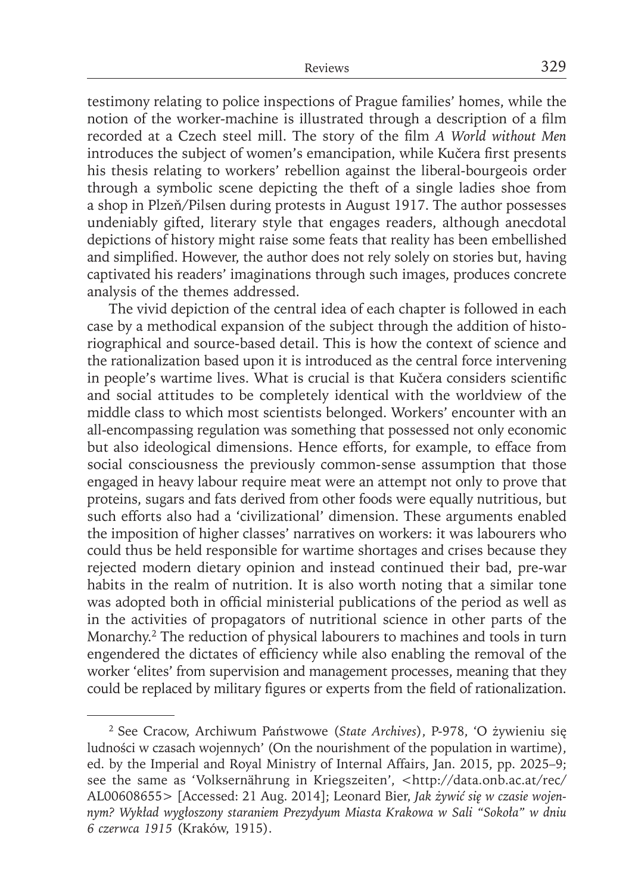testimony relating to police inspections of Prague families' homes, while the notion of the worker-machine is illustrated through a description of a film recorded at a Czech steel mill. The story of the film *A World without Men* introduces the subject of women's emancipation, while Kučera first presents his thesis relating to workers' rebellion against the liberal-bourgeois order through a symbolic scene depicting the theft of a single ladies shoe from a shop in Plzeň/Pilsen during protests in August 1917. The author possesses undeniably gifted, literary style that engages readers, although anecdotal depictions of history might raise some feats that reality has been embellished and simplified. However, the author does not rely solely on stories but, having captivated his readers' imaginations through such images, produces concrete analysis of the themes addressed.

The vivid depiction of the central idea of each chapter is followed in each case by a methodical expansion of the subject through the addition of historiographical and source-based detail. This is how the context of science and the rationalization based upon it is introduced as the central force intervening in people's wartime lives. What is crucial is that Kučera considers scientific and social attitudes to be completely identical with the worldview of the middle class to which most scientists belonged. Workers' encounter with an all-encompassing regulation was something that possessed not only economic but also ideological dimensions. Hence efforts, for example, to efface from social consciousness the previously common-sense assumption that those engaged in heavy labour require meat were an attempt not only to prove that proteins, sugars and fats derived from other foods were equally nutritious, but such efforts also had a 'civilizational' dimension. These arguments enabled the imposition of higher classes' narratives on workers: it was labourers who could thus be held responsible for wartime shortages and crises because they rejected modern dietary opinion and instead continued their bad, pre-war habits in the realm of nutrition. It is also worth noting that a similar tone was adopted both in official ministerial publications of the period as well as in the activities of propagators of nutritional science in other parts of the Monarchy.[2] The reduction of physical labourers to machines and tools in turn engendered the dictates of efficiency while also enabling the removal of the worker 'elites' from supervision and management processes, meaning that they could be replaced by military figures or experts from the field of rationalization.

---

[2] See Cracow, Archiwum Państwowe (*State Archives*), P-978, 'O żywieniu się ludności w czasach wojennych' (On the nourishment of the population in wartime), ed. by the Imperial and Royal Ministry of Internal Affairs, Jan. 2015, pp. 2025–9; see the same as 'Volksernährung in Kriegszeiten', <http://data.onb.ac.at/rec/AL00608655> [Accessed: 21 Aug. 2014]; Leonard Bier, *Jak żywić się w czasie wojennym? Wykład wygłoszony staraniem Prezydyum Miasta Krakowa w Sali "Sokoła" w dniu 6 czerwca 1915* (Kraków, 1915).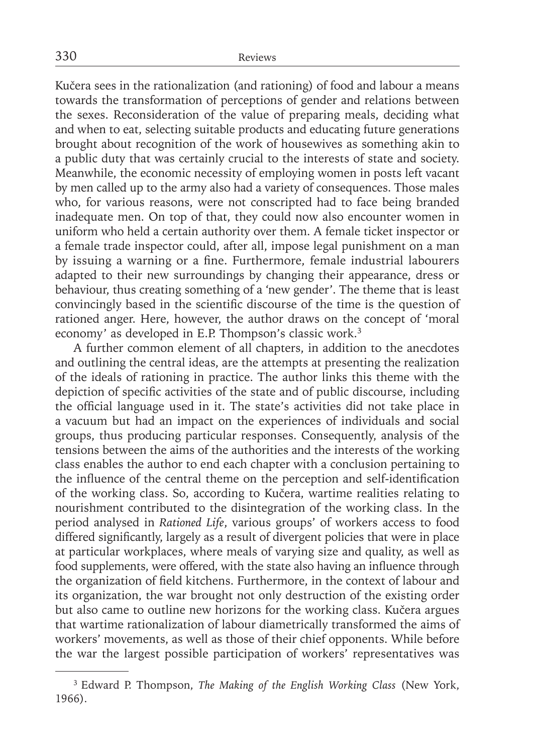Kučera sees in the rationalization (and rationing) of food and labour a means towards the transformation of perceptions of gender and relations between the sexes. Reconsideration of the value of preparing meals, deciding what and when to eat, selecting suitable products and educating future generations brought about recognition of the work of housewives as something akin to a public duty that was certainly crucial to the interests of state and society. Meanwhile, the economic necessity of employing women in posts left vacant by men called up to the army also had a variety of consequences. Those males who, for various reasons, were not conscripted had to face being branded inadequate men. On top of that, they could now also encounter women in uniform who held a certain authority over them. A female ticket inspector or a female trade inspector could, after all, impose legal punishment on a man by issuing a warning or a fine. Furthermore, female industrial labourers adapted to their new surroundings by changing their appearance, dress or behaviour, thus creating something of a 'new gender'. The theme that is least convincingly based in the scientific discourse of the time is the question of rationed anger. Here, however, the author draws on the concept of 'moral economy' as developed in E.P. Thompson's classic work.[3]

A further common element of all chapters, in addition to the anecdotes and outlining the central ideas, are the attempts at presenting the realization of the ideals of rationing in practice. The author links this theme with the depiction of specific activities of the state and of public discourse, including the official language used in it. The state's activities did not take place in a vacuum but had an impact on the experiences of individuals and social groups, thus producing particular responses. Consequently, analysis of the tensions between the aims of the authorities and the interests of the working class enables the author to end each chapter with a conclusion pertaining to the influence of the central theme on the perception and self-identification of the working class. So, according to Kučera, wartime realities relating to nourishment contributed to the disintegration of the working class. In the period analysed in *Rationed Life*, various groups' of workers access to food differed significantly, largely as a result of divergent policies that were in place at particular workplaces, where meals of varying size and quality, as well as food supplements, were offered, with the state also having an influence through the organization of field kitchens. Furthermore, in the context of labour and its organization, the war brought not only destruction of the existing order but also came to outline new horizons for the working class. Kučera argues that wartime rationalization of labour diametrically transformed the aims of workers' movements, as well as those of their chief opponents. While before the war the largest possible participation of workers' representatives was

---

[3] Edward P. Thompson, *The Making of the English Working Class* (New York, 1966).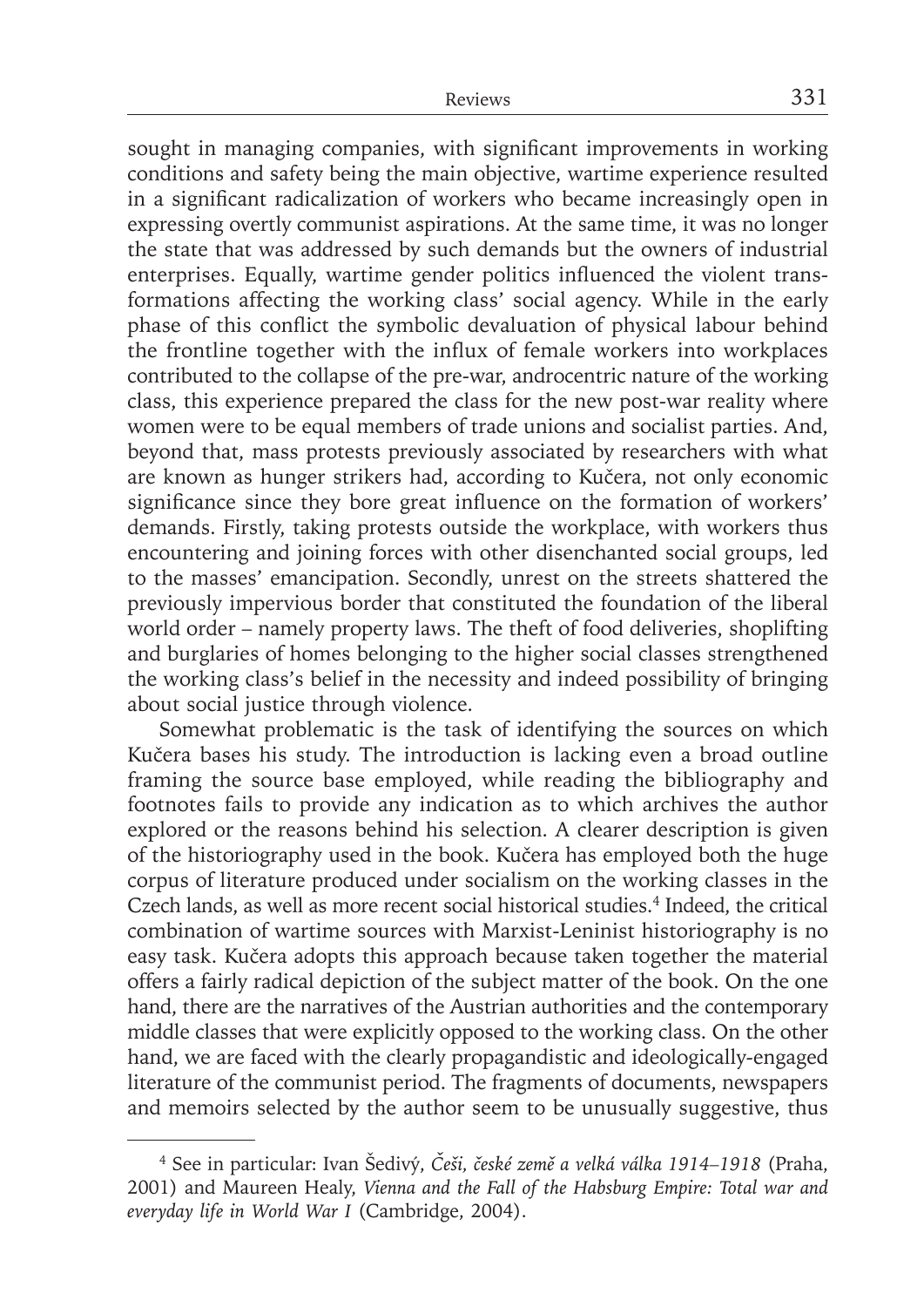sought in managing companies, with significant improvements in working conditions and safety being the main objective, wartime experience resulted in a significant radicalization of workers who became increasingly open in expressing overtly communist aspirations. At the same time, it was no longer the state that was addressed by such demands but the owners of industrial enterprises. Equally, wartime gender politics influenced the violent transformations affecting the working class' social agency. While in the early phase of this conflict the symbolic devaluation of physical labour behind the frontline together with the influx of female workers into workplaces contributed to the collapse of the pre-war, androcentric nature of the working class, this experience prepared the class for the new post-war reality where women were to be equal members of trade unions and socialist parties. And, beyond that, mass protests previously associated by researchers with what are known as hunger strikers had, according to Kučera, not only economic significance since they bore great influence on the formation of workers' demands. Firstly, taking protests outside the workplace, with workers thus encountering and joining forces with other disenchanted social groups, led to the masses' emancipation. Secondly, unrest on the streets shattered the previously impervious border that constituted the foundation of the liberal world order – namely property laws. The theft of food deliveries, shoplifting and burglaries of homes belonging to the higher social classes strengthened the working class's belief in the necessity and indeed possibility of bringing about social justice through violence.

Somewhat problematic is the task of identifying the sources on which Kučera bases his study. The introduction is lacking even a broad outline framing the source base employed, while reading the bibliography and footnotes fails to provide any indication as to which archives the author explored or the reasons behind his selection. A clearer description is given of the historiography used in the book. Kučera has employed both the huge corpus of literature produced under socialism on the working classes in the Czech lands, as well as more recent social historical studies.[4] Indeed, the critical combination of wartime sources with Marxist-Leninist historiography is no easy task. Kučera adopts this approach because taken together the material offers a fairly radical depiction of the subject matter of the book. On the one hand, there are the narratives of the Austrian authorities and the contemporary middle classes that were explicitly opposed to the working class. On the other hand, we are faced with the clearly propagandistic and ideologically-engaged literature of the communist period. The fragments of documents, newspapers and memoirs selected by the author seem to be unusually suggestive, thus

---

[4] See in particular: Ivan Šedivý, *Češi, české země a velká válka 1914–1918* (Praha, 2001) and Maureen Healy, *Vienna and the Fall of the Habsburg Empire: Total war and everyday life in World War I* (Cambridge, 2004).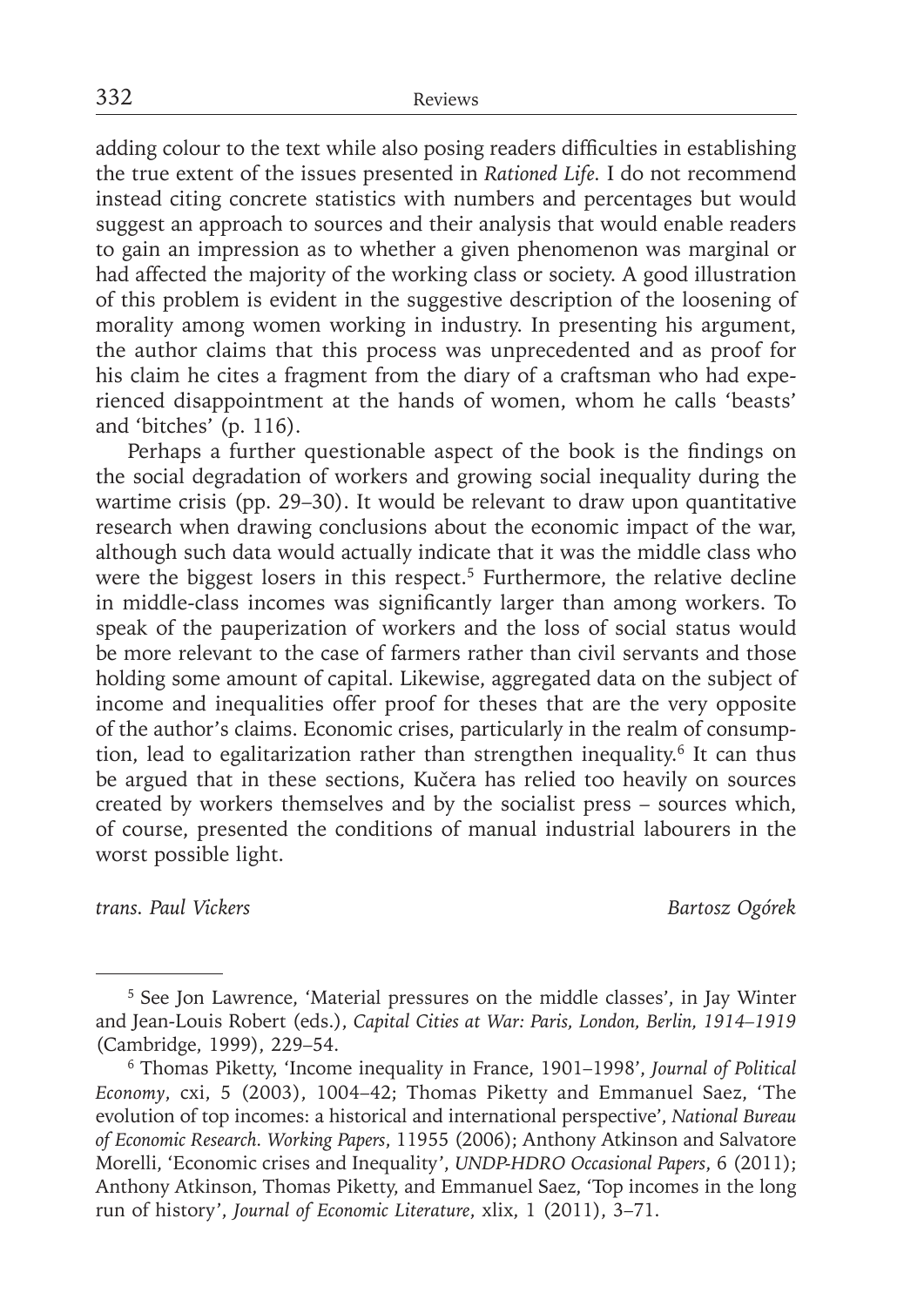adding colour to the text while also posing readers difficulties in establishing the true extent of the issues presented in *Rationed Life*. I do not recommend instead citing concrete statistics with numbers and percentages but would suggest an approach to sources and their analysis that would enable readers to gain an impression as to whether a given phenomenon was marginal or had affected the majority of the working class or society. A good illustration of this problem is evident in the suggestive description of the loosening of morality among women working in industry. In presenting his argument, the author claims that this process was unprecedented and as proof for his claim he cites a fragment from the diary of a craftsman who had experienced disappointment at the hands of women, whom he calls 'beasts' and 'bitches' (p. 116).

Perhaps a further questionable aspect of the book is the findings on the social degradation of workers and growing social inequality during the wartime crisis (pp. 29–30). It would be relevant to draw upon quantitative research when drawing conclusions about the economic impact of the war, although such data would actually indicate that it was the middle class who were the biggest losers in this respect.[5] Furthermore, the relative decline in middle-class incomes was significantly larger than among workers. To speak of the pauperization of workers and the loss of social status would be more relevant to the case of farmers rather than civil servants and those holding some amount of capital. Likewise, aggregated data on the subject of income and inequalities offer proof for theses that are the very opposite of the author's claims. Economic crises, particularly in the realm of consumption, lead to egalitarization rather than strengthen inequality.[6] It can thus be argued that in these sections, Kučera has relied too heavily on sources created by workers themselves and by the socialist press – sources which, of course, presented the conditions of manual industrial labourers in the worst possible light.

*trans. Paul Vickers* *Bartosz Ogórek*

---

[5] See Jon Lawrence, 'Material pressures on the middle classes', in Jay Winter and Jean-Louis Robert (eds.), *Capital Cities at War: Paris, London, Berlin, 1914–1919* (Cambridge, 1999), 229–54.

[6] Thomas Piketty, 'Income inequality in France, 1901–1998', *Journal of Political Economy*, cxi, 5 (2003), 1004–42; Thomas Piketty and Emmanuel Saez, 'The evolution of top incomes: a historical and international perspective', *National Bureau of Economic Research. Working Papers*, 11955 (2006); Anthony Atkinson and Salvatore Morelli, 'Economic crises and Inequality', *UNDP-HDRO Occasional Papers*, 6 (2011); Anthony Atkinson, Thomas Piketty, and Emmanuel Saez, 'Top incomes in the long run of history', *Journal of Economic Literature*, xlix, 1 (2011), 3–71.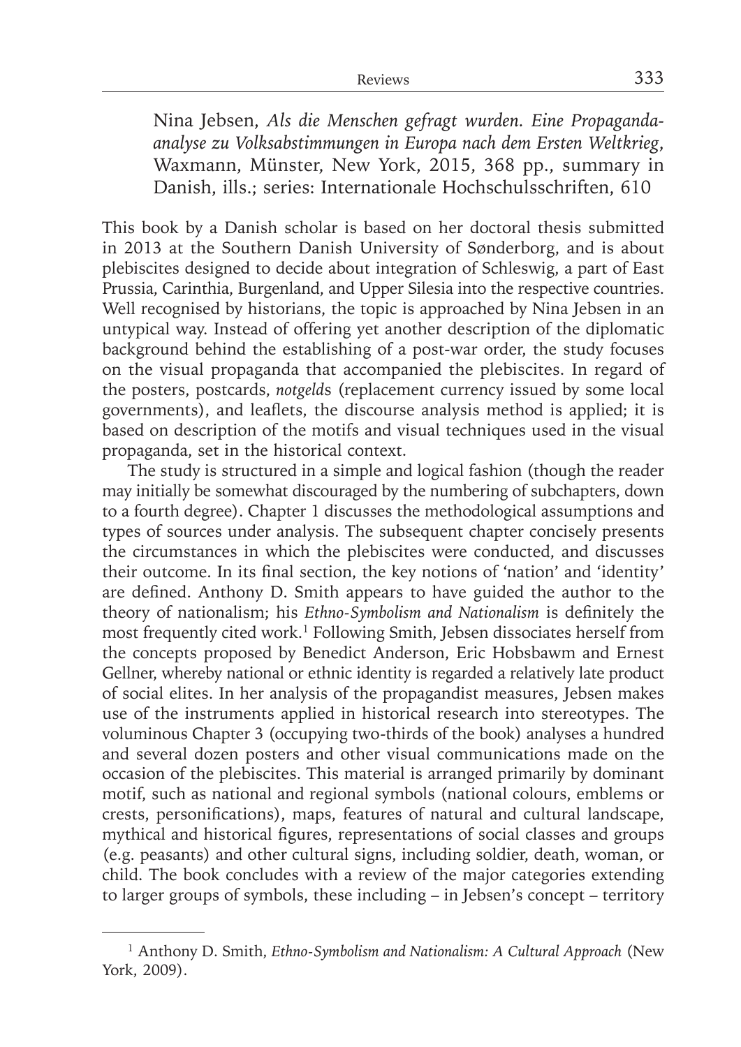Nina Jebsen, *Als die Menschen gefragt wurden. Eine Propaganda-analyse zu Volksabstimmungen in Europa nach dem Ersten Weltkrieg*, Waxmann, Münster, New York, 2015, 368 pp., summary in Danish, ills.; series: Internationale Hochschulsschriften, 610

This book by a Danish scholar is based on her doctoral thesis submitted in 2013 at the Southern Danish University of Sønderborg, and is about plebiscites designed to decide about integration of Schleswig, a part of East Prussia, Carinthia, Burgenland, and Upper Silesia into the respective countries. Well recognised by historians, the topic is approached by Nina Jebsen in an untypical way. Instead of offering yet another description of the diplomatic background behind the establishing of a post-war order, the study focuses on the visual propaganda that accompanied the plebiscites. In regard of the posters, postcards, *notgelds* (replacement currency issued by some local governments), and leaflets, the discourse analysis method is applied; it is based on description of the motifs and visual techniques used in the visual propaganda, set in the historical context.

The study is structured in a simple and logical fashion (though the reader may initially be somewhat discouraged by the numbering of subchapters, down to a fourth degree). Chapter 1 discusses the methodological assumptions and types of sources under analysis. The subsequent chapter concisely presents the circumstances in which the plebiscites were conducted, and discusses their outcome. In its final section, the key notions of 'nation' and 'identity' are defined. Anthony D. Smith appears to have guided the author to the theory of nationalism; his *Ethno-Symbolism and Nationalism* is definitely the most frequently cited work.[1] Following Smith, Jebsen dissociates herself from the concepts proposed by Benedict Anderson, Eric Hobsbawm and Ernest Gellner, whereby national or ethnic identity is regarded a relatively late product of social elites. In her analysis of the propagandist measures, Jebsen makes use of the instruments applied in historical research into stereotypes. The voluminous Chapter 3 (occupying two-thirds of the book) analyses a hundred and several dozen posters and other visual communications made on the occasion of the plebiscites. This material is arranged primarily by dominant motif, such as national and regional symbols (national colours, emblems or crests, personifications), maps, features of natural and cultural landscape, mythical and historical figures, representations of social classes and groups (e.g. peasants) and other cultural signs, including soldier, death, woman, or child. The book concludes with a review of the major categories extending to larger groups of symbols, these including – in Jebsen's concept – territory

---

[1] Anthony D. Smith, *Ethno-Symbolism and Nationalism: A Cultural Approach* (New York, 2009).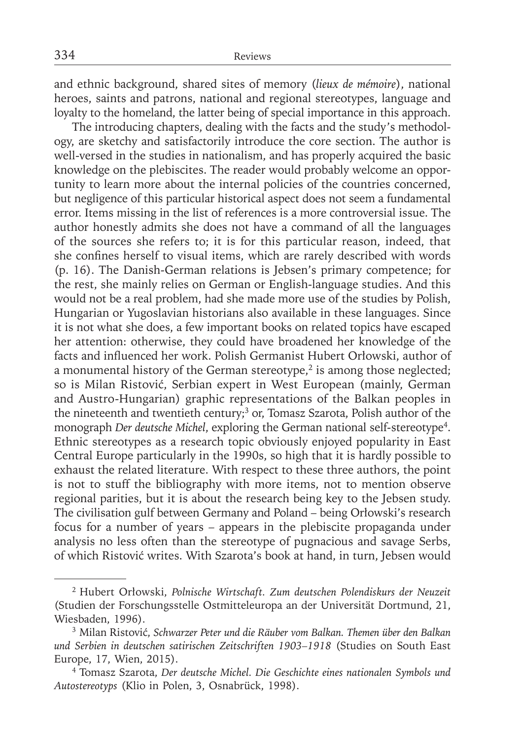and ethnic background, shared sites of memory (*lieux de mémoire*), national heroes, saints and patrons, national and regional stereotypes, language and loyalty to the homeland, the latter being of special importance in this approach.

The introducing chapters, dealing with the facts and the study's methodology, are sketchy and satisfactorily introduce the core section. The author is well-versed in the studies in nationalism, and has properly acquired the basic knowledge on the plebiscites. The reader would probably welcome an opportunity to learn more about the internal policies of the countries concerned, but negligence of this particular historical aspect does not seem a fundamental error. Items missing in the list of references is a more controversial issue. The author honestly admits she does not have a command of all the languages of the sources she refers to; it is for this particular reason, indeed, that she confines herself to visual items, which are rarely described with words (p. 16). The Danish-German relations is Jebsen's primary competence; for the rest, she mainly relies on German or English-language studies. And this would not be a real problem, had she made more use of the studies by Polish, Hungarian or Yugoslavian historians also available in these languages. Since it is not what she does, a few important books on related topics have escaped her attention: otherwise, they could have broadened her knowledge of the facts and influenced her work. Polish Germanist Hubert Orłowski, author of a monumental history of the German stereotype,[2] is among those neglected; so is Milan Ristović, Serbian expert in West European (mainly, German and Austro-Hungarian) graphic representations of the Balkan peoples in the nineteenth and twentieth century;[3] or, Tomasz Szarota, Polish author of the monograph *Der deutsche Michel*, exploring the German national self-stereotype[4]. Ethnic stereotypes as a research topic obviously enjoyed popularity in East Central Europe particularly in the 1990s, so high that it is hardly possible to exhaust the related literature. With respect to these three authors, the point is not to stuff the bibliography with more items, not to mention observe regional parities, but it is about the research being key to the Jebsen study. The civilisation gulf between Germany and Poland – being Orłowski's research focus for a number of years – appears in the plebiscite propaganda under analysis no less often than the stereotype of pugnacious and savage Serbs, of which Ristović writes. With Szarota's book at hand, in turn, Jebsen would

---

[2] Hubert Orłowski, *Polnische Wirtschaft. Zum deutschen Polendiskurs der Neuzeit* (Studien der Forschungsstelle Ostmitteleuropa an der Universität Dortmund, 21, Wiesbaden, 1996).

[3] Milan Ristović, *Schwarzer Peter und die Räuber vom Balkan. Themen über den Balkan und Serbien in deutschen satirischen Zeitschriften 1903–1918* (Studies on South East Europe, 17, Wien, 2015).

[4] Tomasz Szarota, *Der deutsche Michel. Die Geschichte eines nationalen Symbols und Autostereotyps* (Klio in Polen, 3, Osnabrück, 1998).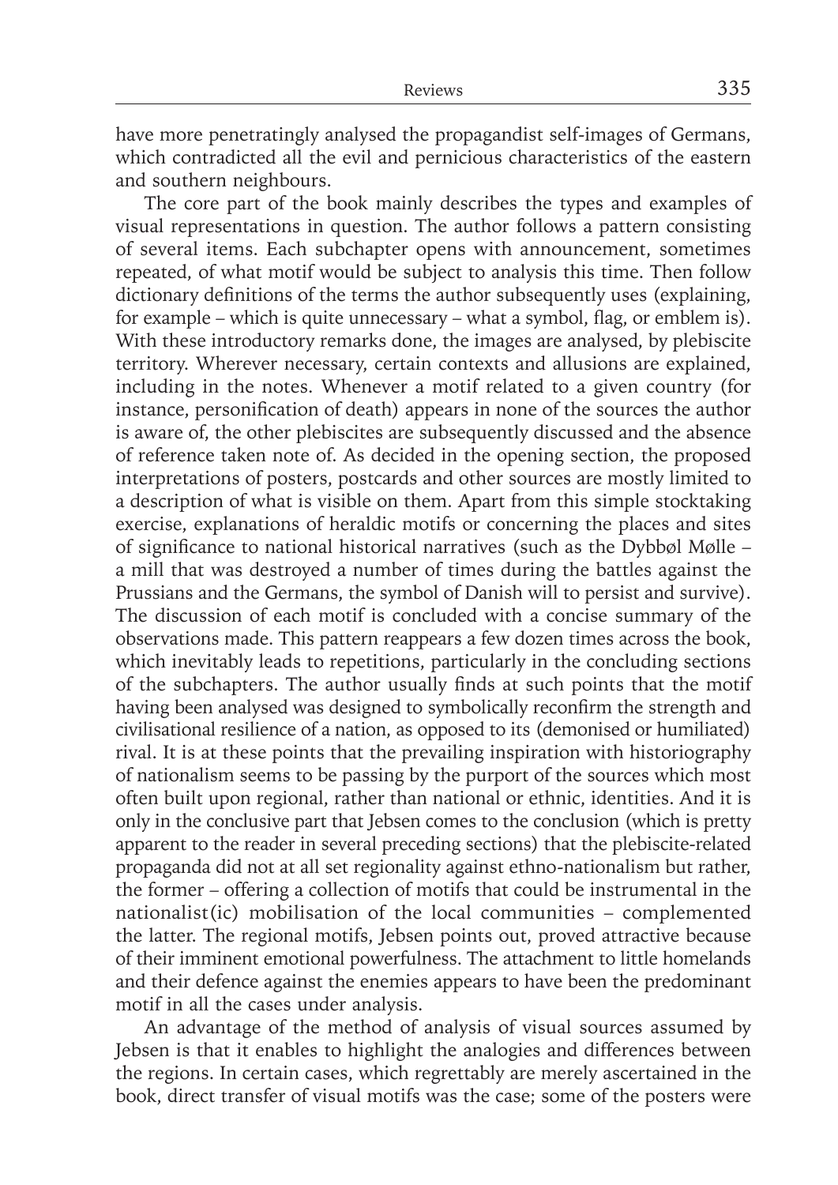have more penetratingly analysed the propagandist self-images of Germans, which contradicted all the evil and pernicious characteristics of the eastern and southern neighbours.

The core part of the book mainly describes the types and examples of visual representations in question. The author follows a pattern consisting of several items. Each subchapter opens with announcement, sometimes repeated, of what motif would be subject to analysis this time. Then follow dictionary definitions of the terms the author subsequently uses (explaining, for example – which is quite unnecessary – what a symbol, flag, or emblem is). With these introductory remarks done, the images are analysed, by plebiscite territory. Wherever necessary, certain contexts and allusions are explained, including in the notes. Whenever a motif related to a given country (for instance, personification of death) appears in none of the sources the author is aware of, the other plebiscites are subsequently discussed and the absence of reference taken note of. As decided in the opening section, the proposed interpretations of posters, postcards and other sources are mostly limited to a description of what is visible on them. Apart from this simple stocktaking exercise, explanations of heraldic motifs or concerning the places and sites of significance to national historical narratives (such as the Dybbøl Mølle – a mill that was destroyed a number of times during the battles against the Prussians and the Germans, the symbol of Danish will to persist and survive). The discussion of each motif is concluded with a concise summary of the observations made. This pattern reappears a few dozen times across the book, which inevitably leads to repetitions, particularly in the concluding sections of the subchapters. The author usually finds at such points that the motif having been analysed was designed to symbolically reconfirm the strength and civilisational resilience of a nation, as opposed to its (demonised or humiliated) rival. It is at these points that the prevailing inspiration with historiography of nationalism seems to be passing by the purport of the sources which most often built upon regional, rather than national or ethnic, identities. And it is only in the conclusive part that Jebsen comes to the conclusion (which is pretty apparent to the reader in several preceding sections) that the plebiscite-related propaganda did not at all set regionality against ethno-nationalism but rather, the former – offering a collection of motifs that could be instrumental in the nationalist(ic) mobilisation of the local communities – complemented the latter. The regional motifs, Jebsen points out, proved attractive because of their imminent emotional powerfulness. The attachment to little homelands and their defence against the enemies appears to have been the predominant motif in all the cases under analysis.

An advantage of the method of analysis of visual sources assumed by Jebsen is that it enables to highlight the analogies and differences between the regions. In certain cases, which regrettably are merely ascertained in the book, direct transfer of visual motifs was the case; some of the posters were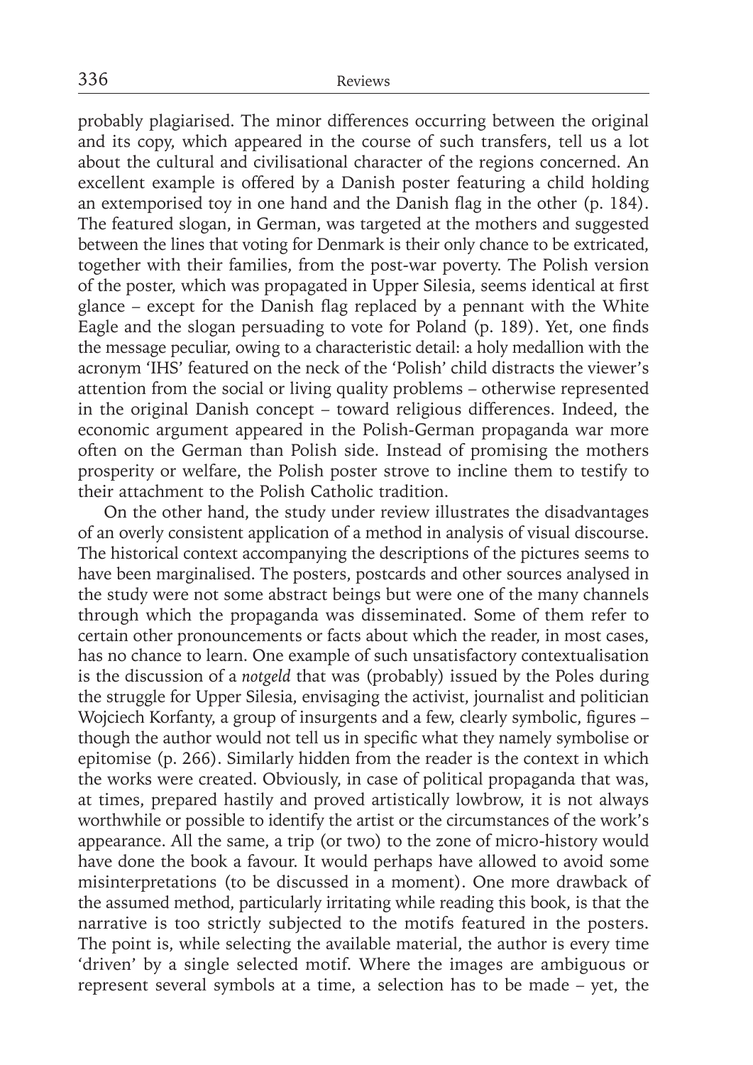probably plagiarised. The minor differences occurring between the original and its copy, which appeared in the course of such transfers, tell us a lot about the cultural and civilisational character of the regions concerned. An excellent example is offered by a Danish poster featuring a child holding an extemporised toy in one hand and the Danish flag in the other (p. 184). The featured slogan, in German, was targeted at the mothers and suggested between the lines that voting for Denmark is their only chance to be extricated, together with their families, from the post-war poverty. The Polish version of the poster, which was propagated in Upper Silesia, seems identical at first glance – except for the Danish flag replaced by a pennant with the White Eagle and the slogan persuading to vote for Poland (p. 189). Yet, one finds the message peculiar, owing to a characteristic detail: a holy medallion with the acronym 'IHS' featured on the neck of the 'Polish' child distracts the viewer's attention from the social or living quality problems – otherwise represented in the original Danish concept – toward religious differences. Indeed, the economic argument appeared in the Polish-German propaganda war more often on the German than Polish side. Instead of promising the mothers prosperity or welfare, the Polish poster strove to incline them to testify to their attachment to the Polish Catholic tradition.

On the other hand, the study under review illustrates the disadvantages of an overly consistent application of a method in analysis of visual discourse. The historical context accompanying the descriptions of the pictures seems to have been marginalised. The posters, postcards and other sources analysed in the study were not some abstract beings but were one of the many channels through which the propaganda was disseminated. Some of them refer to certain other pronouncements or facts about which the reader, in most cases, has no chance to learn. One example of such unsatisfactory contextualisation is the discussion of a *notgeld* that was (probably) issued by the Poles during the struggle for Upper Silesia, envisaging the activist, journalist and politician Wojciech Korfanty, a group of insurgents and a few, clearly symbolic, figures – though the author would not tell us in specific what they namely symbolise or epitomise (p. 266). Similarly hidden from the reader is the context in which the works were created. Obviously, in case of political propaganda that was, at times, prepared hastily and proved artistically lowbrow, it is not always worthwhile or possible to identify the artist or the circumstances of the work's appearance. All the same, a trip (or two) to the zone of micro-history would have done the book a favour. It would perhaps have allowed to avoid some misinterpretations (to be discussed in a moment). One more drawback of the assumed method, particularly irritating while reading this book, is that the narrative is too strictly subjected to the motifs featured in the posters. The point is, while selecting the available material, the author is every time 'driven' by a single selected motif. Where the images are ambiguous or represent several symbols at a time, a selection has to be made – yet, the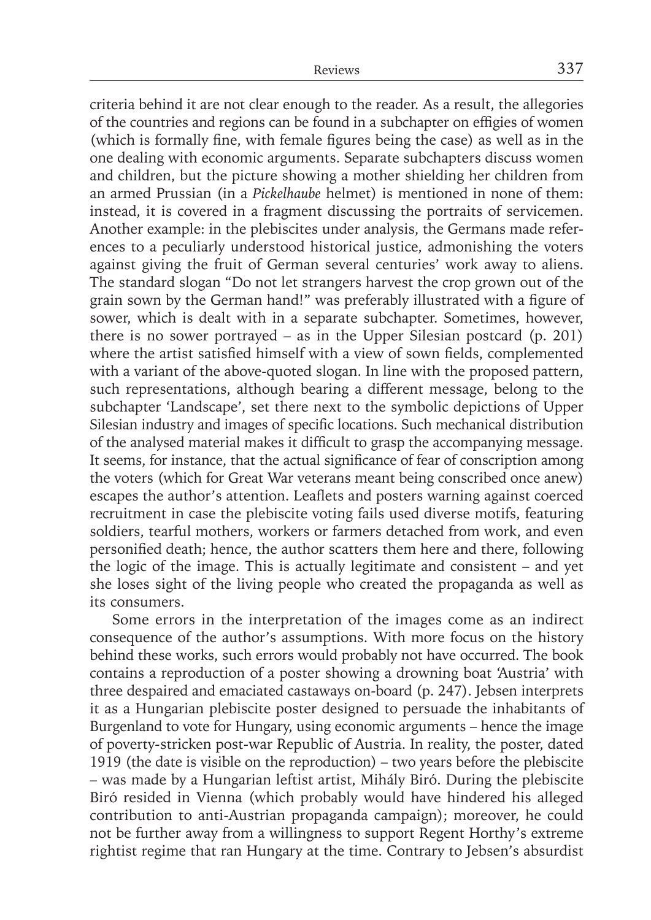criteria behind it are not clear enough to the reader. As a result, the allegories of the countries and regions can be found in a subchapter on effigies of women (which is formally fine, with female figures being the case) as well as in the one dealing with economic arguments. Separate subchapters discuss women and children, but the picture showing a mother shielding her children from an armed Prussian (in a *Pickelhaube* helmet) is mentioned in none of them: instead, it is covered in a fragment discussing the portraits of servicemen. Another example: in the plebiscites under analysis, the Germans made references to a peculiarly understood historical justice, admonishing the voters against giving the fruit of German several centuries' work away to aliens. The standard slogan "Do not let strangers harvest the crop grown out of the grain sown by the German hand!" was preferably illustrated with a figure of sower, which is dealt with in a separate subchapter. Sometimes, however, there is no sower portrayed – as in the Upper Silesian postcard (p. 201) where the artist satisfied himself with a view of sown fields, complemented with a variant of the above-quoted slogan. In line with the proposed pattern, such representations, although bearing a different message, belong to the subchapter 'Landscape', set there next to the symbolic depictions of Upper Silesian industry and images of specific locations. Such mechanical distribution of the analysed material makes it difficult to grasp the accompanying message. It seems, for instance, that the actual significance of fear of conscription among the voters (which for Great War veterans meant being conscribed once anew) escapes the author's attention. Leaflets and posters warning against coerced recruitment in case the plebiscite voting fails used diverse motifs, featuring soldiers, tearful mothers, workers or farmers detached from work, and even personified death; hence, the author scatters them here and there, following the logic of the image. This is actually legitimate and consistent – and yet she loses sight of the living people who created the propaganda as well as its consumers.

Some errors in the interpretation of the images come as an indirect consequence of the author's assumptions. With more focus on the history behind these works, such errors would probably not have occurred. The book contains a reproduction of a poster showing a drowning boat 'Austria' with three despaired and emaciated castaways on-board (p. 247). Jebsen interprets it as a Hungarian plebiscite poster designed to persuade the inhabitants of Burgenland to vote for Hungary, using economic arguments – hence the image of poverty-stricken post-war Republic of Austria. In reality, the poster, dated 1919 (the date is visible on the reproduction) – two years before the plebiscite – was made by a Hungarian leftist artist, Mihály Biró. During the plebiscite Biró resided in Vienna (which probably would have hindered his alleged contribution to anti-Austrian propaganda campaign); moreover, he could not be further away from a willingness to support Regent Horthy's extreme rightist regime that ran Hungary at the time. Contrary to Jebsen's absurdist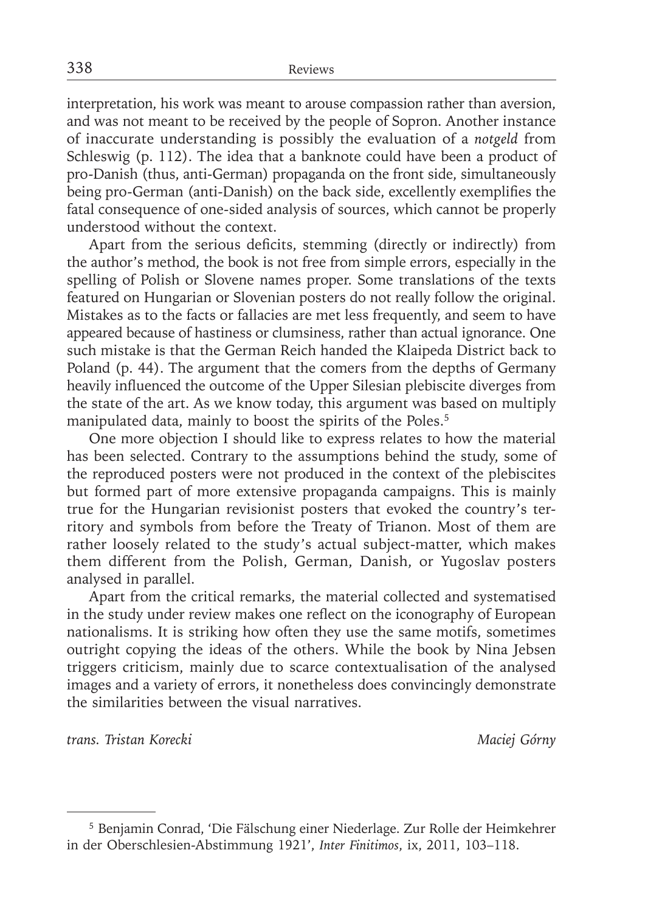interpretation, his work was meant to arouse compassion rather than aversion, and was not meant to be received by the people of Sopron. Another instance of inaccurate understanding is possibly the evaluation of a *notgeld* from Schleswig (p. 112). The idea that a banknote could have been a product of pro-Danish (thus, anti-German) propaganda on the front side, simultaneously being pro-German (anti-Danish) on the back side, excellently exemplifies the fatal consequence of one-sided analysis of sources, which cannot be properly understood without the context.

Apart from the serious deficits, stemming (directly or indirectly) from the author's method, the book is not free from simple errors, especially in the spelling of Polish or Slovene names proper. Some translations of the texts featured on Hungarian or Slovenian posters do not really follow the original. Mistakes as to the facts or fallacies are met less frequently, and seem to have appeared because of hastiness or clumsiness, rather than actual ignorance. One such mistake is that the German Reich handed the Klaipeda District back to Poland (p. 44). The argument that the comers from the depths of Germany heavily influenced the outcome of the Upper Silesian plebiscite diverges from the state of the art. As we know today, this argument was based on multiply manipulated data, mainly to boost the spirits of the Poles.[5]

One more objection I should like to express relates to how the material has been selected. Contrary to the assumptions behind the study, some of the reproduced posters were not produced in the context of the plebiscites but formed part of more extensive propaganda campaigns. This is mainly true for the Hungarian revisionist posters that evoked the country's territory and symbols from before the Treaty of Trianon. Most of them are rather loosely related to the study's actual subject-matter, which makes them different from the Polish, German, Danish, or Yugoslav posters analysed in parallel.

Apart from the critical remarks, the material collected and systematised in the study under review makes one reflect on the iconography of European nationalisms. It is striking how often they use the same motifs, sometimes outright copying the ideas of the others. While the book by Nina Jebsen triggers criticism, mainly due to scarce contextualisation of the analysed images and a variety of errors, it nonetheless does convincingly demonstrate the similarities between the visual narratives.

*trans. Tristan Korecki* *Maciej Górny*

---

[5] Benjamin Conrad, 'Die Fälschung einer Niederlage. Zur Rolle der Heimkehrer in der Oberschlesien-Abstimmung 1921', *Inter Finitimos*, ix, 2011, 103–118.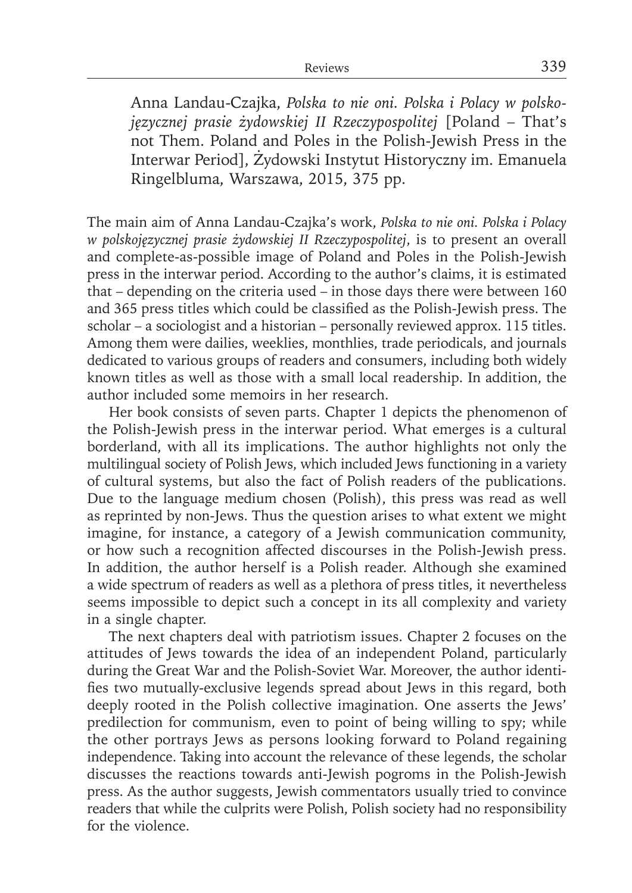Anna Landau-Czajka, *Polska to nie oni. Polska i Polacy w polsko-języcznej prasie żydowskiej II Rzeczypospolitej* [Poland – That's not Them. Poland and Poles in the Polish-Jewish Press in the Interwar Period], Żydowski Instytut Historyczny im. Emanuela Ringelbluma, Warszawa, 2015, 375 pp.

The main aim of Anna Landau-Czajka's work, *Polska to nie oni. Polska i Polacy w polskojęzycznej prasie żydowskiej II Rzeczypospolitej*, is to present an overall and complete-as-possible image of Poland and Poles in the Polish-Jewish press in the interwar period. According to the author's claims, it is estimated that – depending on the criteria used – in those days there were between 160 and 365 press titles which could be classified as the Polish-Jewish press. The scholar – a sociologist and a historian – personally reviewed approx. 115 titles. Among them were dailies, weeklies, monthlies, trade periodicals, and journals dedicated to various groups of readers and consumers, including both widely known titles as well as those with a small local readership. In addition, the author included some memoirs in her research.

Her book consists of seven parts. Chapter 1 depicts the phenomenon of the Polish-Jewish press in the interwar period. What emerges is a cultural borderland, with all its implications. The author highlights not only the multilingual society of Polish Jews, which included Jews functioning in a variety of cultural systems, but also the fact of Polish readers of the publications. Due to the language medium chosen (Polish), this press was read as well as reprinted by non-Jews. Thus the question arises to what extent we might imagine, for instance, a category of a Jewish communication community, or how such a recognition affected discourses in the Polish-Jewish press. In addition, the author herself is a Polish reader. Although she examined a wide spectrum of readers as well as a plethora of press titles, it nevertheless seems impossible to depict such a concept in its all complexity and variety in a single chapter.

The next chapters deal with patriotism issues. Chapter 2 focuses on the attitudes of Jews towards the idea of an independent Poland, particularly during the Great War and the Polish-Soviet War. Moreover, the author identifies two mutually-exclusive legends spread about Jews in this regard, both deeply rooted in the Polish collective imagination. One asserts the Jews' predilection for communism, even to point of being willing to spy; while the other portrays Jews as persons looking forward to Poland regaining independence. Taking into account the relevance of these legends, the scholar discusses the reactions towards anti-Jewish pogroms in the Polish-Jewish press. As the author suggests, Jewish commentators usually tried to convince readers that while the culprits were Polish, Polish society had no responsibility for the violence.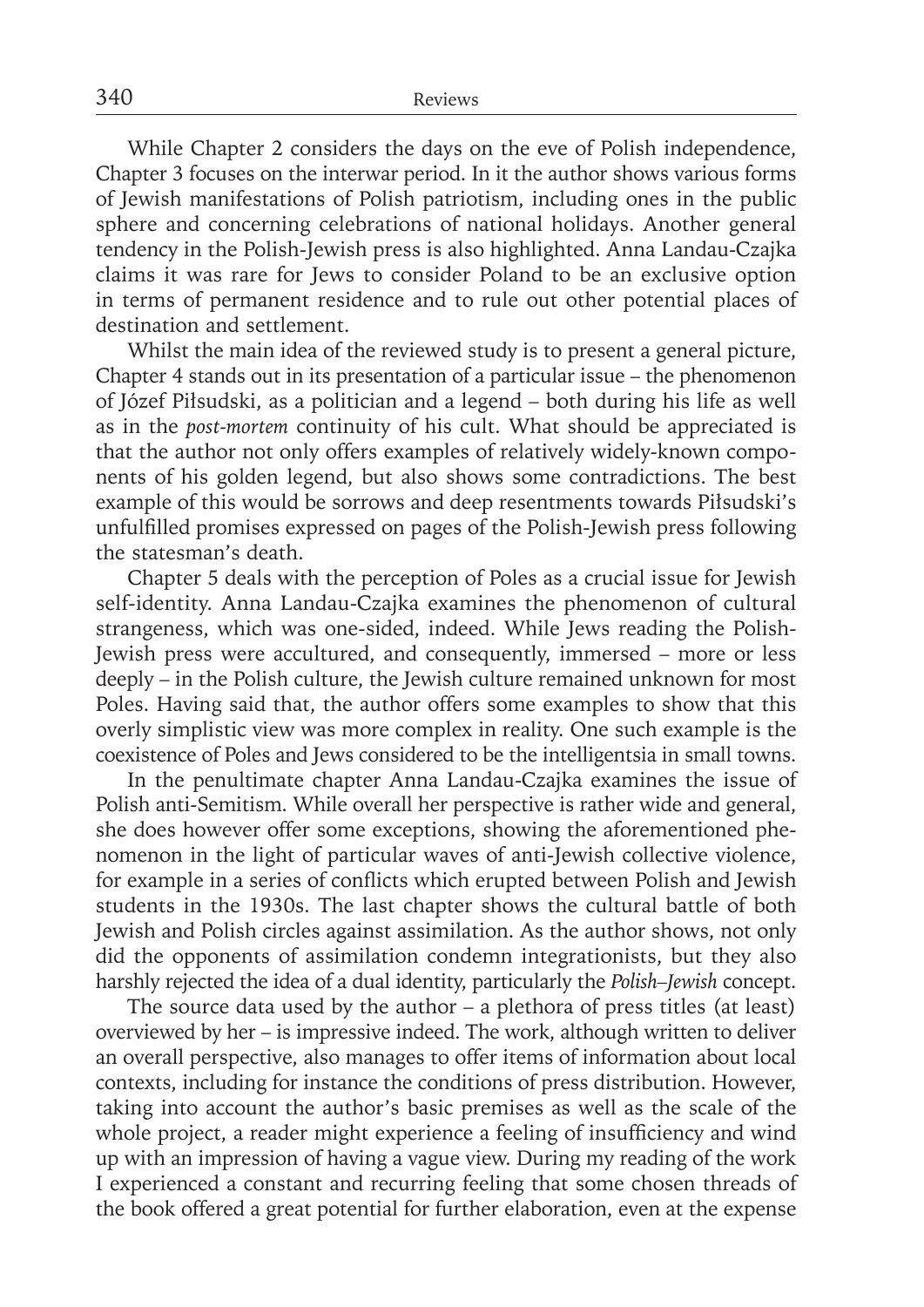While Chapter 2 considers the days on the eve of Polish independence, Chapter 3 focuses on the interwar period. In it the author shows various forms of Jewish manifestations of Polish patriotism, including ones in the public sphere and concerning celebrations of national holidays. Another general tendency in the Polish-Jewish press is also highlighted. Anna Landau-Czajka claims it was rare for Jews to consider Poland to be an exclusive option in terms of permanent residence and to rule out other potential places of destination and settlement.

Whilst the main idea of the reviewed study is to present a general picture, Chapter 4 stands out in its presentation of a particular issue – the phenomenon of Józef Piłsudski, as a politician and a legend – both during his life as well as in the *post-mortem* continuity of his cult. What should be appreciated is that the author not only offers examples of relatively widely-known components of his golden legend, but also shows some contradictions. The best example of this would be sorrows and deep resentments towards Piłsudski's unfulfilled promises expressed on pages of the Polish-Jewish press following the statesman's death.

Chapter 5 deals with the perception of Poles as a crucial issue for Jewish self-identity. Anna Landau-Czajka examines the phenomenon of cultural strangeness, which was one-sided, indeed. While Jews reading the Polish-Jewish press were accultured, and consequently, immersed – more or less deeply – in the Polish culture, the Jewish culture remained unknown for most Poles. Having said that, the author offers some examples to show that this overly simplistic view was more complex in reality. One such example is the coexistence of Poles and Jews considered to be the intelligentsia in small towns.

In the penultimate chapter Anna Landau-Czajka examines the issue of Polish anti-Semitism. While overall her perspective is rather wide and general, she does however offer some exceptions, showing the aforementioned phenomenon in the light of particular waves of anti-Jewish collective violence, for example in a series of conflicts which erupted between Polish and Jewish students in the 1930s. The last chapter shows the cultural battle of both Jewish and Polish circles against assimilation. As the author shows, not only did the opponents of assimilation condemn integrationists, but they also harshly rejected the idea of a dual identity, particularly the *Polish–Jewish* concept.

The source data used by the author – a plethora of press titles (at least) overviewed by her – is impressive indeed. The work, although written to deliver an overall perspective, also manages to offer items of information about local contexts, including for instance the conditions of press distribution. However, taking into account the author's basic premises as well as the scale of the whole project, a reader might experience a feeling of insufficiency and wind up with an impression of having a vague view. During my reading of the work I experienced a constant and recurring feeling that some chosen threads of the book offered a great potential for further elaboration, even at the expense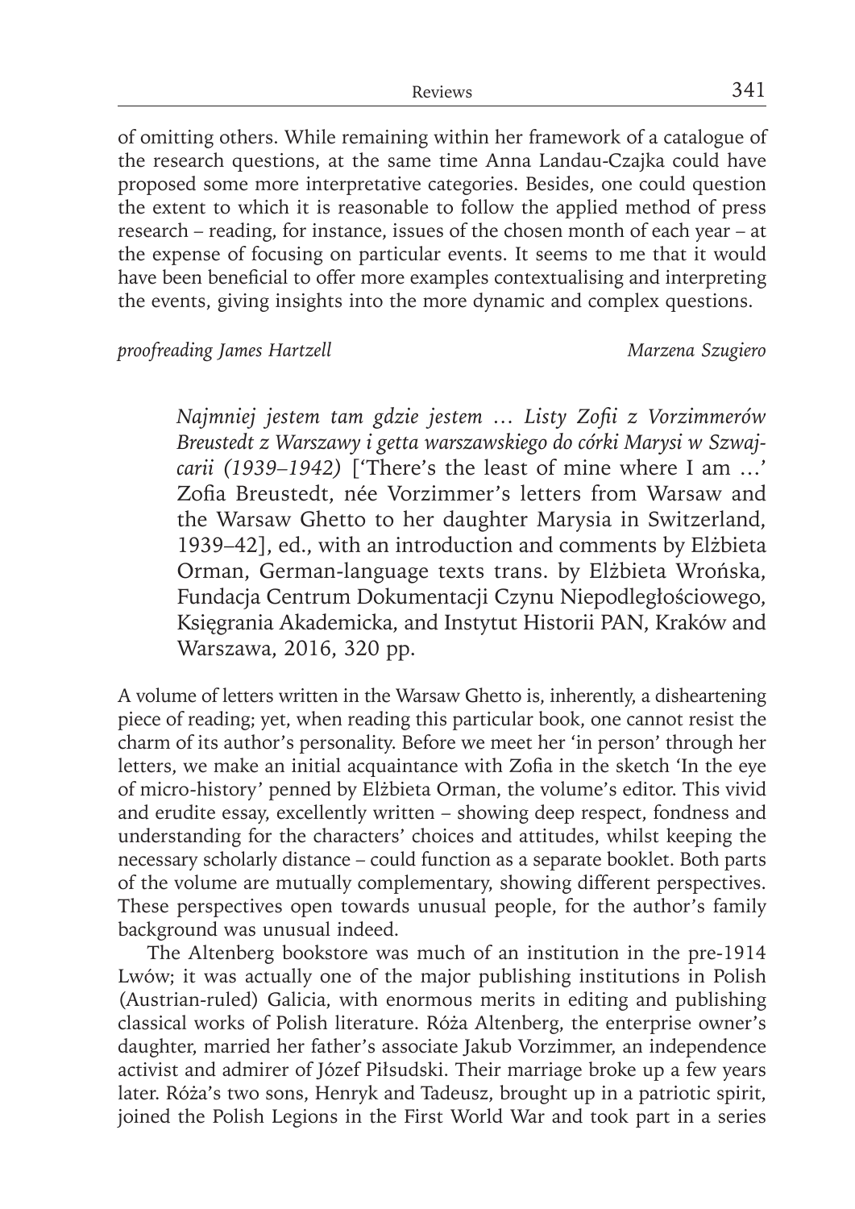of omitting others. While remaining within her framework of a catalogue of the research questions, at the same time Anna Landau-Czajka could have proposed some more interpretative categories. Besides, one could question the extent to which it is reasonable to follow the applied method of press research – reading, for instance, issues of the chosen month of each year – at the expense of focusing on particular events. It seems to me that it would have been beneficial to offer more examples contextualising and interpreting the events, giving insights into the more dynamic and complex questions.

*proofreading James Hartzell* *Marzena Szugiero*

*Najmniej jestem tam gdzie jestem … Listy Zofii z Vorzimmerów Breustedt z Warszawy i getta warszawskiego do córki Marysi w Szwajcarii (1939–1942)* ['There's the least of mine where I am …' Zofia Breustedt, née Vorzimmer's letters from Warsaw and the Warsaw Ghetto to her daughter Marysia in Switzerland, 1939–42], ed., with an introduction and comments by Elżbieta Orman, German-language texts trans. by Elżbieta Wrońska, Fundacja Centrum Dokumentacji Czynu Niepodległościowego, Księgrania Akademicka, and Instytut Historii PAN, Kraków and Warszawa, 2016, 320 pp.

A volume of letters written in the Warsaw Ghetto is, inherently, a disheartening piece of reading; yet, when reading this particular book, one cannot resist the charm of its author's personality. Before we meet her 'in person' through her letters, we make an initial acquaintance with Zofia in the sketch 'In the eye of micro-history' penned by Elżbieta Orman, the volume's editor. This vivid and erudite essay, excellently written – showing deep respect, fondness and understanding for the characters' choices and attitudes, whilst keeping the necessary scholarly distance – could function as a separate booklet. Both parts of the volume are mutually complementary, showing different perspectives. These perspectives open towards unusual people, for the author's family background was unusual indeed.

The Altenberg bookstore was much of an institution in the pre-1914 Lwów; it was actually one of the major publishing institutions in Polish (Austrian-ruled) Galicia, with enormous merits in editing and publishing classical works of Polish literature. Róża Altenberg, the enterprise owner's daughter, married her father's associate Jakub Vorzimmer, an independence activist and admirer of Józef Piłsudski. Their marriage broke up a few years later. Róża's two sons, Henryk and Tadeusz, brought up in a patriotic spirit, joined the Polish Legions in the First World War and took part in a series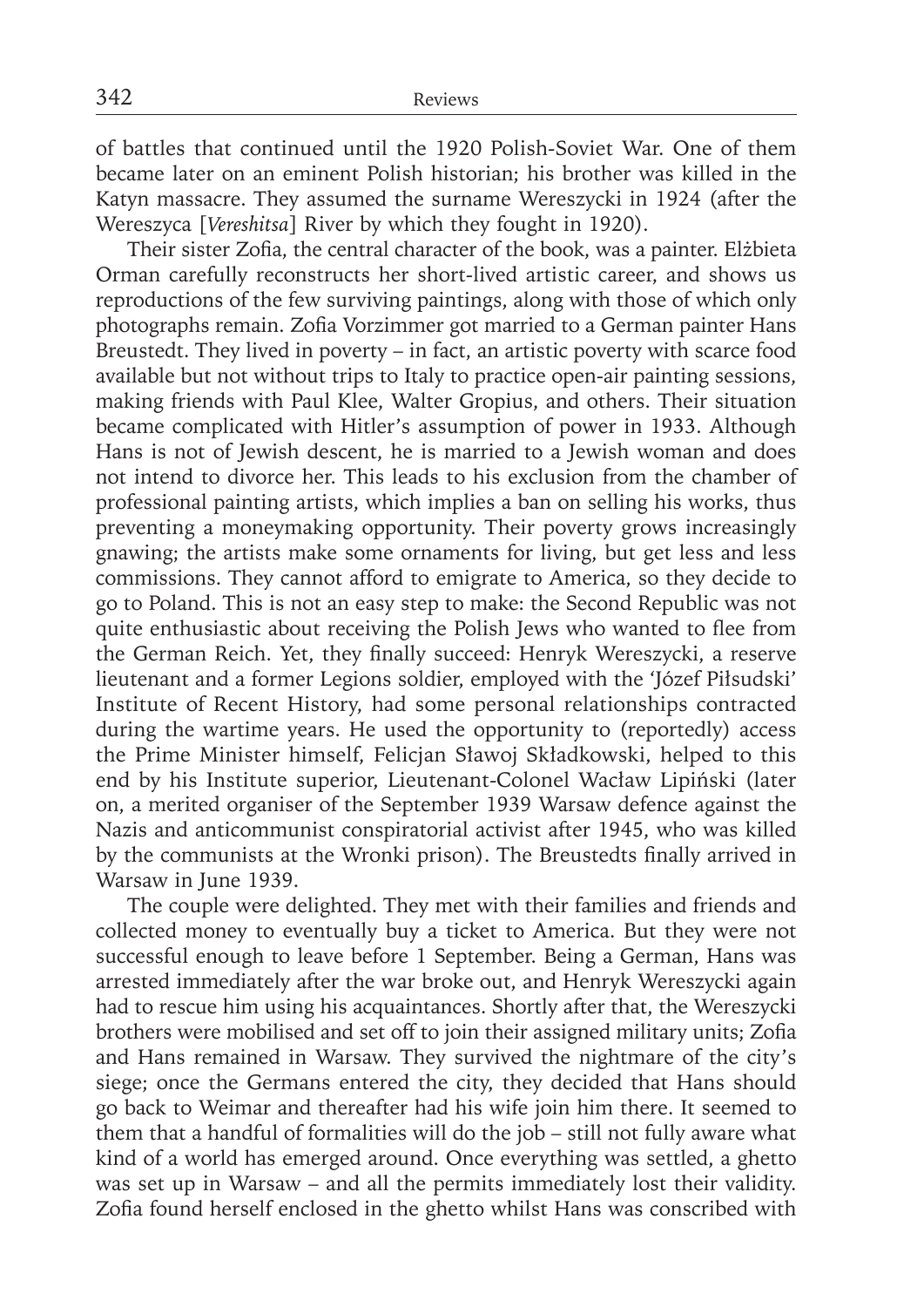of battles that continued until the 1920 Polish-Soviet War. One of them became later on an eminent Polish historian; his brother was killed in the Katyn massacre. They assumed the surname Wereszycki in 1924 (after the Wereszyca [*Vereshitsa*] River by which they fought in 1920).

Their sister Zofia, the central character of the book, was a painter. Elżbieta Orman carefully reconstructs her short-lived artistic career, and shows us reproductions of the few surviving paintings, along with those of which only photographs remain. Zofia Vorzimmer got married to a German painter Hans Breustedt. They lived in poverty – in fact, an artistic poverty with scarce food available but not without trips to Italy to practice open-air painting sessions, making friends with Paul Klee, Walter Gropius, and others. Their situation became complicated with Hitler's assumption of power in 1933. Although Hans is not of Jewish descent, he is married to a Jewish woman and does not intend to divorce her. This leads to his exclusion from the chamber of professional painting artists, which implies a ban on selling his works, thus preventing a moneymaking opportunity. Their poverty grows increasingly gnawing; the artists make some ornaments for living, but get less and less commissions. They cannot afford to emigrate to America, so they decide to go to Poland. This is not an easy step to make: the Second Republic was not quite enthusiastic about receiving the Polish Jews who wanted to flee from the German Reich. Yet, they finally succeed: Henryk Wereszycki, a reserve lieutenant and a former Legions soldier, employed with the 'Józef Piłsudski' Institute of Recent History, had some personal relationships contracted during the wartime years. He used the opportunity to (reportedly) access the Prime Minister himself, Felicjan Sławoj Składkowski, helped to this end by his Institute superior, Lieutenant-Colonel Wacław Lipiński (later on, a merited organiser of the September 1939 Warsaw defence against the Nazis and anticommunist conspiratorial activist after 1945, who was killed by the communists at the Wronki prison). The Breustedts finally arrived in Warsaw in June 1939.

The couple were delighted. They met with their families and friends and collected money to eventually buy a ticket to America. But they were not successful enough to leave before 1 September. Being a German, Hans was arrested immediately after the war broke out, and Henryk Wereszycki again had to rescue him using his acquaintances. Shortly after that, the Wereszycki brothers were mobilised and set off to join their assigned military units; Zofia and Hans remained in Warsaw. They survived the nightmare of the city's siege; once the Germans entered the city, they decided that Hans should go back to Weimar and thereafter had his wife join him there. It seemed to them that a handful of formalities will do the job – still not fully aware what kind of a world has emerged around. Once everything was settled, a ghetto was set up in Warsaw – and all the permits immediately lost their validity. Zofia found herself enclosed in the ghetto whilst Hans was conscribed with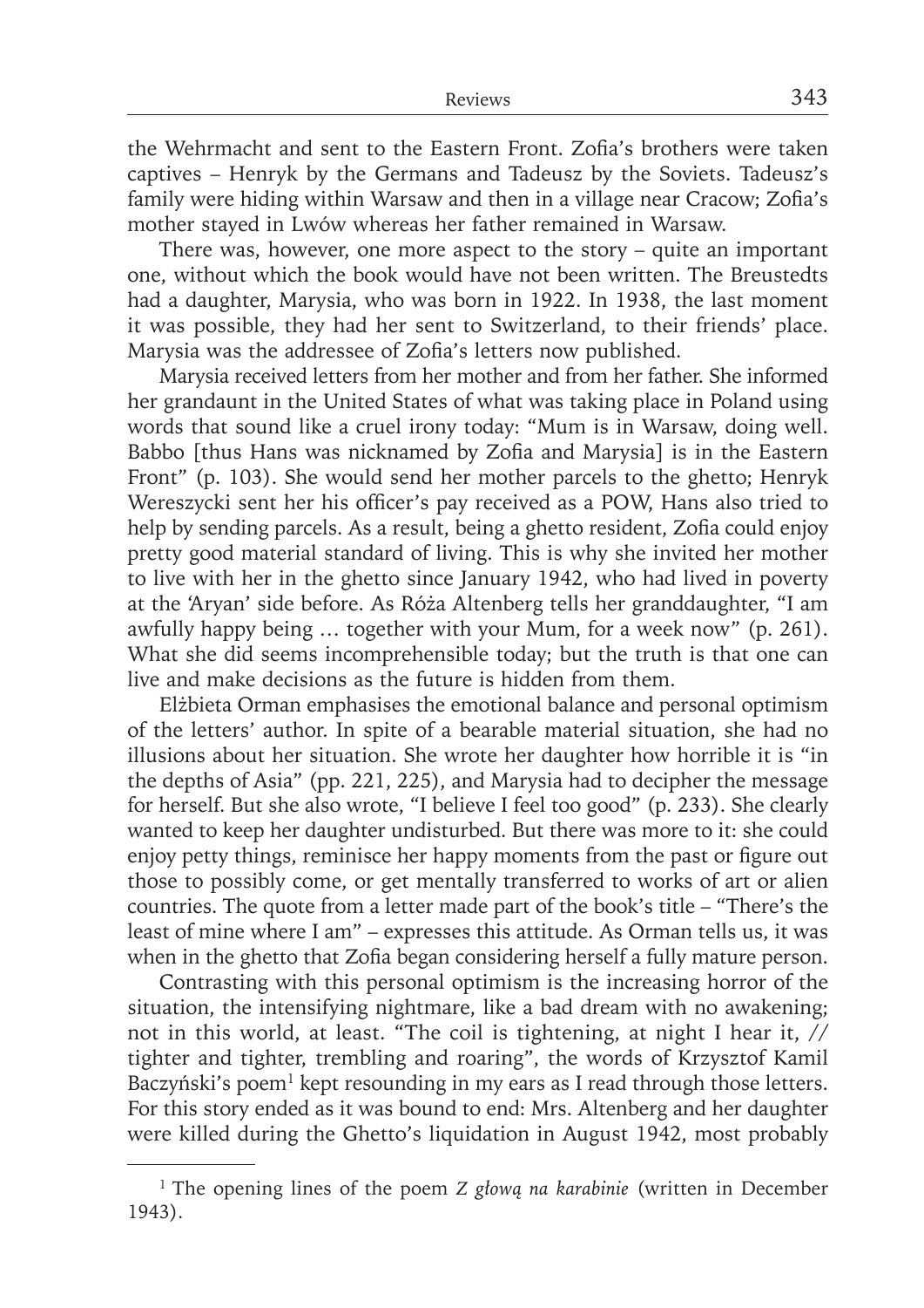the Wehrmacht and sent to the Eastern Front. Zofia's brothers were taken captives – Henryk by the Germans and Tadeusz by the Soviets. Tadeusz's family were hiding within Warsaw and then in a village near Cracow; Zofia's mother stayed in Lwów whereas her father remained in Warsaw.

There was, however, one more aspect to the story – quite an important one, without which the book would have not been written. The Breustedts had a daughter, Marysia, who was born in 1922. In 1938, the last moment it was possible, they had her sent to Switzerland, to their friends' place. Marysia was the addressee of Zofia's letters now published.

Marysia received letters from her mother and from her father. She informed her grandaunt in the United States of what was taking place in Poland using words that sound like a cruel irony today: "Mum is in Warsaw, doing well. Babbo [thus Hans was nicknamed by Zofia and Marysia] is in the Eastern Front" (p. 103). She would send her mother parcels to the ghetto; Henryk Wereszycki sent her his officer's pay received as a POW, Hans also tried to help by sending parcels. As a result, being a ghetto resident, Zofia could enjoy pretty good material standard of living. This is why she invited her mother to live with her in the ghetto since January 1942, who had lived in poverty at the 'Aryan' side before. As Róża Altenberg tells her granddaughter, "I am awfully happy being … together with your Mum, for a week now" (p. 261). What she did seems incomprehensible today; but the truth is that one can live and make decisions as the future is hidden from them.

Elżbieta Orman emphasises the emotional balance and personal optimism of the letters' author. In spite of a bearable material situation, she had no illusions about her situation. She wrote her daughter how horrible it is "in the depths of Asia" (pp. 221, 225), and Marysia had to decipher the message for herself. But she also wrote, "I believe I feel too good" (p. 233). She clearly wanted to keep her daughter undisturbed. But there was more to it: she could enjoy petty things, reminisce her happy moments from the past or figure out those to possibly come, or get mentally transferred to works of art or alien countries. The quote from a letter made part of the book's title – "There's the least of mine where I am" – expresses this attitude. As Orman tells us, it was when in the ghetto that Zofia began considering herself a fully mature person.

Contrasting with this personal optimism is the increasing horror of the situation, the intensifying nightmare, like a bad dream with no awakening; not in this world, at least. "The coil is tightening, at night I hear it, // tighter and tighter, trembling and roaring", the words of Krzysztof Kamil Baczyński's poem[1] kept resounding in my ears as I read through those letters. For this story ended as it was bound to end: Mrs. Altenberg and her daughter were killed during the Ghetto's liquidation in August 1942, most probably

[1] The opening lines of the poem *Z głową na karabinie* (written in December 1943).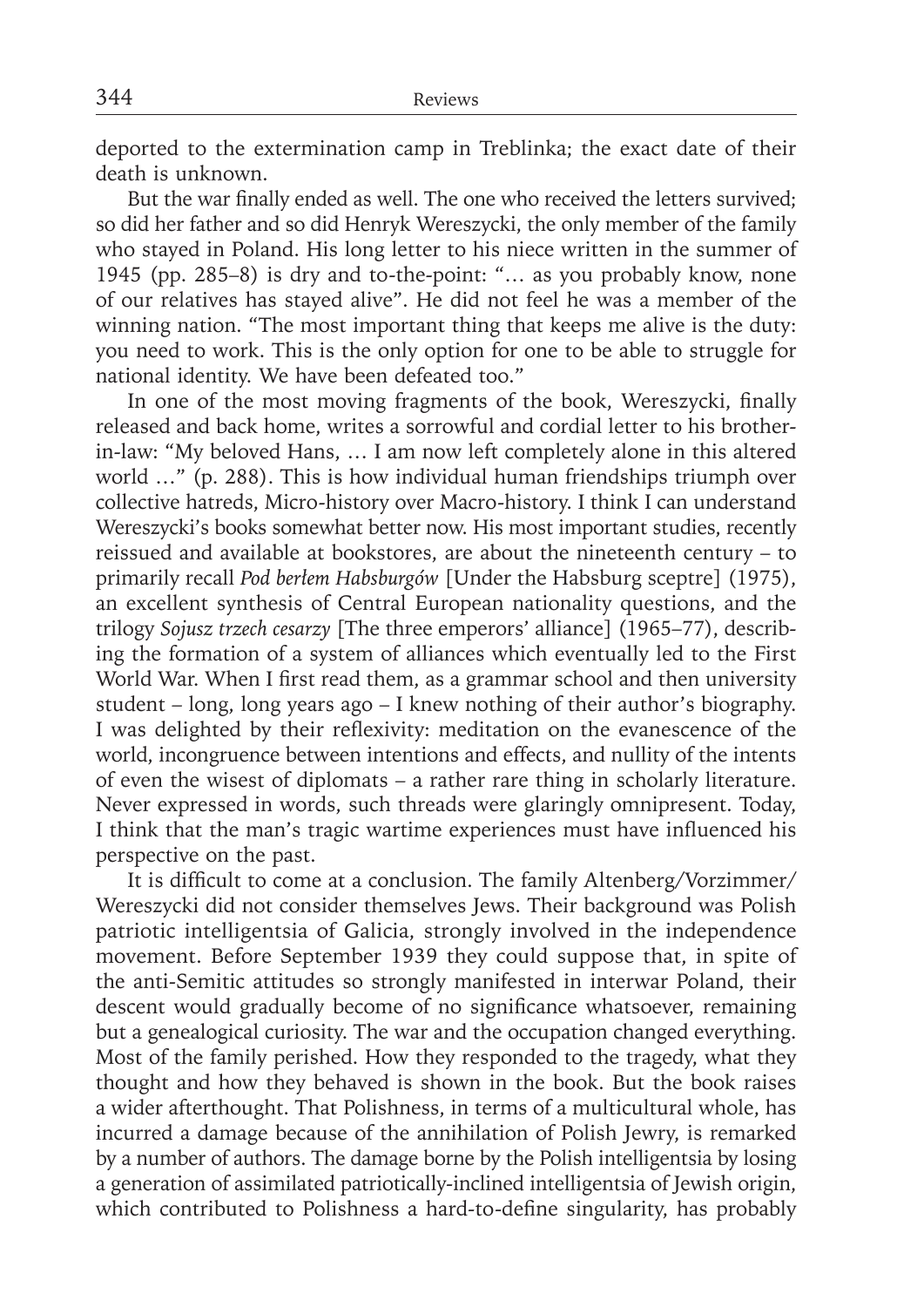deported to the extermination camp in Treblinka; the exact date of their death is unknown.

But the war finally ended as well. The one who received the letters survived; so did her father and so did Henryk Wereszycki, the only member of the family who stayed in Poland. His long letter to his niece written in the summer of 1945 (pp. 285–8) is dry and to-the-point: "… as you probably know, none of our relatives has stayed alive". He did not feel he was a member of the winning nation. "The most important thing that keeps me alive is the duty: you need to work. This is the only option for one to be able to struggle for national identity. We have been defeated too."

In one of the most moving fragments of the book, Wereszycki, finally released and back home, writes a sorrowful and cordial letter to his brother-in-law: "My beloved Hans, … I am now left completely alone in this altered world …" (p. 288). This is how individual human friendships triumph over collective hatreds, Micro-history over Macro-history. I think I can understand Wereszycki's books somewhat better now. His most important studies, recently reissued and available at bookstores, are about the nineteenth century – to primarily recall *Pod berłem Habsburgów* [Under the Habsburg sceptre] (1975), an excellent synthesis of Central European nationality questions, and the trilogy *Sojusz trzech cesarzy* [The three emperors' alliance] (1965–77), describing the formation of a system of alliances which eventually led to the First World War. When I first read them, as a grammar school and then university student – long, long years ago – I knew nothing of their author's biography. I was delighted by their reflexivity: meditation on the evanescence of the world, incongruence between intentions and effects, and nullity of the intents of even the wisest of diplomats – a rather rare thing in scholarly literature. Never expressed in words, such threads were glaringly omnipresent. Today, I think that the man's tragic wartime experiences must have influenced his perspective on the past.

It is difficult to come at a conclusion. The family Altenberg/Vorzimmer/Wereszycki did not consider themselves Jews. Their background was Polish patriotic intelligentsia of Galicia, strongly involved in the independence movement. Before September 1939 they could suppose that, in spite of the anti-Semitic attitudes so strongly manifested in interwar Poland, their descent would gradually become of no significance whatsoever, remaining but a genealogical curiosity. The war and the occupation changed everything. Most of the family perished. How they responded to the tragedy, what they thought and how they behaved is shown in the book. But the book raises a wider afterthought. That Polishness, in terms of a multicultural whole, has incurred a damage because of the annihilation of Polish Jewry, is remarked by a number of authors. The damage borne by the Polish intelligentsia by losing a generation of assimilated patriotically-inclined intelligentsia of Jewish origin, which contributed to Polishness a hard-to-define singularity, has probably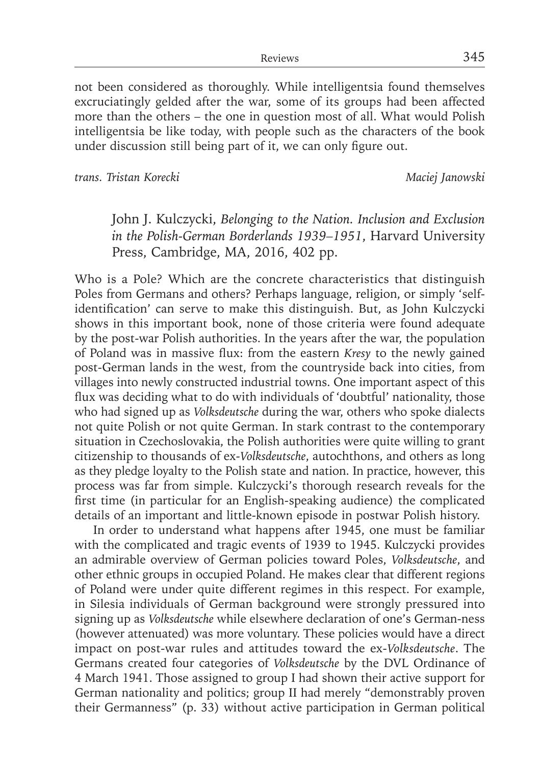not been considered as thoroughly. While intelligentsia found themselves excruciatingly gelded after the war, some of its groups had been affected more than the others – the one in question most of all. What would Polish intelligentsia be like today, with people such as the characters of the book under discussion still being part of it, we can only figure out.

*trans. Tristan Korecki* *Maciej Janowski*

John J. Kulczycki, *Belonging to the Nation. Inclusion and Exclusion in the Polish-German Borderlands 1939–1951*, Harvard University Press, Cambridge, MA, 2016, 402 pp.

Who is a Pole? Which are the concrete characteristics that distinguish Poles from Germans and others? Perhaps language, religion, or simply 'self-identification' can serve to make this distinguish. But, as John Kulczycki shows in this important book, none of those criteria were found adequate by the post-war Polish authorities. In the years after the war, the population of Poland was in massive flux: from the eastern *Kresy* to the newly gained post-German lands in the west, from the countryside back into cities, from villages into newly constructed industrial towns. One important aspect of this flux was deciding what to do with individuals of 'doubtful' nationality, those who had signed up as *Volksdeutsche* during the war, others who spoke dialects not quite Polish or not quite German. In stark contrast to the contemporary situation in Czechoslovakia, the Polish authorities were quite willing to grant citizenship to thousands of ex-*Volksdeutsche*, autochthons, and others as long as they pledge loyalty to the Polish state and nation. In practice, however, this process was far from simple. Kulczycki's thorough research reveals for the first time (in particular for an English-speaking audience) the complicated details of an important and little-known episode in postwar Polish history.

In order to understand what happens after 1945, one must be familiar with the complicated and tragic events of 1939 to 1945. Kulczycki provides an admirable overview of German policies toward Poles, *Volksdeutsche*, and other ethnic groups in occupied Poland. He makes clear that different regions of Poland were under quite different regimes in this respect. For example, in Silesia individuals of German background were strongly pressured into signing up as *Volksdeutsche* while elsewhere declaration of one's German-ness (however attenuated) was more voluntary. These policies would have a direct impact on post-war rules and attitudes toward the ex-*Volksdeutsche*. The Germans created four categories of *Volksdeutsche* by the DVL Ordinance of 4 March 1941. Those assigned to group I had shown their active support for German nationality and politics; group II had merely "demonstrably proven their Germanness" (p. 33) without active participation in German political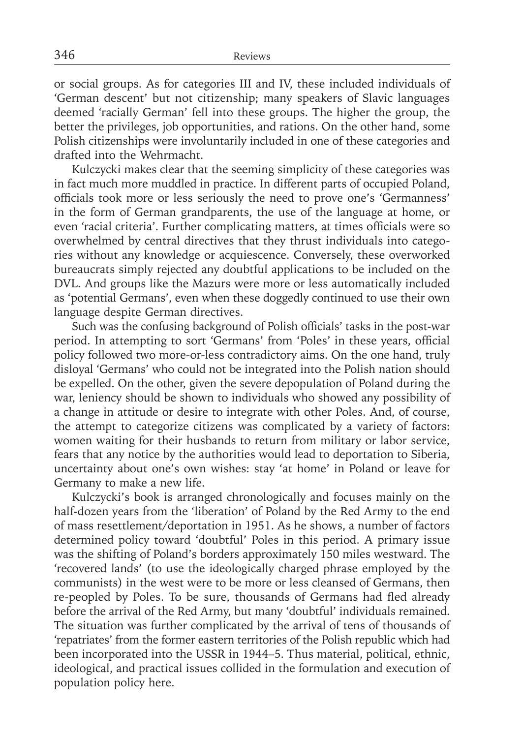or social groups. As for categories III and IV, these included individuals of 'German descent' but not citizenship; many speakers of Slavic languages deemed 'racially German' fell into these groups. The higher the group, the better the privileges, job opportunities, and rations. On the other hand, some Polish citizenships were involuntarily included in one of these categories and drafted into the Wehrmacht.

Kulczycki makes clear that the seeming simplicity of these categories was in fact much more muddled in practice. In different parts of occupied Poland, officials took more or less seriously the need to prove one's 'Germanness' in the form of German grandparents, the use of the language at home, or even 'racial criteria'. Further complicating matters, at times officials were so overwhelmed by central directives that they thrust individuals into categories without any knowledge or acquiescence. Conversely, these overworked bureaucrats simply rejected any doubtful applications to be included on the DVL. And groups like the Mazurs were more or less automatically included as 'potential Germans', even when these doggedly continued to use their own language despite German directives.

Such was the confusing background of Polish officials' tasks in the post-war period. In attempting to sort 'Germans' from 'Poles' in these years, official policy followed two more-or-less contradictory aims. On the one hand, truly disloyal 'Germans' who could not be integrated into the Polish nation should be expelled. On the other, given the severe depopulation of Poland during the war, leniency should be shown to individuals who showed any possibility of a change in attitude or desire to integrate with other Poles. And, of course, the attempt to categorize citizens was complicated by a variety of factors: women waiting for their husbands to return from military or labor service, fears that any notice by the authorities would lead to deportation to Siberia, uncertainty about one's own wishes: stay 'at home' in Poland or leave for Germany to make a new life.

Kulczycki's book is arranged chronologically and focuses mainly on the half-dozen years from the 'liberation' of Poland by the Red Army to the end of mass resettlement/deportation in 1951. As he shows, a number of factors determined policy toward 'doubtful' Poles in this period. A primary issue was the shifting of Poland's borders approximately 150 miles westward. The 'recovered lands' (to use the ideologically charged phrase employed by the communists) in the west were to be more or less cleansed of Germans, then re-peopled by Poles. To be sure, thousands of Germans had fled already before the arrival of the Red Army, but many 'doubtful' individuals remained. The situation was further complicated by the arrival of tens of thousands of 'repatriates' from the former eastern territories of the Polish republic which had been incorporated into the USSR in 1944–5. Thus material, political, ethnic, ideological, and practical issues collided in the formulation and execution of population policy here.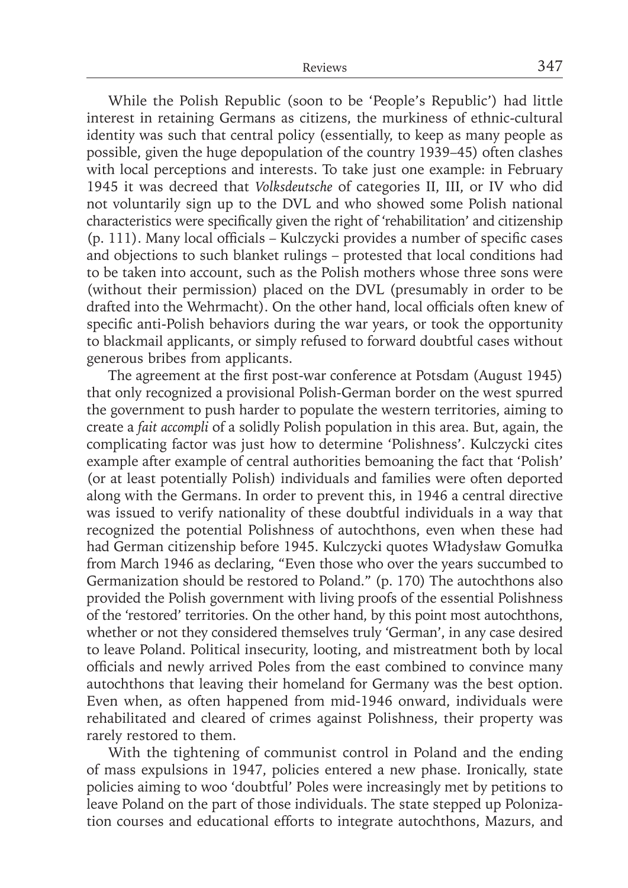While the Polish Republic (soon to be 'People's Republic') had little interest in retaining Germans as citizens, the murkiness of ethnic-cultural identity was such that central policy (essentially, to keep as many people as possible, given the huge depopulation of the country 1939–45) often clashes with local perceptions and interests. To take just one example: in February 1945 it was decreed that *Volksdeutsche* of categories II, III, or IV who did not voluntarily sign up to the DVL and who showed some Polish national characteristics were specifically given the right of 'rehabilitation' and citizenship (p. 111). Many local officials – Kulczycki provides a number of specific cases and objections to such blanket rulings – protested that local conditions had to be taken into account, such as the Polish mothers whose three sons were (without their permission) placed on the DVL (presumably in order to be drafted into the Wehrmacht). On the other hand, local officials often knew of specific anti-Polish behaviors during the war years, or took the opportunity to blackmail applicants, or simply refused to forward doubtful cases without generous bribes from applicants.

The agreement at the first post-war conference at Potsdam (August 1945) that only recognized a provisional Polish-German border on the west spurred the government to push harder to populate the western territories, aiming to create a *fait accompli* of a solidly Polish population in this area. But, again, the complicating factor was just how to determine 'Polishness'. Kulczycki cites example after example of central authorities bemoaning the fact that 'Polish' (or at least potentially Polish) individuals and families were often deported along with the Germans. In order to prevent this, in 1946 a central directive was issued to verify nationality of these doubtful individuals in a way that recognized the potential Polishness of autochthons, even when these had had German citizenship before 1945. Kulczycki quotes Władysław Gomułka from March 1946 as declaring, "Even those who over the years succumbed to Germanization should be restored to Poland." (p. 170) The autochthons also provided the Polish government with living proofs of the essential Polishness of the 'restored' territories. On the other hand, by this point most autochthons, whether or not they considered themselves truly 'German', in any case desired to leave Poland. Political insecurity, looting, and mistreatment both by local officials and newly arrived Poles from the east combined to convince many autochthons that leaving their homeland for Germany was the best option. Even when, as often happened from mid-1946 onward, individuals were rehabilitated and cleared of crimes against Polishness, their property was rarely restored to them.

With the tightening of communist control in Poland and the ending of mass expulsions in 1947, policies entered a new phase. Ironically, state policies aiming to woo 'doubtful' Poles were increasingly met by petitions to leave Poland on the part of those individuals. The state stepped up Polonization courses and educational efforts to integrate autochthons, Mazurs, and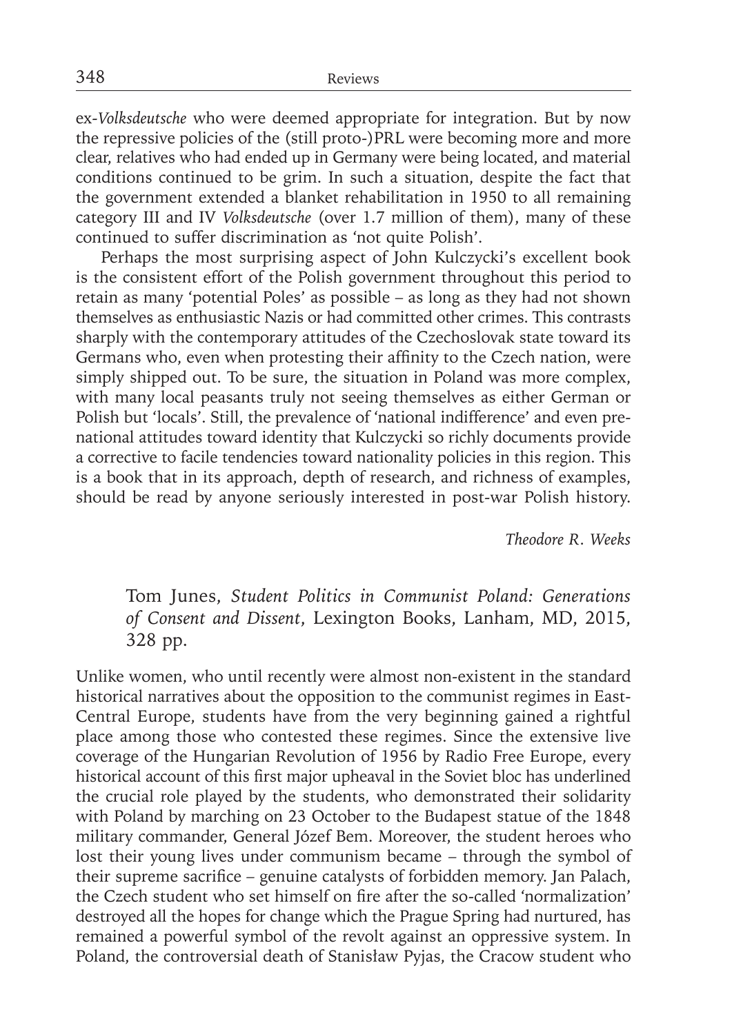ex-*Volksdeutsche* who were deemed appropriate for integration. But by now the repressive policies of the (still proto-)PRL were becoming more and more clear, relatives who had ended up in Germany were being located, and material conditions continued to be grim. In such a situation, despite the fact that the government extended a blanket rehabilitation in 1950 to all remaining category III and IV *Volksdeutsche* (over 1.7 million of them), many of these continued to suffer discrimination as 'not quite Polish'.

Perhaps the most surprising aspect of John Kulczycki's excellent book is the consistent effort of the Polish government throughout this period to retain as many 'potential Poles' as possible – as long as they had not shown themselves as enthusiastic Nazis or had committed other crimes. This contrasts sharply with the contemporary attitudes of the Czechoslovak state toward its Germans who, even when protesting their affinity to the Czech nation, were simply shipped out. To be sure, the situation in Poland was more complex, with many local peasants truly not seeing themselves as either German or Polish but 'locals'. Still, the prevalence of 'national indifference' and even pre-national attitudes toward identity that Kulczycki so richly documents provide a corrective to facile tendencies toward nationality policies in this region. This is a book that in its approach, depth of research, and richness of examples, should be read by anyone seriously interested in post-war Polish history.

*Theodore R. Weeks*

Tom Junes, *Student Politics in Communist Poland: Generations of Consent and Dissent*, Lexington Books, Lanham, MD, 2015, 328 pp.

Unlike women, who until recently were almost non-existent in the standard historical narratives about the opposition to the communist regimes in East-Central Europe, students have from the very beginning gained a rightful place among those who contested these regimes. Since the extensive live coverage of the Hungarian Revolution of 1956 by Radio Free Europe, every historical account of this first major upheaval in the Soviet bloc has underlined the crucial role played by the students, who demonstrated their solidarity with Poland by marching on 23 October to the Budapest statue of the 1848 military commander, General Józef Bem. Moreover, the student heroes who lost their young lives under communism became – through the symbol of their supreme sacrifice – genuine catalysts of forbidden memory. Jan Palach, the Czech student who set himself on fire after the so-called 'normalization' destroyed all the hopes for change which the Prague Spring had nurtured, has remained a powerful symbol of the revolt against an oppressive system. In Poland, the controversial death of Stanisław Pyjas, the Cracow student who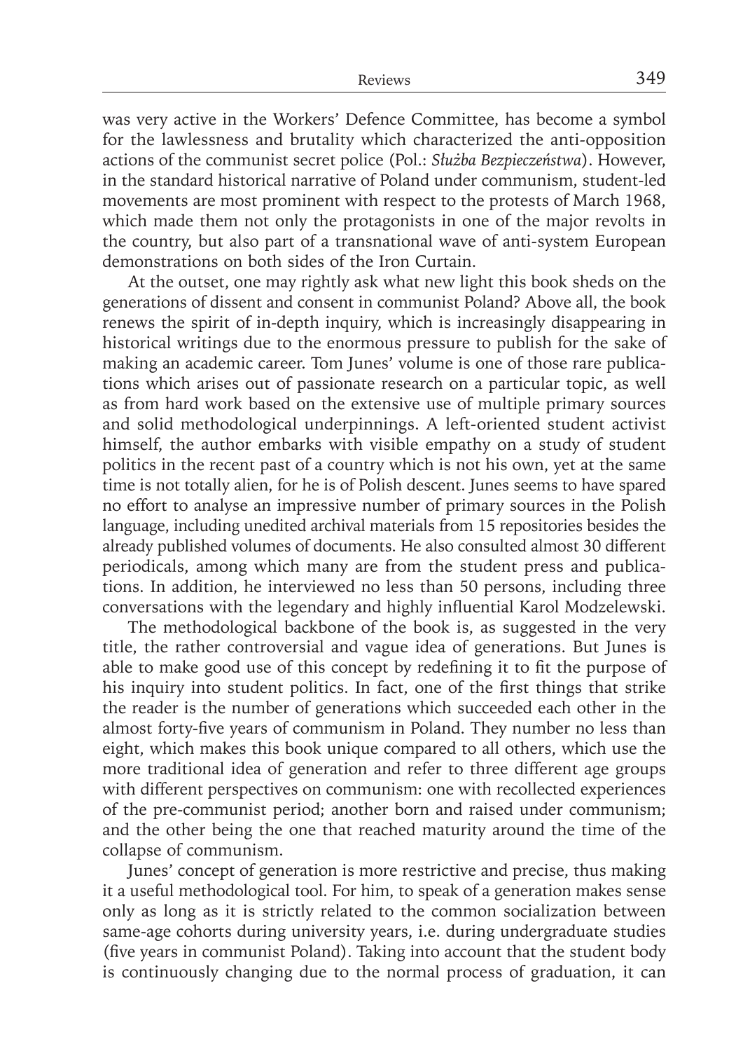was very active in the Workers' Defence Committee, has become a symbol for the lawlessness and brutality which characterized the anti-opposition actions of the communist secret police (Pol.: *Służba Bezpieczeństwa*). However, in the standard historical narrative of Poland under communism, student-led movements are most prominent with respect to the protests of March 1968, which made them not only the protagonists in one of the major revolts in the country, but also part of a transnational wave of anti-system European demonstrations on both sides of the Iron Curtain.

At the outset, one may rightly ask what new light this book sheds on the generations of dissent and consent in communist Poland? Above all, the book renews the spirit of in-depth inquiry, which is increasingly disappearing in historical writings due to the enormous pressure to publish for the sake of making an academic career. Tom Junes' volume is one of those rare publications which arises out of passionate research on a particular topic, as well as from hard work based on the extensive use of multiple primary sources and solid methodological underpinnings. A left-oriented student activist himself, the author embarks with visible empathy on a study of student politics in the recent past of a country which is not his own, yet at the same time is not totally alien, for he is of Polish descent. Junes seems to have spared no effort to analyse an impressive number of primary sources in the Polish language, including unedited archival materials from 15 repositories besides the already published volumes of documents. He also consulted almost 30 different periodicals, among which many are from the student press and publications. In addition, he interviewed no less than 50 persons, including three conversations with the legendary and highly influential Karol Modzelewski.

The methodological backbone of the book is, as suggested in the very title, the rather controversial and vague idea of generations. But Junes is able to make good use of this concept by redefining it to fit the purpose of his inquiry into student politics. In fact, one of the first things that strike the reader is the number of generations which succeeded each other in the almost forty-five years of communism in Poland. They number no less than eight, which makes this book unique compared to all others, which use the more traditional idea of generation and refer to three different age groups with different perspectives on communism: one with recollected experiences of the pre-communist period; another born and raised under communism; and the other being the one that reached maturity around the time of the collapse of communism.

Junes' concept of generation is more restrictive and precise, thus making it a useful methodological tool. For him, to speak of a generation makes sense only as long as it is strictly related to the common socialization between same-age cohorts during university years, i.e. during undergraduate studies (five years in communist Poland). Taking into account that the student body is continuously changing due to the normal process of graduation, it can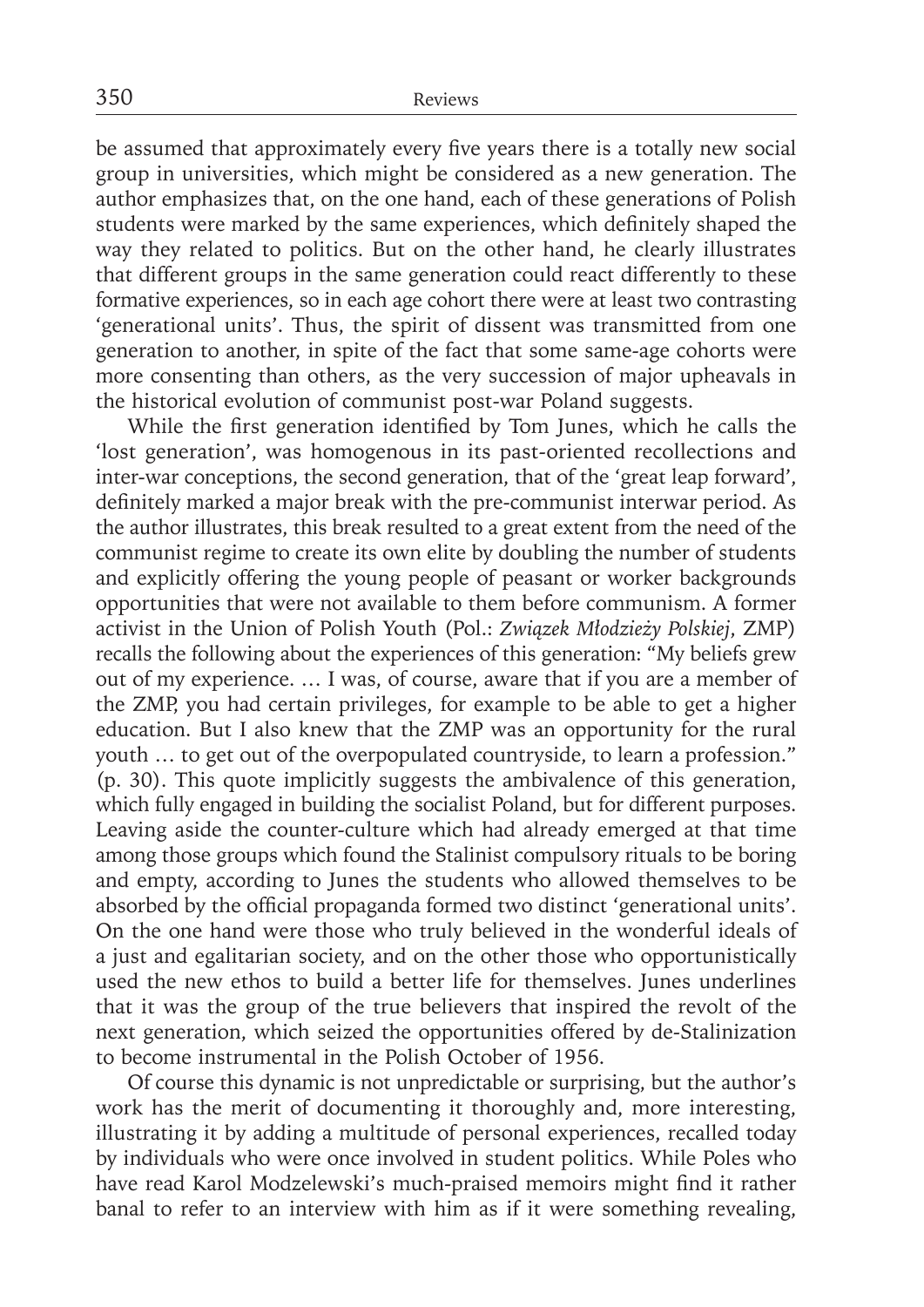be assumed that approximately every five years there is a totally new social group in universities, which might be considered as a new generation. The author emphasizes that, on the one hand, each of these generations of Polish students were marked by the same experiences, which definitely shaped the way they related to politics. But on the other hand, he clearly illustrates that different groups in the same generation could react differently to these formative experiences, so in each age cohort there were at least two contrasting 'generational units'. Thus, the spirit of dissent was transmitted from one generation to another, in spite of the fact that some same-age cohorts were more consenting than others, as the very succession of major upheavals in the historical evolution of communist post-war Poland suggests.

While the first generation identified by Tom Junes, which he calls the 'lost generation', was homogenous in its past-oriented recollections and inter-war conceptions, the second generation, that of the 'great leap forward', definitely marked a major break with the pre-communist interwar period. As the author illustrates, this break resulted to a great extent from the need of the communist regime to create its own elite by doubling the number of students and explicitly offering the young people of peasant or worker backgrounds opportunities that were not available to them before communism. A former activist in the Union of Polish Youth (Pol.: *Związek Młodzieży Polskiej*, ZMP) recalls the following about the experiences of this generation: "My beliefs grew out of my experience. … I was, of course, aware that if you are a member of the ZMP, you had certain privileges, for example to be able to get a higher education. But I also knew that the ZMP was an opportunity for the rural youth … to get out of the overpopulated countryside, to learn a profession." (p. 30). This quote implicitly suggests the ambivalence of this generation, which fully engaged in building the socialist Poland, but for different purposes. Leaving aside the counter-culture which had already emerged at that time among those groups which found the Stalinist compulsory rituals to be boring and empty, according to Junes the students who allowed themselves to be absorbed by the official propaganda formed two distinct 'generational units'. On the one hand were those who truly believed in the wonderful ideals of a just and egalitarian society, and on the other those who opportunistically used the new ethos to build a better life for themselves. Junes underlines that it was the group of the true believers that inspired the revolt of the next generation, which seized the opportunities offered by de-Stalinization to become instrumental in the Polish October of 1956.

Of course this dynamic is not unpredictable or surprising, but the author's work has the merit of documenting it thoroughly and, more interesting, illustrating it by adding a multitude of personal experiences, recalled today by individuals who were once involved in student politics. While Poles who have read Karol Modzelewski's much-praised memoirs might find it rather banal to refer to an interview with him as if it were something revealing,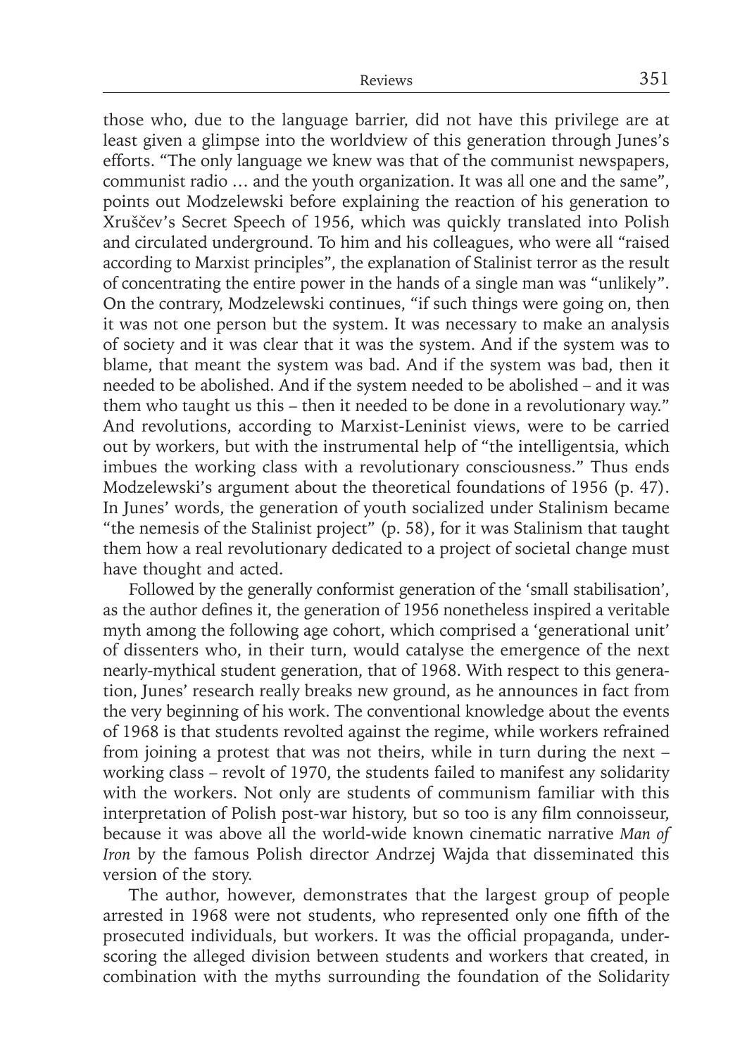those who, due to the language barrier, did not have this privilege are at least given a glimpse into the worldview of this generation through Junes's efforts. "The only language we knew was that of the communist newspapers, communist radio … and the youth organization. It was all one and the same", points out Modzelewski before explaining the reaction of his generation to Xruščev's Secret Speech of 1956, which was quickly translated into Polish and circulated underground. To him and his colleagues, who were all "raised according to Marxist principles", the explanation of Stalinist terror as the result of concentrating the entire power in the hands of a single man was "unlikely". On the contrary, Modzelewski continues, "if such things were going on, then it was not one person but the system. It was necessary to make an analysis of society and it was clear that it was the system. And if the system was to blame, that meant the system was bad. And if the system was bad, then it needed to be abolished. And if the system needed to be abolished – and it was them who taught us this – then it needed to be done in a revolutionary way." And revolutions, according to Marxist-Leninist views, were to be carried out by workers, but with the instrumental help of "the intelligentsia, which imbues the working class with a revolutionary consciousness." Thus ends Modzelewski's argument about the theoretical foundations of 1956 (p. 47). In Junes' words, the generation of youth socialized under Stalinism became "the nemesis of the Stalinist project" (p. 58), for it was Stalinism that taught them how a real revolutionary dedicated to a project of societal change must have thought and acted.

Followed by the generally conformist generation of the 'small stabilisation', as the author defines it, the generation of 1956 nonetheless inspired a veritable myth among the following age cohort, which comprised a 'generational unit' of dissenters who, in their turn, would catalyse the emergence of the next nearly-mythical student generation, that of 1968. With respect to this generation, Junes' research really breaks new ground, as he announces in fact from the very beginning of his work. The conventional knowledge about the events of 1968 is that students revolted against the regime, while workers refrained from joining a protest that was not theirs, while in turn during the next – working class – revolt of 1970, the students failed to manifest any solidarity with the workers. Not only are students of communism familiar with this interpretation of Polish post-war history, but so too is any film connoisseur, because it was above all the world-wide known cinematic narrative *Man of Iron* by the famous Polish director Andrzej Wajda that disseminated this version of the story.

The author, however, demonstrates that the largest group of people arrested in 1968 were not students, who represented only one fifth of the prosecuted individuals, but workers. It was the official propaganda, underscoring the alleged division between students and workers that created, in combination with the myths surrounding the foundation of the Solidarity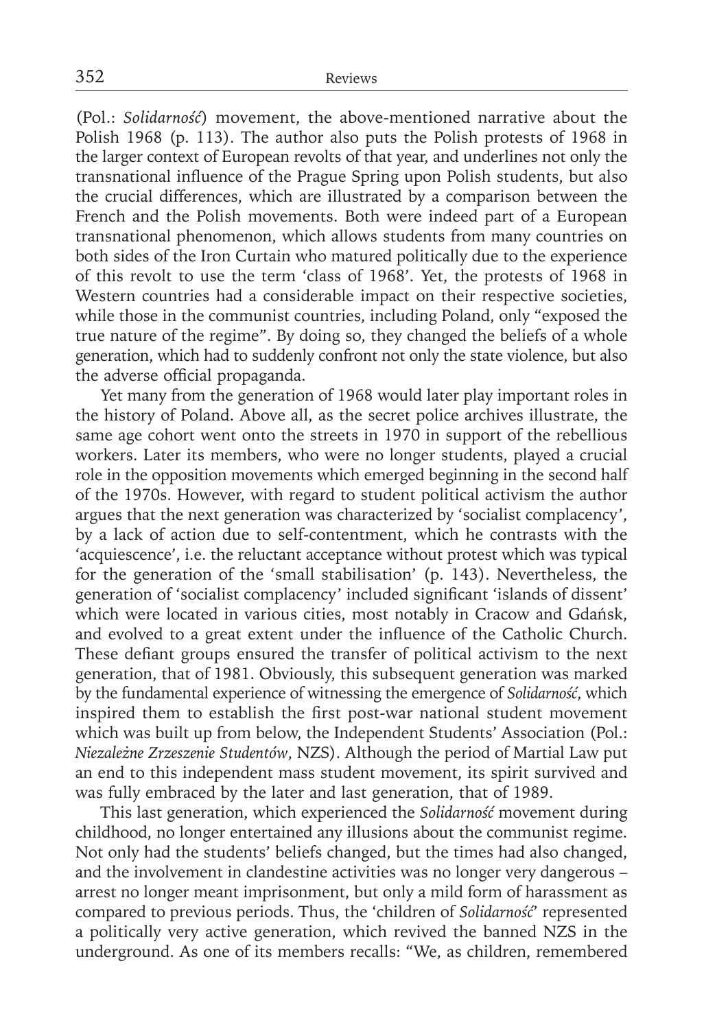(Pol.: *Solidarność*) movement, the above-mentioned narrative about the Polish 1968 (p. 113). The author also puts the Polish protests of 1968 in the larger context of European revolts of that year, and underlines not only the transnational influence of the Prague Spring upon Polish students, but also the crucial differences, which are illustrated by a comparison between the French and the Polish movements. Both were indeed part of a European transnational phenomenon, which allows students from many countries on both sides of the Iron Curtain who matured politically due to the experience of this revolt to use the term 'class of 1968'. Yet, the protests of 1968 in Western countries had a considerable impact on their respective societies, while those in the communist countries, including Poland, only "exposed the true nature of the regime". By doing so, they changed the beliefs of a whole generation, which had to suddenly confront not only the state violence, but also the adverse official propaganda.

Yet many from the generation of 1968 would later play important roles in the history of Poland. Above all, as the secret police archives illustrate, the same age cohort went onto the streets in 1970 in support of the rebellious workers. Later its members, who were no longer students, played a crucial role in the opposition movements which emerged beginning in the second half of the 1970s. However, with regard to student political activism the author argues that the next generation was characterized by 'socialist complacency', by a lack of action due to self-contentment, which he contrasts with the 'acquiescence', i.e. the reluctant acceptance without protest which was typical for the generation of the 'small stabilisation' (p. 143). Nevertheless, the generation of 'socialist complacency' included significant 'islands of dissent' which were located in various cities, most notably in Cracow and Gdańsk, and evolved to a great extent under the influence of the Catholic Church. These defiant groups ensured the transfer of political activism to the next generation, that of 1981. Obviously, this subsequent generation was marked by the fundamental experience of witnessing the emergence of *Solidarność*, which inspired them to establish the first post-war national student movement which was built up from below, the Independent Students' Association (Pol.: *Niezależne Zrzeszenie Studentów*, NZS). Although the period of Martial Law put an end to this independent mass student movement, its spirit survived and was fully embraced by the later and last generation, that of 1989.

This last generation, which experienced the *Solidarność* movement during childhood, no longer entertained any illusions about the communist regime. Not only had the students' beliefs changed, but the times had also changed, and the involvement in clandestine activities was no longer very dangerous – arrest no longer meant imprisonment, but only a mild form of harassment as compared to previous periods. Thus, the 'children of *Solidarność*' represented a politically very active generation, which revived the banned NZS in the underground. As one of its members recalls: "We, as children, remembered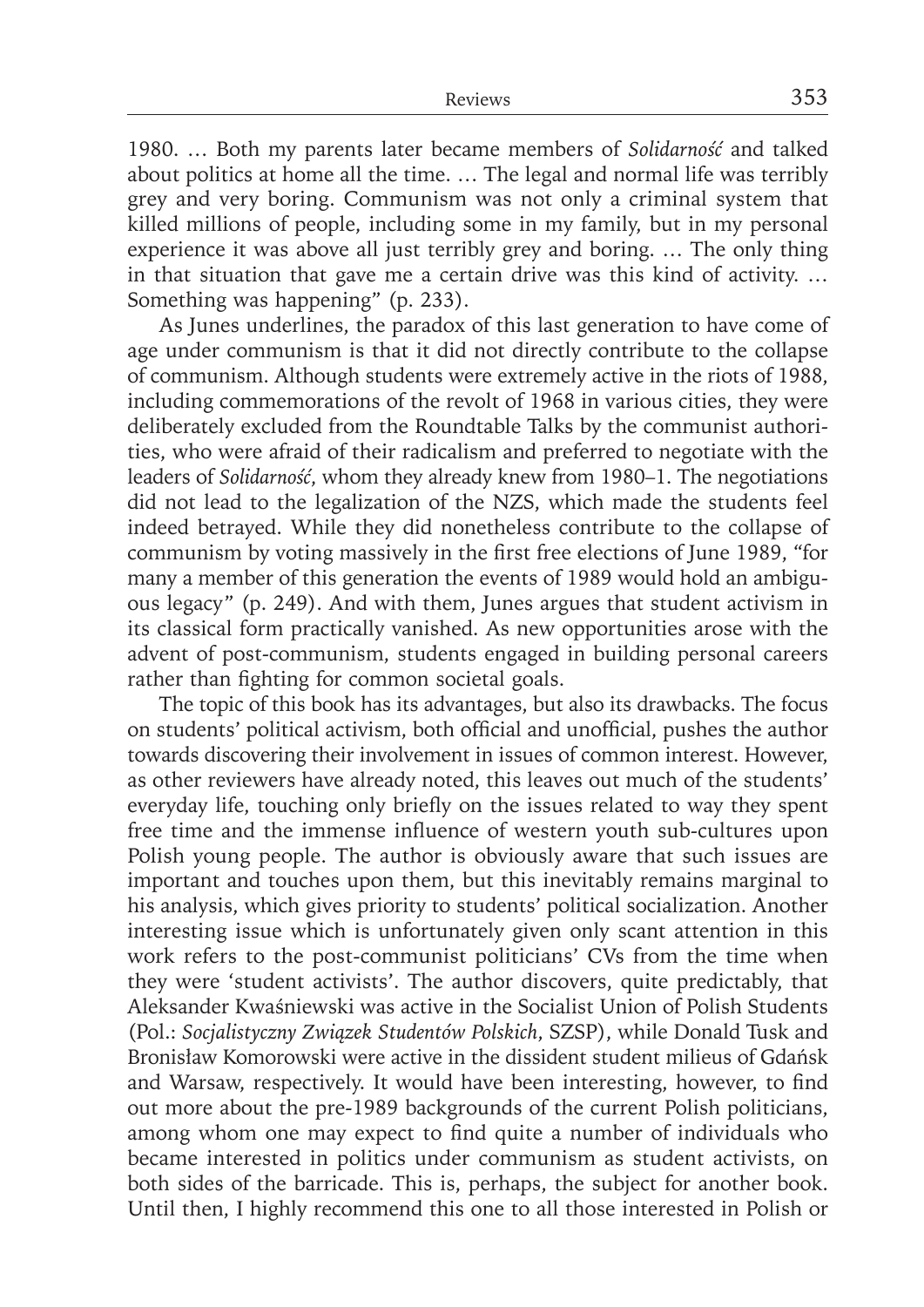1980. … Both my parents later became members of *Solidarność* and talked about politics at home all the time. … The legal and normal life was terribly grey and very boring. Communism was not only a criminal system that killed millions of people, including some in my family, but in my personal experience it was above all just terribly grey and boring. … The only thing in that situation that gave me a certain drive was this kind of activity. … Something was happening" (p. 233).

As Junes underlines, the paradox of this last generation to have come of age under communism is that it did not directly contribute to the collapse of communism. Although students were extremely active in the riots of 1988, including commemorations of the revolt of 1968 in various cities, they were deliberately excluded from the Roundtable Talks by the communist authorities, who were afraid of their radicalism and preferred to negotiate with the leaders of *Solidarność*, whom they already knew from 1980–1. The negotiations did not lead to the legalization of the NZS, which made the students feel indeed betrayed. While they did nonetheless contribute to the collapse of communism by voting massively in the first free elections of June 1989, "for many a member of this generation the events of 1989 would hold an ambiguous legacy" (p. 249). And with them, Junes argues that student activism in its classical form practically vanished. As new opportunities arose with the advent of post-communism, students engaged in building personal careers rather than fighting for common societal goals.

The topic of this book has its advantages, but also its drawbacks. The focus on students' political activism, both official and unofficial, pushes the author towards discovering their involvement in issues of common interest. However, as other reviewers have already noted, this leaves out much of the students' everyday life, touching only briefly on the issues related to way they spent free time and the immense influence of western youth sub-cultures upon Polish young people. The author is obviously aware that such issues are important and touches upon them, but this inevitably remains marginal to his analysis, which gives priority to students' political socialization. Another interesting issue which is unfortunately given only scant attention in this work refers to the post-communist politicians' CVs from the time when they were 'student activists'. The author discovers, quite predictably, that Aleksander Kwaśniewski was active in the Socialist Union of Polish Students (Pol.: *Socjalistyczny Związek Studentów Polskich*, SZSP), while Donald Tusk and Bronisław Komorowski were active in the dissident student milieus of Gdańsk and Warsaw, respectively. It would have been interesting, however, to find out more about the pre-1989 backgrounds of the current Polish politicians, among whom one may expect to find quite a number of individuals who became interested in politics under communism as student activists, on both sides of the barricade. This is, perhaps, the subject for another book. Until then, I highly recommend this one to all those interested in Polish or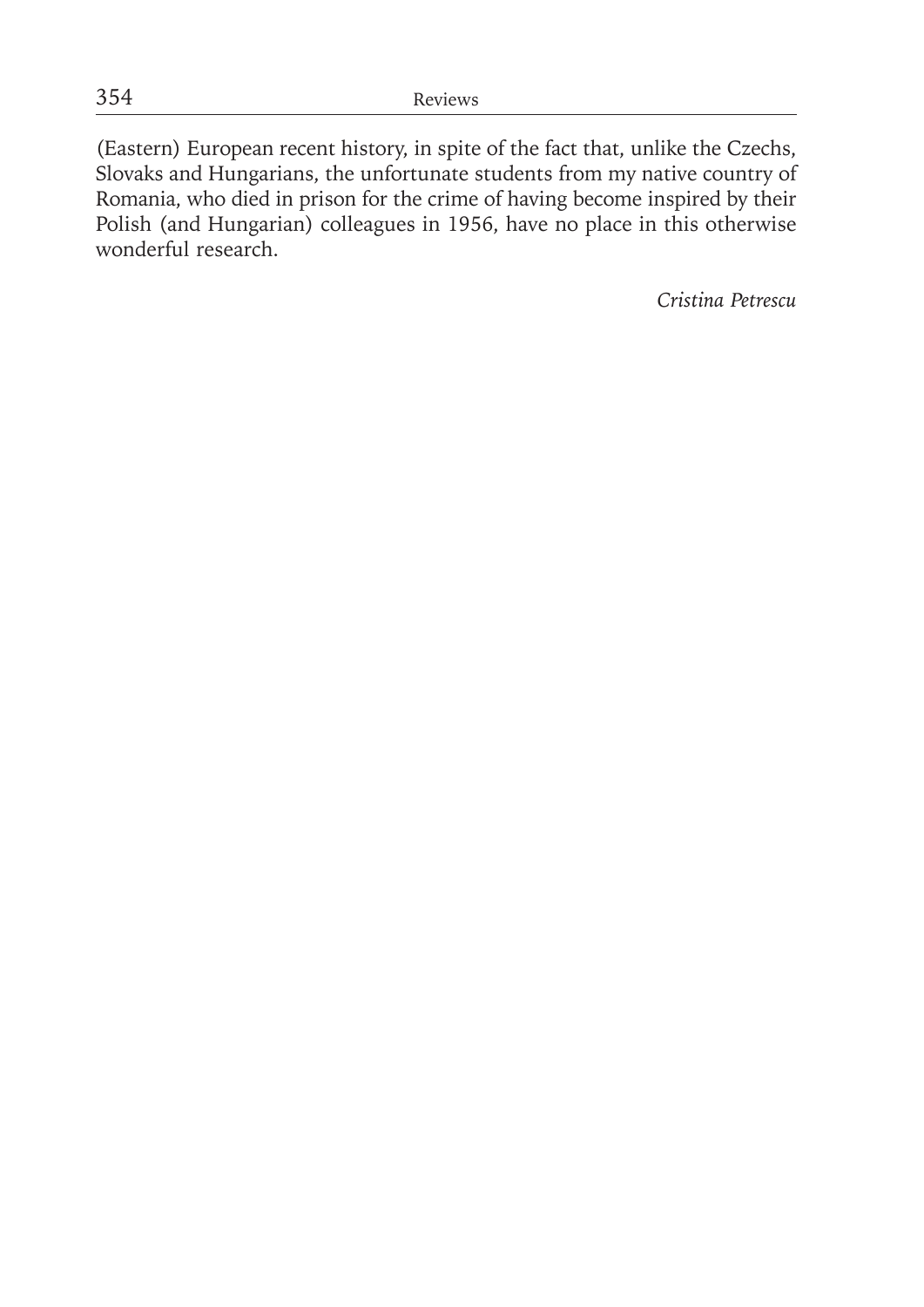(Eastern) European recent history, in spite of the fact that, unlike the Czechs, Slovaks and Hungarians, the unfortunate students from my native country of Romania, who died in prison for the crime of having become inspired by their Polish (and Hungarian) colleagues in 1956, have no place in this otherwise wonderful research.

*Cristina Petrescu*